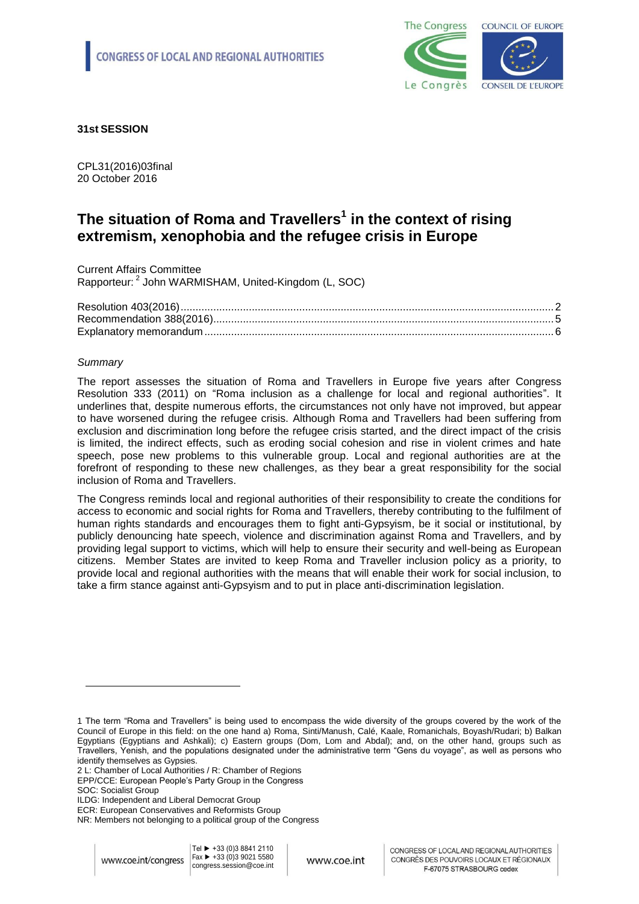CONGRESS OF LOCAL AND REGIONAL AUTHORITIES

**31st SESSION**

CPL31(2016)03final
20 October 2016

# The situation of Roma and Travellers[1] in the context of rising extremism, xenophobia and the refugee crisis in Europe

Current Affairs Committee
Rapporteur: [2] John WARMISHAM, United-Kingdom (L, SOC)

Resolution 403(2016) ... 2
Recommendation 388(2016) ... 5
Explanatory memorandum ... 6

*Summary*

The report assesses the situation of Roma and Travellers in Europe five years after Congress Resolution 333 (2011) on "Roma inclusion as a challenge for local and regional authorities". It underlines that, despite numerous efforts, the circumstances not only have not improved, but appear to have worsened during the refugee crisis. Although Roma and Travellers had been suffering from exclusion and discrimination long before the refugee crisis started, and the direct impact of the crisis is limited, the indirect effects, such as eroding social cohesion and rise in violent crimes and hate speech, pose new problems to this vulnerable group. Local and regional authorities are at the forefront of responding to these new challenges, as they bear a great responsibility for the social inclusion of Roma and Travellers.

The Congress reminds local and regional authorities of their responsibility to create the conditions for access to economic and social rights for Roma and Travellers, thereby contributing to the fulfilment of human rights standards and encourages them to fight anti-Gypsyism, be it social or institutional, by publicly denouncing hate speech, violence and discrimination against Roma and Travellers, and by providing legal support to victims, which will help to ensure their security and well-being as European citizens. Member States are invited to keep Roma and Traveller inclusion policy as a priority, to provide local and regional authorities with the means that will enable their work for social inclusion, to take a firm stance against anti-Gypsyism and to put in place anti-discrimination legislation.

---

1 The term "Roma and Travellers" is being used to encompass the wide diversity of the groups covered by the work of the Council of Europe in this field: on the one hand a) Roma, Sinti/Manush, Calé, Kaale, Romanichals, Boyash/Rudari; b) Balkan Egyptians (Egyptians and Ashkali); c) Eastern groups (Dom, Lom and Abdal); and, on the other hand, groups such as Travellers, Yenish, and the populations designated under the administrative term "Gens du voyage", as well as persons who identify themselves as Gypsies.

2 L: Chamber of Local Authorities / R: Chamber of Regions
EPP/CCE: European People's Party Group in the Congress
SOC: Socialist Group
ILDG: Independent and Liberal Democrat Group
ECR: European Conservatives and Reformists Group
NR: Members not belonging to a political group of the Congress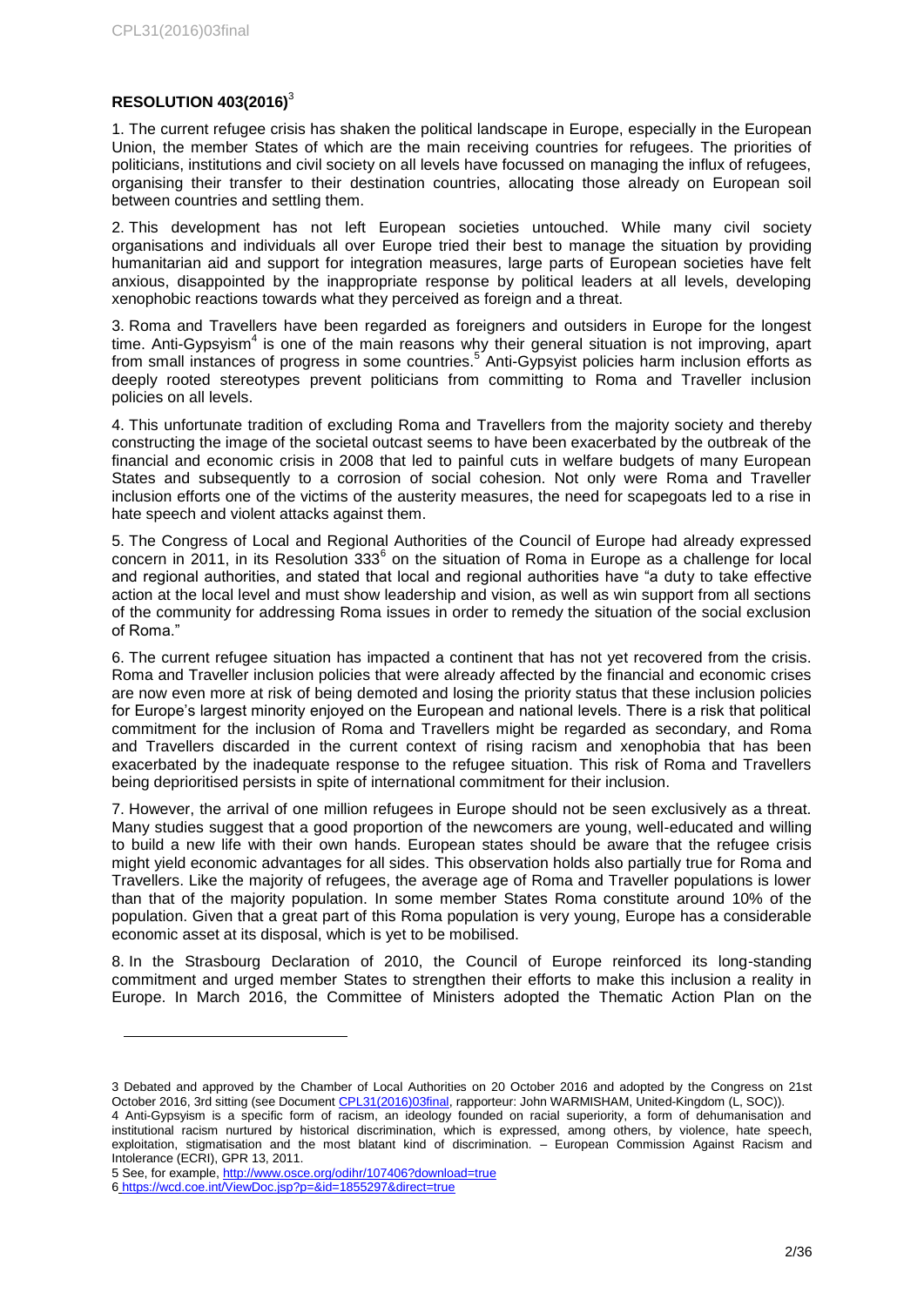**RESOLUTION 403(2016)**[3]

1. The current refugee crisis has shaken the political landscape in Europe, especially in the European Union, the member States of which are the main receiving countries for refugees. The priorities of politicians, institutions and civil society on all levels have focussed on managing the influx of refugees, organising their transfer to their destination countries, allocating those already on European soil between countries and settling them.

2. This development has not left European societies untouched. While many civil society organisations and individuals all over Europe tried their best to manage the situation by providing humanitarian aid and support for integration measures, large parts of European societies have felt anxious, disappointed by the inappropriate response by political leaders at all levels, developing xenophobic reactions towards what they perceived as foreign and a threat.

3. Roma and Travellers have been regarded as foreigners and outsiders in Europe for the longest time. Anti-Gypsyism[4] is one of the main reasons why their general situation is not improving, apart from small instances of progress in some countries.[5] Anti-Gypsyist policies harm inclusion efforts as deeply rooted stereotypes prevent politicians from committing to Roma and Traveller inclusion policies on all levels.

4. This unfortunate tradition of excluding Roma and Travellers from the majority society and thereby constructing the image of the societal outcast seems to have been exacerbated by the outbreak of the financial and economic crisis in 2008 that led to painful cuts in welfare budgets of many European States and subsequently to a corrosion of social cohesion. Not only were Roma and Traveller inclusion efforts one of the victims of the austerity measures, the need for scapegoats led to a rise in hate speech and violent attacks against them.

5. The Congress of Local and Regional Authorities of the Council of Europe had already expressed concern in 2011, in its Resolution 333[6] on the situation of Roma in Europe as a challenge for local and regional authorities, and stated that local and regional authorities have "a duty to take effective action at the local level and must show leadership and vision, as well as win support from all sections of the community for addressing Roma issues in order to remedy the situation of the social exclusion of Roma."

6. The current refugee situation has impacted a continent that has not yet recovered from the crisis. Roma and Traveller inclusion policies that were already affected by the financial and economic crises are now even more at risk of being demoted and losing the priority status that these inclusion policies for Europe's largest minority enjoyed on the European and national levels. There is a risk that political commitment for the inclusion of Roma and Travellers might be regarded as secondary, and Roma and Travellers discarded in the current context of rising racism and xenophobia that has been exacerbated by the inadequate response to the refugee situation. This risk of Roma and Travellers being deprioritised persists in spite of international commitment for their inclusion.

7. However, the arrival of one million refugees in Europe should not be seen exclusively as a threat. Many studies suggest that a good proportion of the newcomers are young, well-educated and willing to build a new life with their own hands. European states should be aware that the refugee crisis might yield economic advantages for all sides. This observation holds also partially true for Roma and Travellers. Like the majority of refugees, the average age of Roma and Traveller populations is lower than that of the majority population. In some member States Roma constitute around 10% of the population. Given that a great part of this Roma population is very young, Europe has a considerable economic asset at its disposal, which is yet to be mobilised.

8. In the Strasbourg Declaration of 2010, the Council of Europe reinforced its long-standing commitment and urged member States to strengthen their efforts to make this inclusion a reality in Europe. In March 2016, the Committee of Ministers adopted the Thematic Action Plan on the

---

3 Debated and approved by the Chamber of Local Authorities on 20 October 2016 and adopted by the Congress on 21st October 2016, 3rd sitting (see Document CPL31(2016)03final, rapporteur: John WARMISHAM, United-Kingdom (L, SOC)).

4 Anti-Gypsyism is a specific form of racism, an ideology founded on racial superiority, a form of dehumanisation and institutional racism nurtured by historical discrimination, which is expressed, among others, by violence, hate speech, exploitation, stigmatisation and the most blatant kind of discrimination. – European Commission Against Racism and Intolerance (ECRI), GPR 13, 2011.

5 See, for example, http://www.osce.org/odihr/107406?download=true

6 https://wcd.coe.int/ViewDoc.jsp?p=&id=1855297&direct=true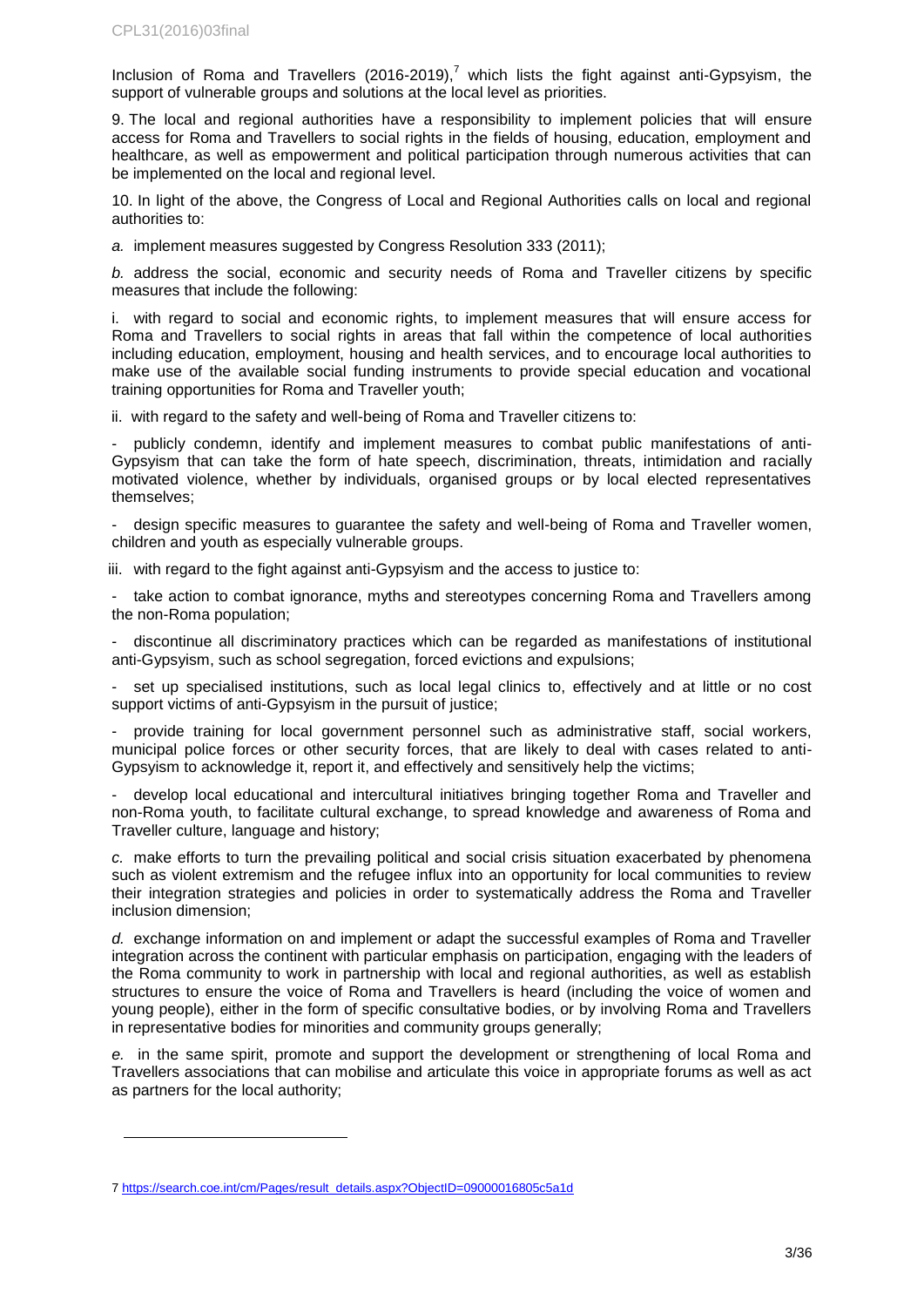Inclusion of Roma and Travellers (2016-2019),[7] which lists the fight against anti-Gypsyism, the support of vulnerable groups and solutions at the local level as priorities.

9. The local and regional authorities have a responsibility to implement policies that will ensure access for Roma and Travellers to social rights in the fields of housing, education, employment and healthcare, as well as empowerment and political participation through numerous activities that can be implemented on the local and regional level.

10. In light of the above, the Congress of Local and Regional Authorities calls on local and regional authorities to:

*a.* implement measures suggested by Congress Resolution 333 (2011);

*b.* address the social, economic and security needs of Roma and Traveller citizens by specific measures that include the following:

i. with regard to social and economic rights, to implement measures that will ensure access for Roma and Travellers to social rights in areas that fall within the competence of local authorities including education, employment, housing and health services, and to encourage local authorities to make use of the available social funding instruments to provide special education and vocational training opportunities for Roma and Traveller youth;

ii. with regard to the safety and well-being of Roma and Traveller citizens to:

- publicly condemn, identify and implement measures to combat public manifestations of anti-Gypsyism that can take the form of hate speech, discrimination, threats, intimidation and racially motivated violence, whether by individuals, organised groups or by local elected representatives themselves;

- design specific measures to guarantee the safety and well-being of Roma and Traveller women, children and youth as especially vulnerable groups.

iii. with regard to the fight against anti-Gypsyism and the access to justice to:

- take action to combat ignorance, myths and stereotypes concerning Roma and Travellers among the non-Roma population;

- discontinue all discriminatory practices which can be regarded as manifestations of institutional anti-Gypsyism, such as school segregation, forced evictions and expulsions;

- set up specialised institutions, such as local legal clinics to, effectively and at little or no cost support victims of anti-Gypsyism in the pursuit of justice;

- provide training for local government personnel such as administrative staff, social workers, municipal police forces or other security forces, that are likely to deal with cases related to anti-Gypsyism to acknowledge it, report it, and effectively and sensitively help the victims;

- develop local educational and intercultural initiatives bringing together Roma and Traveller and non-Roma youth, to facilitate cultural exchange, to spread knowledge and awareness of Roma and Traveller culture, language and history;

*c.* make efforts to turn the prevailing political and social crisis situation exacerbated by phenomena such as violent extremism and the refugee influx into an opportunity for local communities to review their integration strategies and policies in order to systematically address the Roma and Traveller inclusion dimension;

*d.* exchange information on and implement or adapt the successful examples of Roma and Traveller integration across the continent with particular emphasis on participation, engaging with the leaders of the Roma community to work in partnership with local and regional authorities, as well as establish structures to ensure the voice of Roma and Travellers is heard (including the voice of women and young people), either in the form of specific consultative bodies, or by involving Roma and Travellers in representative bodies for minorities and community groups generally;

*e.* in the same spirit, promote and support the development or strengthening of local Roma and Travellers associations that can mobilise and articulate this voice in appropriate forums as well as act as partners for the local authority;

---

7 https://search.coe.int/cm/Pages/result_details.aspx?ObjectID=09000016805c5a1d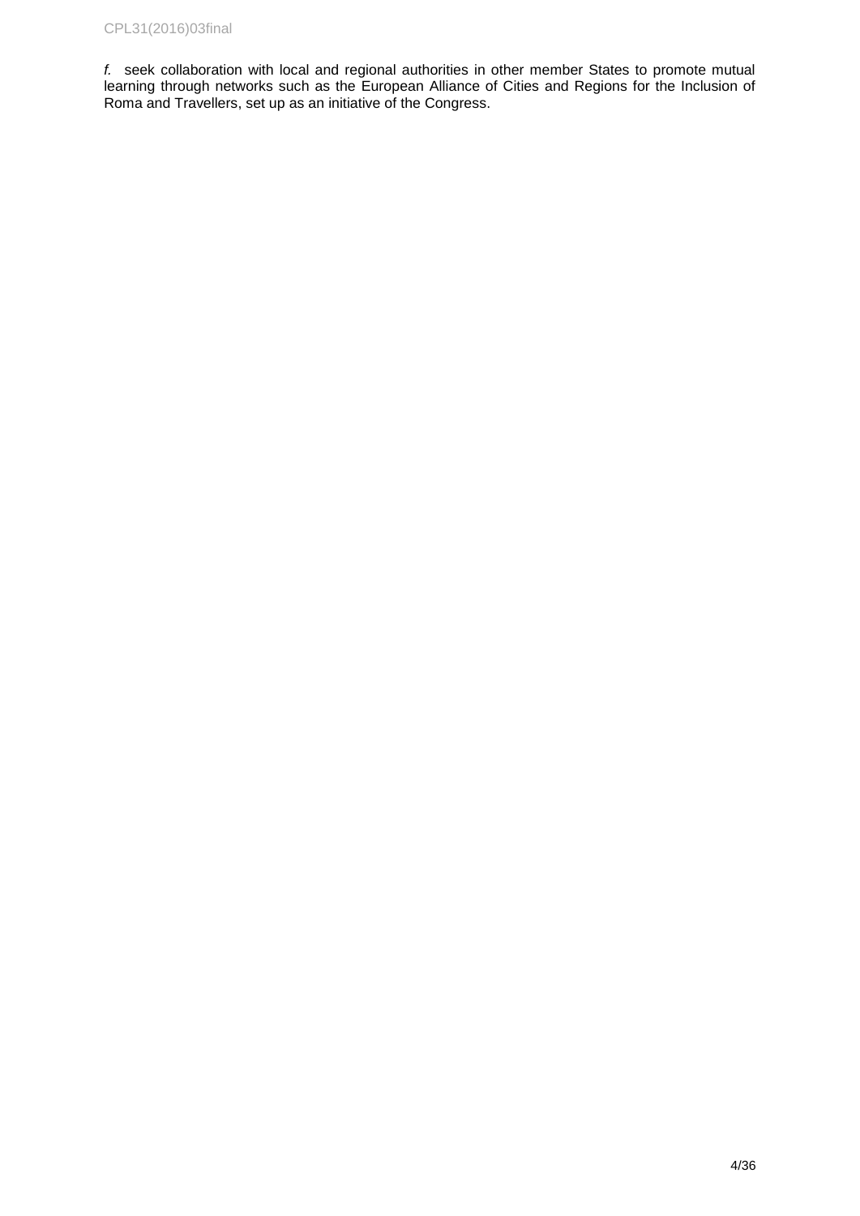*f.* seek collaboration with local and regional authorities in other member States to promote mutual learning through networks such as the European Alliance of Cities and Regions for the Inclusion of Roma and Travellers, set up as an initiative of the Congress.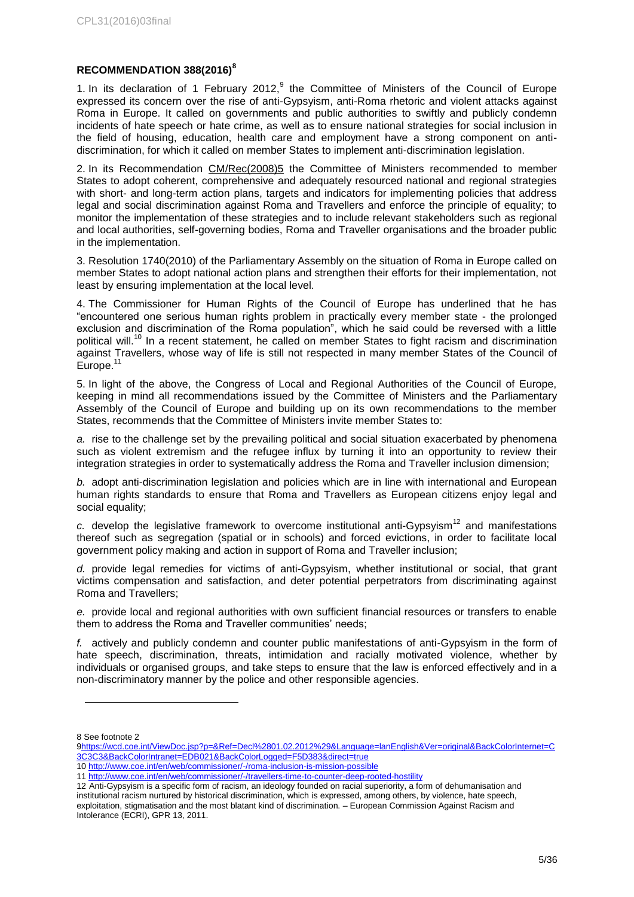## RECOMMENDATION 388(2016)[8]

1. In its declaration of 1 February 2012,[9] the Committee of Ministers of the Council of Europe expressed its concern over the rise of anti-Gypsyism, anti-Roma rhetoric and violent attacks against Roma in Europe. It called on governments and public authorities to swiftly and publicly condemn incidents of hate speech or hate crime, as well as to ensure national strategies for social inclusion in the field of housing, education, health care and employment have a strong component on anti-discrimination, for which it called on member States to implement anti-discrimination legislation.

2. In its Recommendation CM/Rec(2008)5 the Committee of Ministers recommended to member States to adopt coherent, comprehensive and adequately resourced national and regional strategies with short- and long-term action plans, targets and indicators for implementing policies that address legal and social discrimination against Roma and Travellers and enforce the principle of equality; to monitor the implementation of these strategies and to include relevant stakeholders such as regional and local authorities, self-governing bodies, Roma and Traveller organisations and the broader public in the implementation.

3. Resolution 1740(2010) of the Parliamentary Assembly on the situation of Roma in Europe called on member States to adopt national action plans and strengthen their efforts for their implementation, not least by ensuring implementation at the local level.

4. The Commissioner for Human Rights of the Council of Europe has underlined that he has "encountered one serious human rights problem in practically every member state - the prolonged exclusion and discrimination of the Roma population", which he said could be reversed with a little political will.[10] In a recent statement, he called on member States to fight racism and discrimination against Travellers, whose way of life is still not respected in many member States of the Council of Europe.[11]

5. In light of the above, the Congress of Local and Regional Authorities of the Council of Europe, keeping in mind all recommendations issued by the Committee of Ministers and the Parliamentary Assembly of the Council of Europe and building up on its own recommendations to the member States, recommends that the Committee of Ministers invite member States to:

*a.* rise to the challenge set by the prevailing political and social situation exacerbated by phenomena such as violent extremism and the refugee influx by turning it into an opportunity to review their integration strategies in order to systematically address the Roma and Traveller inclusion dimension;

*b.* adopt anti-discrimination legislation and policies which are in line with international and European human rights standards to ensure that Roma and Travellers as European citizens enjoy legal and social equality;

*c.* develop the legislative framework to overcome institutional anti-Gypsyism[12] and manifestations thereof such as segregation (spatial or in schools) and forced evictions, in order to facilitate local government policy making and action in support of Roma and Traveller inclusion;

*d.* provide legal remedies for victims of anti-Gypsyism, whether institutional or social, that grant victims compensation and satisfaction, and deter potential perpetrators from discriminating against Roma and Travellers;

*e.* provide local and regional authorities with own sufficient financial resources or transfers to enable them to address the Roma and Traveller communities' needs;

*f.* actively and publicly condemn and counter public manifestations of anti-Gypsyism in the form of hate speech, discrimination, threats, intimidation and racially motivated violence, whether by individuals or organised groups, and take steps to ensure that the law is enforced effectively and in a non-discriminatory manner by the police and other responsible agencies.

---

8 See footnote 2

9 https://wcd.coe.int/ViewDoc.jsp?p=&Ref=Decl%2801.02.2012%29&Language=lanEnglish&Ver=original&BackColorInternet=C3C3C3&BackColorIntranet=EDB021&BackColorLogged=F5D383&direct=true

10 http://www.coe.int/en/web/commissioner/-/roma-inclusion-is-mission-possible

11 http://www.coe.int/en/web/commissioner/-/travellers-time-to-counter-deep-rooted-hostility

12 Anti-Gypsyism is a specific form of racism, an ideology founded on racial superiority, a form of dehumanisation and institutional racism nurtured by historical discrimination, which is expressed, among others, by violence, hate speech, exploitation, stigmatisation and the most blatant kind of discrimination. – European Commission Against Racism and Intolerance (ECRI), GPR 13, 2011.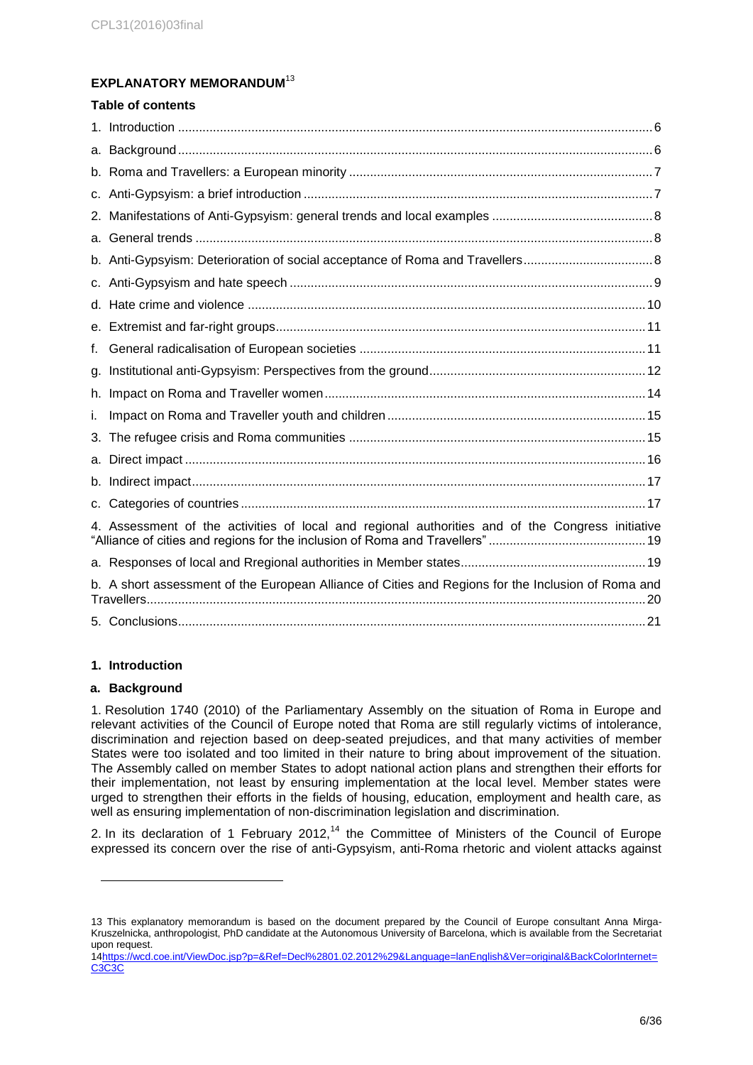## EXPLANATORY MEMORANDUM[13]

### Table of contents

1. Introduction ...... 6
a. Background ...... 6
b. Roma and Travellers: a European minority ...... 7
c. Anti-Gypsyism: a brief introduction ...... 7
2. Manifestations of Anti-Gypsyism: general trends and local examples ...... 8
a. General trends ...... 8
b. Anti-Gypsyism: Deterioration of social acceptance of Roma and Travellers ...... 8
c. Anti-Gypsyism and hate speech ...... 9
d. Hate crime and violence ...... 10
e. Extremist and far-right groups ...... 11
f. General radicalisation of European societies ...... 11
g. Institutional anti-Gypsyism: Perspectives from the ground ...... 12
h. Impact on Roma and Traveller women ...... 14
i. Impact on Roma and Traveller youth and children ...... 15
3. The refugee crisis and Roma communities ...... 15
a. Direct impact ...... 16
b. Indirect impact ...... 17
c. Categories of countries ...... 17
4. Assessment of the activities of local and regional authorities and of the Congress initiative "Alliance of cities and regions for the inclusion of Roma and Travellers" ...... 19
a. Responses of local and Rregional authorities in Member states ...... 19
b. A short assessment of the European Alliance of Cities and Regions for the Inclusion of Roma and Travellers ...... 20
5. Conclusions ...... 21

## 1. Introduction

### a. Background

1. Resolution 1740 (2010) of the Parliamentary Assembly on the situation of Roma in Europe and relevant activities of the Council of Europe noted that Roma are still regularly victims of intolerance, discrimination and rejection based on deep-seated prejudices, and that many activities of member States were too isolated and too limited in their nature to bring about improvement of the situation. The Assembly called on member States to adopt national action plans and strengthen their efforts for their implementation, not least by ensuring implementation at the local level. Member states were urged to strengthen their efforts in the fields of housing, education, employment and health care, as well as ensuring implementation of non-discrimination legislation and discrimination.

2. In its declaration of 1 February 2012,[14] the Committee of Ministers of the Council of Europe expressed its concern over the rise of anti-Gypsyism, anti-Roma rhetoric and violent attacks against

---

13 This explanatory memorandum is based on the document prepared by the Council of Europe consultant Anna Mirga-Kruszelnicka, anthropologist, PhD candidate at the Autonomous University of Barcelona, which is available from the Secretariat upon request.

14 https://wcd.coe.int/ViewDoc.jsp?p=&Ref=Decl%2801.02.2012%29&Language=lanEnglish&Ver=original&BackColorInternet=C3C3C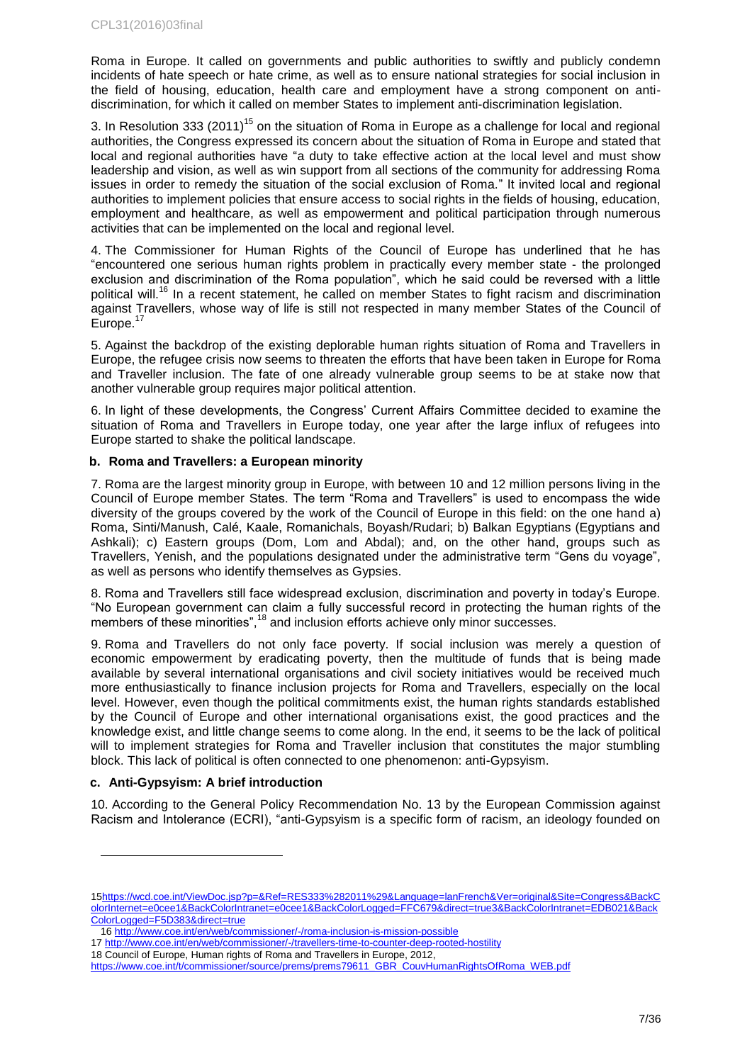Roma in Europe. It called on governments and public authorities to swiftly and publicly condemn incidents of hate speech or hate crime, as well as to ensure national strategies for social inclusion in the field of housing, education, health care and employment have a strong component on anti-discrimination, for which it called on member States to implement anti-discrimination legislation.

3. In Resolution 333 (2011)[15] on the situation of Roma in Europe as a challenge for local and regional authorities, the Congress expressed its concern about the situation of Roma in Europe and stated that local and regional authorities have "a duty to take effective action at the local level and must show leadership and vision, as well as win support from all sections of the community for addressing Roma issues in order to remedy the situation of the social exclusion of Roma." It invited local and regional authorities to implement policies that ensure access to social rights in the fields of housing, education, employment and healthcare, as well as empowerment and political participation through numerous activities that can be implemented on the local and regional level.

4. The Commissioner for Human Rights of the Council of Europe has underlined that he has "encountered one serious human rights problem in practically every member state - the prolonged exclusion and discrimination of the Roma population", which he said could be reversed with a little political will.[16] In a recent statement, he called on member States to fight racism and discrimination against Travellers, whose way of life is still not respected in many member States of the Council of Europe.[17]

5. Against the backdrop of the existing deplorable human rights situation of Roma and Travellers in Europe, the refugee crisis now seems to threaten the efforts that have been taken in Europe for Roma and Traveller inclusion. The fate of one already vulnerable group seems to be at stake now that another vulnerable group requires major political attention.

6. In light of these developments, the Congress' Current Affairs Committee decided to examine the situation of Roma and Travellers in Europe today, one year after the large influx of refugees into Europe started to shake the political landscape.

### b. Roma and Travellers: a European minority

7. Roma are the largest minority group in Europe, with between 10 and 12 million persons living in the Council of Europe member States. The term "Roma and Travellers" is used to encompass the wide diversity of the groups covered by the work of the Council of Europe in this field: on the one hand a) Roma, Sinti/Manush, Calé, Kaale, Romanichals, Boyash/Rudari; b) Balkan Egyptians (Egyptians and Ashkali); c) Eastern groups (Dom, Lom and Abdal); and, on the other hand, groups such as Travellers, Yenish, and the populations designated under the administrative term "Gens du voyage", as well as persons who identify themselves as Gypsies.

8. Roma and Travellers still face widespread exclusion, discrimination and poverty in today's Europe. "No European government can claim a fully successful record in protecting the human rights of the members of these minorities",[18] and inclusion efforts achieve only minor successes.

9. Roma and Travellers do not only face poverty. If social inclusion was merely a question of economic empowerment by eradicating poverty, then the multitude of funds that is being made available by several international organisations and civil society initiatives would be received much more enthusiastically to finance inclusion projects for Roma and Travellers, especially on the local level. However, even though the political commitments exist, the human rights standards established by the Council of Europe and other international organisations exist, the good practices and the knowledge exist, and little change seems to come along. In the end, it seems to be the lack of political will to implement strategies for Roma and Traveller inclusion that constitutes the major stumbling block. This lack of political is often connected to one phenomenon: anti-Gypsyism.

### c. Anti-Gypsyism: A brief introduction

10. According to the General Policy Recommendation No. 13 by the European Commission against Racism and Intolerance (ECRI), "anti-Gypsyism is a specific form of racism, an ideology founded on

---

15 https://wcd.coe.int/ViewDoc.jsp?p=&Ref=RES333%282011%29&Language=lanFrench&Ver=original&Site=Congress&BackColorInternet=e0cee1&BackColorIntranet=e0cee1&BackColorLogged=FFC679&direct=true3&BackColorIntranet=EDB021&BackColorLogged=F5D383&direct=true

16 http://www.coe.int/en/web/commissioner/-/roma-inclusion-is-mission-possible

17 http://www.coe.int/en/web/commissioner/-/travellers-time-to-counter-deep-rooted-hostility

18 Council of Europe, Human rights of Roma and Travellers in Europe, 2012, https://www.coe.int/t/commissioner/source/prems/prems79611_GBR_CouvHumanRightsOfRoma_WEB.pdf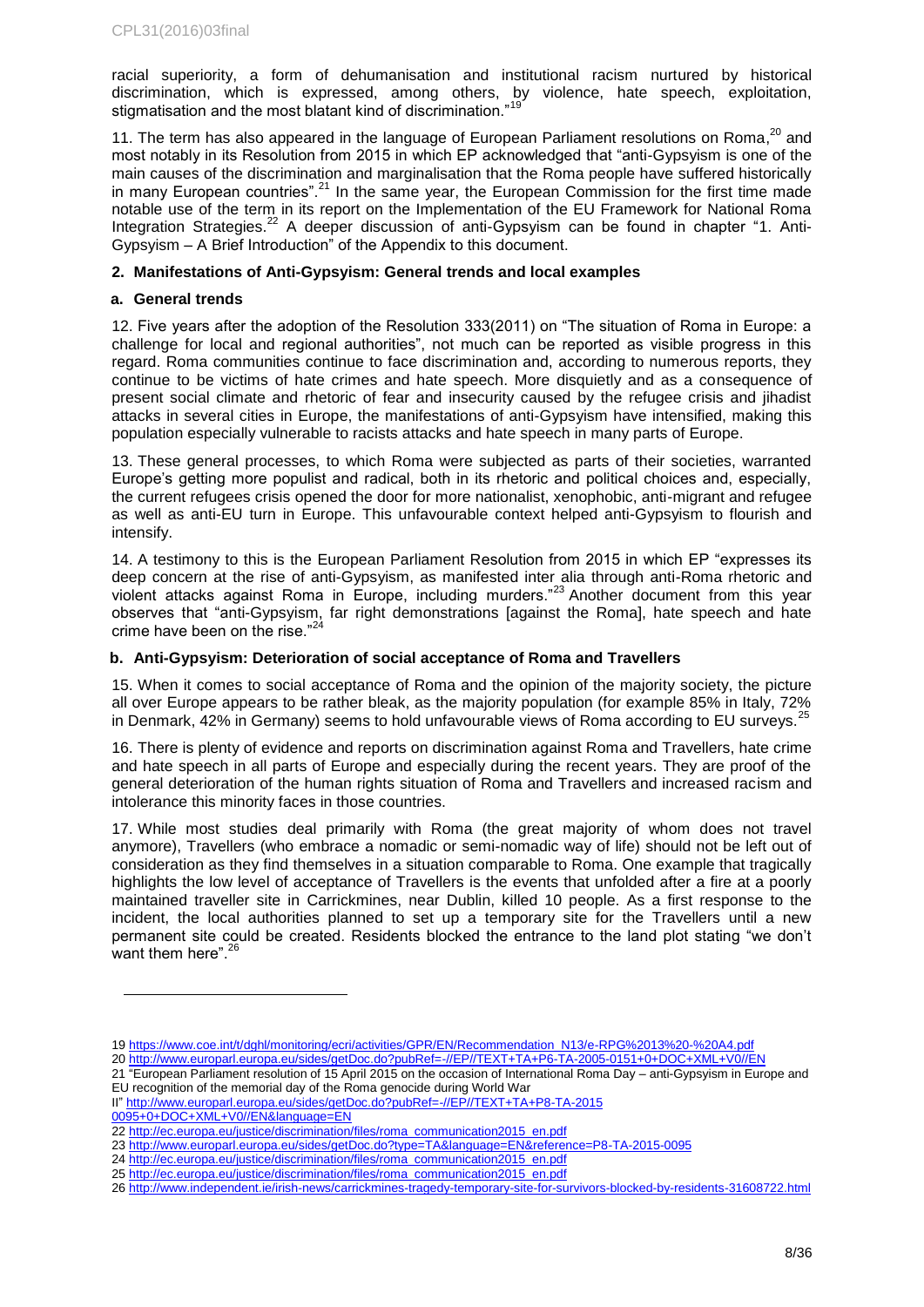racial superiority, a form of dehumanisation and institutional racism nurtured by historical discrimination, which is expressed, among others, by violence, hate speech, exploitation, stigmatisation and the most blatant kind of discrimination."[19]

11. The term has also appeared in the language of European Parliament resolutions on Roma,[20] and most notably in its Resolution from 2015 in which EP acknowledged that "anti-Gypsyism is one of the main causes of the discrimination and marginalisation that the Roma people have suffered historically in many European countries".[21] In the same year, the European Commission for the first time made notable use of the term in its report on the Implementation of the EU Framework for National Roma Integration Strategies.[22] A deeper discussion of anti-Gypsyism can be found in chapter "1. Anti-Gypsyism – A Brief Introduction" of the Appendix to this document.

## 2. Manifestations of Anti-Gypsyism: General trends and local examples

### a. General trends

12. Five years after the adoption of the Resolution 333(2011) on "The situation of Roma in Europe: a challenge for local and regional authorities", not much can be reported as visible progress in this regard. Roma communities continue to face discrimination and, according to numerous reports, they continue to be victims of hate crimes and hate speech. More disquietly and as a consequence of present social climate and rhetoric of fear and insecurity caused by the refugee crisis and jihadist attacks in several cities in Europe, the manifestations of anti-Gypsyism have intensified, making this population especially vulnerable to racists attacks and hate speech in many parts of Europe.

13. These general processes, to which Roma were subjected as parts of their societies, warranted Europe's getting more populist and radical, both in its rhetoric and political choices and, especially, the current refugees crisis opened the door for more nationalist, xenophobic, anti-migrant and refugee as well as anti-EU turn in Europe. This unfavourable context helped anti-Gypsyism to flourish and intensify.

14. A testimony to this is the European Parliament Resolution from 2015 in which EP "expresses its deep concern at the rise of anti-Gypsyism, as manifested inter alia through anti-Roma rhetoric and violent attacks against Roma in Europe, including murders."[23] Another document from this year observes that "anti-Gypsyism, far right demonstrations [against the Roma], hate speech and hate crime have been on the rise."[24]

### b. Anti-Gypsyism: Deterioration of social acceptance of Roma and Travellers

15. When it comes to social acceptance of Roma and the opinion of the majority society, the picture all over Europe appears to be rather bleak, as the majority population (for example 85% in Italy, 72% in Denmark, 42% in Germany) seems to hold unfavourable views of Roma according to EU surveys.[25]

16. There is plenty of evidence and reports on discrimination against Roma and Travellers, hate crime and hate speech in all parts of Europe and especially during the recent years. They are proof of the general deterioration of the human rights situation of Roma and Travellers and increased racism and intolerance this minority faces in those countries.

17. While most studies deal primarily with Roma (the great majority of whom does not travel anymore), Travellers (who embrace a nomadic or semi-nomadic way of life) should not be left out of consideration as they find themselves in a situation comparable to Roma. One example that tragically highlights the low level of acceptance of Travellers is the events that unfolded after a fire at a poorly maintained traveller site in Carrickmines, near Dublin, killed 10 people. As a first response to the incident, the local authorities planned to set up a temporary site for the Travellers until a new permanent site could be created. Residents blocked the entrance to the land plot stating "we don't want them here".[26]

---

19 https://www.coe.int/t/dghl/monitoring/ecri/activities/GPR/EN/Recommendation_N13/e-RPG%2013%20-%20A4.pdf

20 http://www.europarl.europa.eu/sides/getDoc.do?pubRef=-//EP//TEXT+TA+P6-TA-2005-0151+0+DOC+XML+V0//EN

21 "European Parliament resolution of 15 April 2015 on the occasion of International Roma Day – anti-Gypsyism in Europe and EU recognition of the memorial day of the Roma genocide during World War II" http://www.europarl.europa.eu/sides/getDoc.do?pubRef=-//EP//TEXT+TA+P8-TA-2015 0095+0+DOC+XML+V0//EN&language=EN

22 http://ec.europa.eu/justice/discrimination/files/roma_communication2015_en.pdf

23 http://www.europarl.europa.eu/sides/getDoc.do?type=TA&language=EN&reference=P8-TA-2015-0095

24 http://ec.europa.eu/justice/discrimination/files/roma_communication2015_en.pdf

25 http://ec.europa.eu/justice/discrimination/files/roma_communication2015_en.pdf

26 http://www.independent.ie/irish-news/carrickmines-tragedy-temporary-site-for-survivors-blocked-by-residents-31608722.html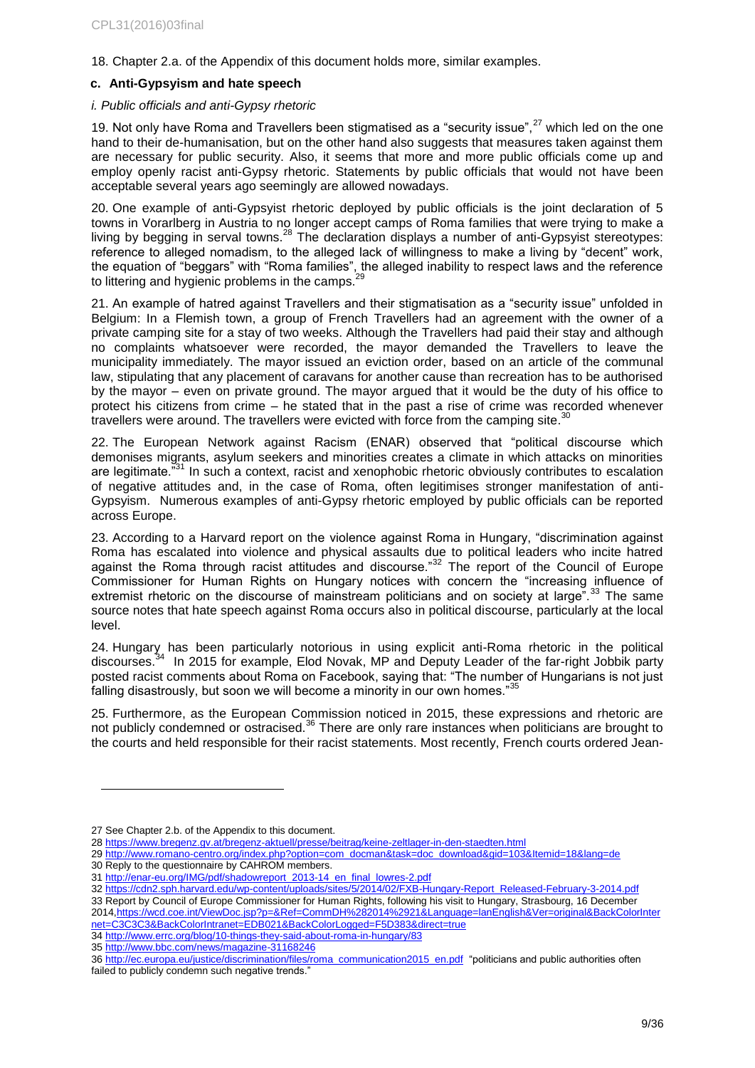18. Chapter 2.a. of the Appendix of this document holds more, similar examples.

### c. Anti-Gypsyism and hate speech

*i. Public officials and anti-Gypsy rhetoric*

19. Not only have Roma and Travellers been stigmatised as a "security issue",[27] which led on the one hand to their de-humanisation, but on the other hand also suggests that measures taken against them are necessary for public security. Also, it seems that more and more public officials come up and employ openly racist anti-Gypsy rhetoric. Statements by public officials that would not have been acceptable several years ago seemingly are allowed nowadays.

20. One example of anti-Gypsyist rhetoric deployed by public officials is the joint declaration of 5 towns in Vorarlberg in Austria to no longer accept camps of Roma families that were trying to make a living by begging in serval towns.[28] The declaration displays a number of anti-Gypsyist stereotypes: reference to alleged nomadism, to the alleged lack of willingness to make a living by "decent" work, the equation of "beggars" with "Roma families", the alleged inability to respect laws and the reference to littering and hygienic problems in the camps.[29]

21. An example of hatred against Travellers and their stigmatisation as a "security issue" unfolded in Belgium: In a Flemish town, a group of French Travellers had an agreement with the owner of a private camping site for a stay of two weeks. Although the Travellers had paid their stay and although no complaints whatsoever were recorded, the mayor demanded the Travellers to leave the municipality immediately. The mayor issued an eviction order, based on an article of the communal law, stipulating that any placement of caravans for another cause than recreation has to be authorised by the mayor – even on private ground. The mayor argued that it would be the duty of his office to protect his citizens from crime – he stated that in the past a rise of crime was recorded whenever travellers were around. The travellers were evicted with force from the camping site.[30]

22. The European Network against Racism (ENAR) observed that "political discourse which demonises migrants, asylum seekers and minorities creates a climate in which attacks on minorities are legitimate."[31] In such a context, racist and xenophobic rhetoric obviously contributes to escalation of negative attitudes and, in the case of Roma, often legitimises stronger manifestation of anti-Gypsyism. Numerous examples of anti-Gypsy rhetoric employed by public officials can be reported across Europe.

23. According to a Harvard report on the violence against Roma in Hungary, "discrimination against Roma has escalated into violence and physical assaults due to political leaders who incite hatred against the Roma through racist attitudes and discourse."[32] The report of the Council of Europe Commissioner for Human Rights on Hungary notices with concern the "increasing influence of extremist rhetoric on the discourse of mainstream politicians and on society at large".[33] The same source notes that hate speech against Roma occurs also in political discourse, particularly at the local level.

24. Hungary has been particularly notorious in using explicit anti-Roma rhetoric in the political discourses.[34] In 2015 for example, Elod Novak, MP and Deputy Leader of the far-right Jobbik party posted racist comments about Roma on Facebook, saying that: "The number of Hungarians is not just falling disastrously, but soon we will become a minority in our own homes."[35]

25. Furthermore, as the European Commission noticed in 2015, these expressions and rhetoric are not publicly condemned or ostracised.[36] There are only rare instances when politicians are brought to the courts and held responsible for their racist statements. Most recently, French courts ordered Jean-

---

27 See Chapter 2.b. of the Appendix to this document.

28 https://www.bregenz.gv.at/bregenz-aktuell/presse/beitrag/keine-zeltlager-in-den-staedten.html

29 http://www.romano-centro.org/index.php?option=com_docman&task=doc_download&gid=103&Itemid=18&lang=de

30 Reply to the questionnaire by CAHROM members.

31 http://enar-eu.org/IMG/pdf/shadowreport_2013-14_en_final_lowres-2.pdf

32 https://cdn2.sph.harvard.edu/wp-content/uploads/sites/5/2014/02/FXB-Hungary-Report_Released-February-3-2014.pdf

33 Report by Council of Europe Commissioner for Human Rights, following his visit to Hungary, Strasbourg, 16 December 2014,https://wcd.coe.int/ViewDoc.jsp?p=&Ref=CommDH%282014%2921&Language=lanEnglish&Ver=original&BackColorInternet=C3C3C3&BackColorIntranet=EDB021&BackColorLogged=F5D383&direct=true

34 http://www.errc.org/blog/10-things-they-said-about-roma-in-hungary/83

35 http://www.bbc.com/news/magazine-31168246

36 http://ec.europa.eu/justice/discrimination/files/roma_communication2015_en.pdf "politicians and public authorities often failed to publicly condemn such negative trends."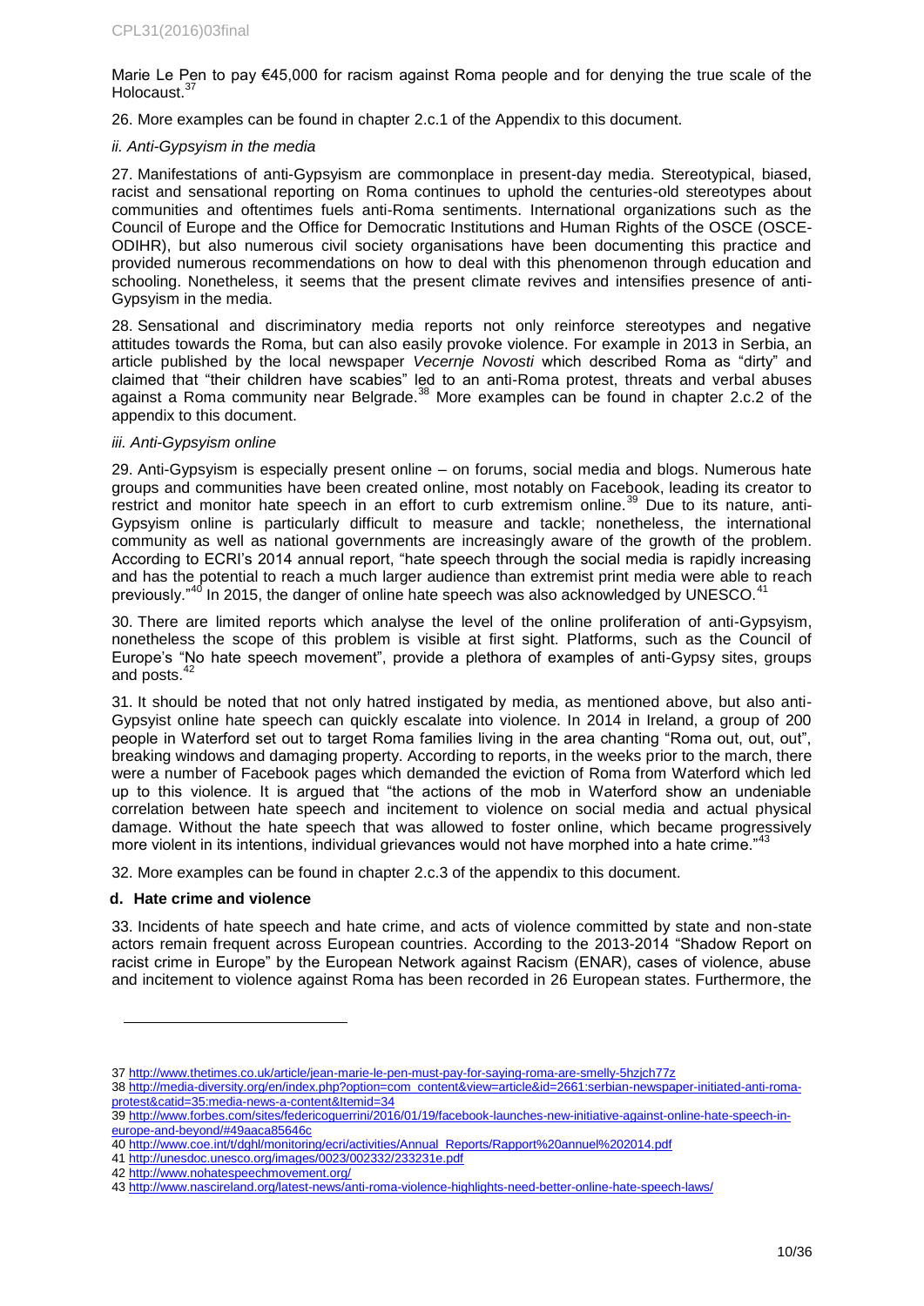Marie Le Pen to pay €45,000 for racism against Roma people and for denying the true scale of the Holocaust.[37]

26. More examples can be found in chapter 2.c.1 of the Appendix to this document.

*ii. Anti-Gypsyism in the media*

27. Manifestations of anti-Gypsyism are commonplace in present-day media. Stereotypical, biased, racist and sensational reporting on Roma continues to uphold the centuries-old stereotypes about communities and oftentimes fuels anti-Roma sentiments. International organizations such as the Council of Europe and the Office for Democratic Institutions and Human Rights of the OSCE (OSCE-ODIHR), but also numerous civil society organisations have been documenting this practice and provided numerous recommendations on how to deal with this phenomenon through education and schooling. Nonetheless, it seems that the present climate revives and intensifies presence of anti-Gypsyism in the media.

28. Sensational and discriminatory media reports not only reinforce stereotypes and negative attitudes towards the Roma, but can also easily provoke violence. For example in 2013 in Serbia, an article published by the local newspaper *Vecernje Novosti* which described Roma as "dirty" and claimed that "their children have scabies" led to an anti-Roma protest, threats and verbal abuses against a Roma community near Belgrade.[38] More examples can be found in chapter 2.c.2 of the appendix to this document.

*iii. Anti-Gypsyism online*

29. Anti-Gypsyism is especially present online – on forums, social media and blogs. Numerous hate groups and communities have been created online, most notably on Facebook, leading its creator to restrict and monitor hate speech in an effort to curb extremism online.[39] Due to its nature, anti-Gypsyism online is particularly difficult to measure and tackle; nonetheless, the international community as well as national governments are increasingly aware of the growth of the problem. According to ECRI's 2014 annual report, "hate speech through the social media is rapidly increasing and has the potential to reach a much larger audience than extremist print media were able to reach previously."[40] In 2015, the danger of online hate speech was also acknowledged by UNESCO.[41]

30. There are limited reports which analyse the level of the online proliferation of anti-Gypsyism, nonetheless the scope of this problem is visible at first sight. Platforms, such as the Council of Europe's "No hate speech movement", provide a plethora of examples of anti-Gypsy sites, groups and posts.[42]

31. It should be noted that not only hatred instigated by media, as mentioned above, but also anti-Gypsyist online hate speech can quickly escalate into violence. In 2014 in Ireland, a group of 200 people in Waterford set out to target Roma families living in the area chanting "Roma out, out, out", breaking windows and damaging property. According to reports, in the weeks prior to the march, there were a number of Facebook pages which demanded the eviction of Roma from Waterford which led up to this violence. It is argued that "the actions of the mob in Waterford show an undeniable correlation between hate speech and incitement to violence on social media and actual physical damage. Without the hate speech that was allowed to foster online, which became progressively more violent in its intentions, individual grievances would not have morphed into a hate crime."[43]

32. More examples can be found in chapter 2.c.3 of the appendix to this document.

### d. Hate crime and violence

33. Incidents of hate speech and hate crime, and acts of violence committed by state and non-state actors remain frequent across European countries. According to the 2013-2014 "Shadow Report on racist crime in Europe" by the European Network against Racism (ENAR), cases of violence, abuse and incitement to violence against Roma has been recorded in 26 European states. Furthermore, the

---

37 http://www.thetimes.co.uk/article/jean-marie-le-pen-must-pay-for-saying-roma-are-smelly-5hzjch77z

38 http://media-diversity.org/en/index.php?option=com_content&view=article&id=2661:serbian-newspaper-initiated-anti-roma-protest&catid=35:media-news-a-content&Itemid=34

39 http://www.forbes.com/sites/federicoguerrini/2016/01/19/facebook-launches-new-initiative-against-online-hate-speech-in-europe-and-beyond/#49aaca85646c

40 http://www.coe.int/t/dghl/monitoring/ecri/activities/Annual_Reports/Rapport%20annuel%202014.pdf

41 http://unesdoc.unesco.org/images/0023/002332/233231e.pdf

42 http://www.nohatespeechmovement.org/

43 http://www.nascireland.org/latest-news/anti-roma-violence-highlights-need-better-online-hate-speech-laws/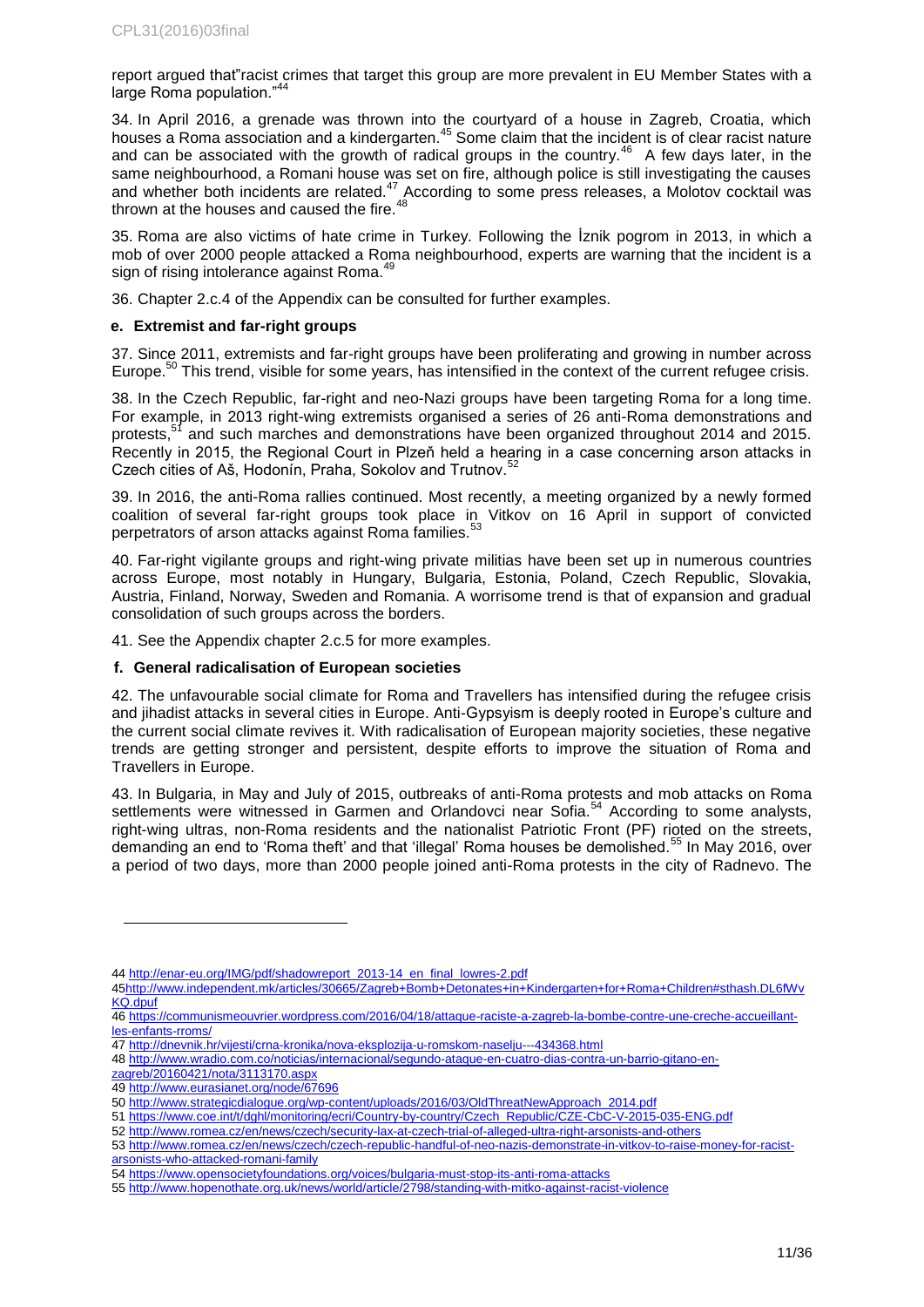report argued that"racist crimes that target this group are more prevalent in EU Member States with a large Roma population."[44]

34. In April 2016, a grenade was thrown into the courtyard of a house in Zagreb, Croatia, which houses a Roma association and a kindergarten.[45] Some claim that the incident is of clear racist nature and can be associated with the growth of radical groups in the country.[46] A few days later, in the same neighbourhood, a Romani house was set on fire, although police is still investigating the causes and whether both incidents are related.[47] According to some press releases, a Molotov cocktail was thrown at the houses and caused the fire.[48]

35. Roma are also victims of hate crime in Turkey. Following the İznik pogrom in 2013, in which a mob of over 2000 people attacked a Roma neighbourhood, experts are warning that the incident is a sign of rising intolerance against Roma.[49]

36. Chapter 2.c.4 of the Appendix can be consulted for further examples.

### e. Extremist and far-right groups

37. Since 2011, extremists and far-right groups have been proliferating and growing in number across Europe.[50] This trend, visible for some years, has intensified in the context of the current refugee crisis.

38. In the Czech Republic, far-right and neo-Nazi groups have been targeting Roma for a long time. For example, in 2013 right-wing extremists organised a series of 26 anti-Roma demonstrations and protests,[51] and such marches and demonstrations have been organized throughout 2014 and 2015. Recently in 2015, the Regional Court in Plzeň held a hearing in a case concerning arson attacks in Czech cities of Aš, Hodonín, Praha, Sokolov and Trutnov.[52]

39. In 2016, the anti-Roma rallies continued. Most recently, a meeting organized by a newly formed coalition of several far-right groups took place in Vitkov on 16 April in support of convicted perpetrators of arson attacks against Roma families.[53]

40. Far-right vigilante groups and right-wing private militias have been set up in numerous countries across Europe, most notably in Hungary, Bulgaria, Estonia, Poland, Czech Republic, Slovakia, Austria, Finland, Norway, Sweden and Romania. A worrisome trend is that of expansion and gradual consolidation of such groups across the borders.

41. See the Appendix chapter 2.c.5 for more examples.

### f. General radicalisation of European societies

42. The unfavourable social climate for Roma and Travellers has intensified during the refugee crisis and jihadist attacks in several cities in Europe. Anti-Gypsyism is deeply rooted in Europe's culture and the current social climate revives it. With radicalisation of European majority societies, these negative trends are getting stronger and persistent, despite efforts to improve the situation of Roma and Travellers in Europe.

43. In Bulgaria, in May and July of 2015, outbreaks of anti-Roma protests and mob attacks on Roma settlements were witnessed in Garmen and Orlandovci near Sofia.[54] According to some analysts, right-wing ultras, non-Roma residents and the nationalist Patriotic Front (PF) rioted on the streets, demanding an end to 'Roma theft' and that 'illegal' Roma houses be demolished.[55] In May 2016, over a period of two days, more than 2000 people joined anti-Roma protests in the city of Radnevo. The

---

44 http://enar-eu.org/IMG/pdf/shadowreport_2013-14_en_final_lowres-2.pdf

45 http://www.independent.mk/articles/30665/Zagreb+Bomb+Detonates+in+Kindergarten+for+Roma+Children#sthash.DL6fWvKQ.dpuf

46 https://communismeouvrier.wordpress.com/2016/04/18/attaque-raciste-a-zagreb-la-bombe-contre-une-creche-accueillant-les-enfants-rroms/

47 http://dnevnik.hr/vijesti/crna-kronika/nova-eksplozija-u-romskom-naselju---434368.html

48 http://www.wradio.com.co/noticias/internacional/segundo-ataque-en-cuatro-dias-contra-un-barrio-gitano-en-zagreb/20160421/nota/3113170.aspx

49 http://www.eurasianet.org/node/67696

50 http://www.strategicdialogue.org/wp-content/uploads/2016/03/OldThreatNewApproach_2014.pdf

51 https://www.coe.int/t/dghl/monitoring/ecri/Country-by-country/Czech_Republic/CZE-CbC-V-2015-035-ENG.pdf

52 http://www.romea.cz/en/news/czech/security-lax-at-czech-trial-of-alleged-ultra-right-arsonists-and-others

53 http://www.romea.cz/en/news/czech/czech-republic-handful-of-neo-nazis-demonstrate-in-vitkov-to-raise-money-for-racist-arsonists-who-attacked-romani-family

54 https://www.opensocietyfoundations.org/voices/bulgaria-must-stop-its-anti-roma-attacks

55 http://www.hopenothate.org.uk/news/world/article/2798/standing-with-mitko-against-racist-violence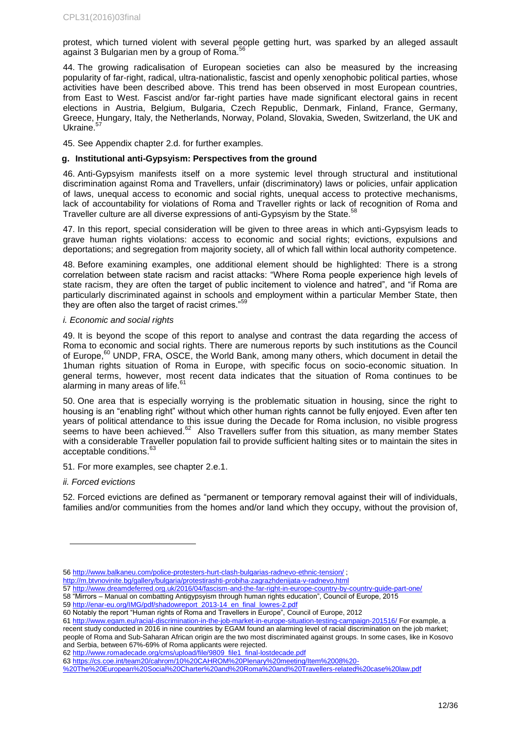protest, which turned violent with several people getting hurt, was sparked by an alleged assault against 3 Bulgarian men by a group of Roma.[56]

44. The growing radicalisation of European societies can also be measured by the increasing popularity of far-right, radical, ultra-nationalistic, fascist and openly xenophobic political parties, whose activities have been described above. This trend has been observed in most European countries, from East to West. Fascist and/or far-right parties have made significant electoral gains in recent elections in Austria, Belgium, Bulgaria, Czech Republic, Denmark, Finland, France, Germany, Greece, Hungary, Italy, the Netherlands, Norway, Poland, Slovakia, Sweden, Switzerland, the UK and Ukraine.[57]

45. See Appendix chapter 2.d. for further examples.

#### g. Institutional anti-Gypsyism: Perspectives from the ground

46. Anti-Gypsyism manifests itself on a more systemic level through structural and institutional discrimination against Roma and Travellers, unfair (discriminatory) laws or policies, unfair application of laws, unequal access to economic and social rights, unequal access to protective mechanisms, lack of accountability for violations of Roma and Traveller rights or lack of recognition of Roma and Traveller culture are all diverse expressions of anti-Gypsyism by the State.[58]

47. In this report, special consideration will be given to three areas in which anti-Gypsyism leads to grave human rights violations: access to economic and social rights; evictions, expulsions and deportations; and segregation from majority society, all of which fall within local authority competence.

48. Before examining examples, one additional element should be highlighted: There is a strong correlation between state racism and racist attacks: "Where Roma people experience high levels of state racism, they are often the target of public incitement to violence and hatred", and "if Roma are particularly discriminated against in schools and employment within a particular Member State, then they are often also the target of racist crimes."[59]

*i. Economic and social rights*

49. It is beyond the scope of this report to analyse and contrast the data regarding the access of Roma to economic and social rights. There are numerous reports by such institutions as the Council of Europe,[60] UNDP, FRA, OSCE, the World Bank, among many others, which document in detail the 1human rights situation of Roma in Europe, with specific focus on socio-economic situation. In general terms, however, most recent data indicates that the situation of Roma continues to be alarming in many areas of life.[61]

50. One area that is especially worrying is the problematic situation in housing, since the right to housing is an "enabling right" without which other human rights cannot be fully enjoyed. Even after ten years of political attendance to this issue during the Decade for Roma inclusion, no visible progress seems to have been achieved.[62] Also Travellers suffer from this situation, as many member States with a considerable Traveller population fail to provide sufficient halting sites or to maintain the sites in acceptable conditions.[63]

51. For more examples, see chapter 2.e.1.

*ii. Forced evictions*

52. Forced evictions are defined as "permanent or temporary removal against their will of individuals, families and/or communities from the homes and/or land which they occupy, without the provision of,

---

56 http://www.balkaneu.com/police-protesters-hurt-clash-bulgarias-radnevo-ethnic-tension/ ; http://m.btvnovinite.bg/gallery/bulgaria/protestirashti-probiha-zagrazhdenijata-v-radnevo.html

57 http://www.dreamdeferred.org.uk/2016/04/fascism-and-the-far-right-in-europe-country-by-country-guide-part-one/

58 "Mirrors – Manual on combatting Antigypsyism through human rights education", Council of Europe, 2015

59 http://enar-eu.org/IMG/pdf/shadowreport_2013-14_en_final_lowres-2.pdf

60 Notably the report "Human rights of Roma and Travellers in Europe", Council of Europe, 2012

61 http://www.egam.eu/racial-discrimination-in-the-job-market-in-europe-situation-testing-campaign-201516/ For example, a recent study conducted in 2016 in nine countries by EGAM found an alarming level of racial discrimination on the job market; people of Roma and Sub-Saharan African origin are the two most discriminated against groups. In some cases, like in Kosovo and Serbia, between 67%-69% of Roma applicants were rejected.

62 http://www.romadecade.org/cms/upload/file/9809_file1_final-lostdecade.pdf

63 https://cs.coe.int/team20/cahrom/10%20CAHROM%20Plenary%20meeting/Item%2008%20-%20The%20European%20Social%20Charter%20and%20Roma%20and%20Travellers-related%20case%20law.pdf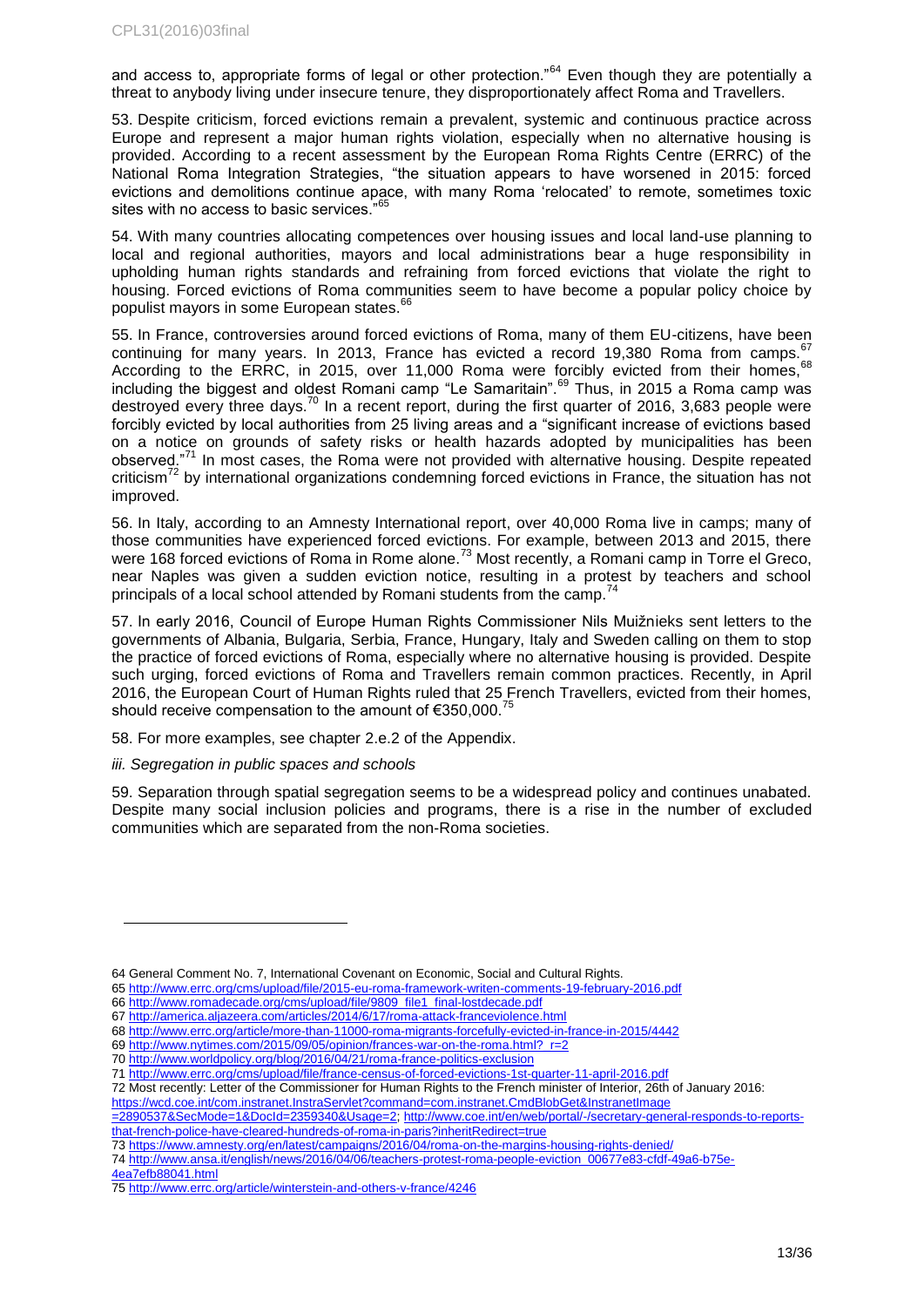and access to, appropriate forms of legal or other protection."[64] Even though they are potentially a threat to anybody living under insecure tenure, they disproportionately affect Roma and Travellers.

53. Despite criticism, forced evictions remain a prevalent, systemic and continuous practice across Europe and represent a major human rights violation, especially when no alternative housing is provided. According to a recent assessment by the European Roma Rights Centre (ERRC) of the National Roma Integration Strategies, "the situation appears to have worsened in 2015: forced evictions and demolitions continue apace, with many Roma 'relocated' to remote, sometimes toxic sites with no access to basic services."[65]

54. With many countries allocating competences over housing issues and local land-use planning to local and regional authorities, mayors and local administrations bear a huge responsibility in upholding human rights standards and refraining from forced evictions that violate the right to housing. Forced evictions of Roma communities seem to have become a popular policy choice by populist mayors in some European states.[66]

55. In France, controversies around forced evictions of Roma, many of them EU-citizens, have been continuing for many years. In 2013, France has evicted a record 19,380 Roma from camps.[67] According to the ERRC, in 2015, over 11,000 Roma were forcibly evicted from their homes,[68] including the biggest and oldest Romani camp "Le Samaritain".[69] Thus, in 2015 a Roma camp was destroyed every three days.[70] In a recent report, during the first quarter of 2016, 3,683 people were forcibly evicted by local authorities from 25 living areas and a "significant increase of evictions based on a notice on grounds of safety risks or health hazards adopted by municipalities has been observed."[71] In most cases, the Roma were not provided with alternative housing. Despite repeated criticism[72] by international organizations condemning forced evictions in France, the situation has not improved.

56. In Italy, according to an Amnesty International report, over 40,000 Roma live in camps; many of those communities have experienced forced evictions. For example, between 2013 and 2015, there were 168 forced evictions of Roma in Rome alone.[73] Most recently, a Romani camp in Torre el Greco, near Naples was given a sudden eviction notice, resulting in a protest by teachers and school principals of a local school attended by Romani students from the camp.[74]

57. In early 2016, Council of Europe Human Rights Commissioner Nils Muižnieks sent letters to the governments of Albania, Bulgaria, Serbia, France, Hungary, Italy and Sweden calling on them to stop the practice of forced evictions of Roma, especially where no alternative housing is provided. Despite such urging, forced evictions of Roma and Travellers remain common practices. Recently, in April 2016, the European Court of Human Rights ruled that 25 French Travellers, evicted from their homes, should receive compensation to the amount of €350,000.[75]

58. For more examples, see chapter 2.e.2 of the Appendix.

*iii. Segregation in public spaces and schools*

59. Separation through spatial segregation seems to be a widespread policy and continues unabated. Despite many social inclusion policies and programs, there is a rise in the number of excluded communities which are separated from the non-Roma societies.

---

64 General Comment No. 7, International Covenant on Economic, Social and Cultural Rights.

65 http://www.errc.org/cms/upload/file/2015-eu-roma-framework-writen-comments-19-february-2016.pdf

66 http://www.romadecade.org/cms/upload/file/9809_file1_final-lostdecade.pdf

67 http://america.aljazeera.com/articles/2014/6/17/roma-attack-franceviolence.html

68 http://www.errc.org/article/more-than-11000-roma-migrants-forcefully-evicted-in-france-in-2015/4442

69 http://www.nytimes.com/2015/09/05/opinion/frances-war-on-the-roma.html?_r=2

70 http://www.worldpolicy.org/blog/2016/04/21/roma-france-politics-exclusion

71 http://www.errc.org/cms/upload/file/france-census-of-forced-evictions-1st-quarter-11-april-2016.pdf

72 Most recently: Letter of the Commissioner for Human Rights to the French minister of Interior, 26th of January 2016: https://wcd.coe.int/com.instranet.InstraServlet?command=com.instranet.CmdBlobGet&InstranetImage=2890537&SecMode=1&DocId=2359340&Usage=2; http://www.coe.int/en/web/portal/-/secretary-general-responds-to-reports-that-french-police-have-cleared-hundreds-of-roma-in-paris?inheritRedirect=true

73 https://www.amnesty.org/en/latest/campaigns/2016/04/roma-on-the-margins-housing-rights-denied/

74 http://www.ansa.it/english/news/2016/04/06/teachers-protest-roma-people-eviction_00677e83-cfdf-49a6-b75e-4ea7efb88041.html

75 http://www.errc.org/article/winterstein-and-others-v-france/4246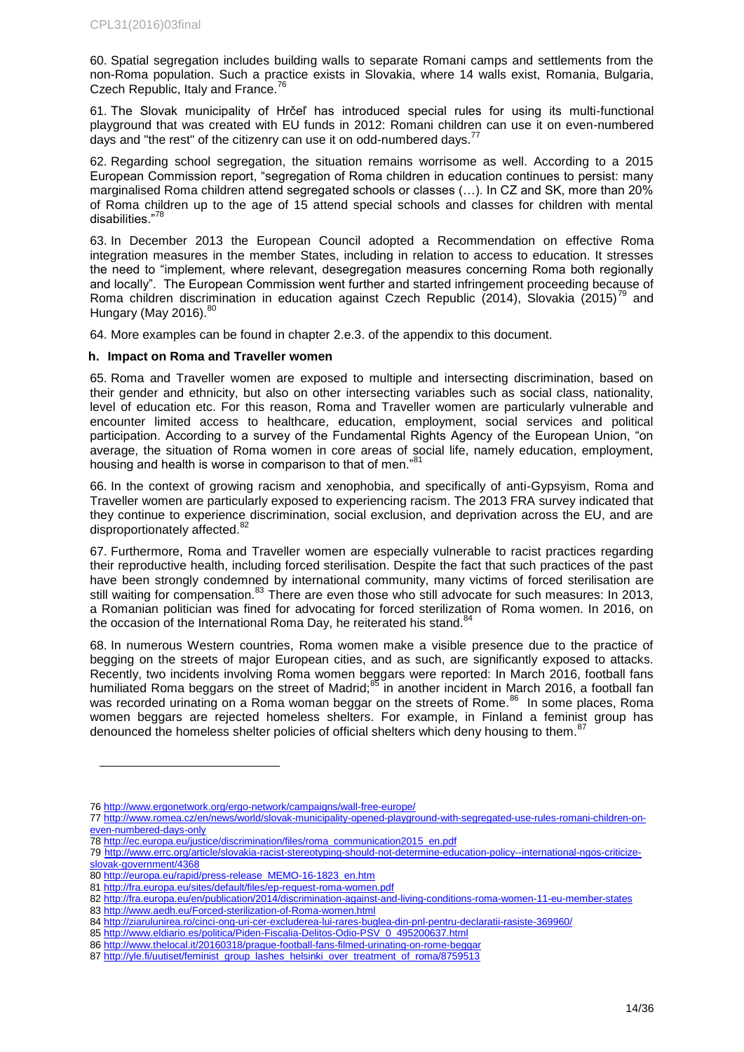60. Spatial segregation includes building walls to separate Romani camps and settlements from the non-Roma population. Such a practice exists in Slovakia, where 14 walls exist, Romania, Bulgaria, Czech Republic, Italy and France.[76]

61. The Slovak municipality of Hrčeľ has introduced special rules for using its multi-functional playground that was created with EU funds in 2012: Romani children can use it on even-numbered days and "the rest" of the citizenry can use it on odd-numbered days.[77]

62. Regarding school segregation, the situation remains worrisome as well. According to a 2015 European Commission report, "segregation of Roma children in education continues to persist: many marginalised Roma children attend segregated schools or classes (…). In CZ and SK, more than 20% of Roma children up to the age of 15 attend special schools and classes for children with mental disabilities."[78]

63. In December 2013 the European Council adopted a Recommendation on effective Roma integration measures in the member States, including in relation to access to education. It stresses the need to "implement, where relevant, desegregation measures concerning Roma both regionally and locally". The European Commission went further and started infringement proceeding because of Roma children discrimination in education against Czech Republic (2014), Slovakia (2015)[79] and Hungary (May 2016).[80]

64. More examples can be found in chapter 2.e.3. of the appendix to this document.

### h. Impact on Roma and Traveller women

65. Roma and Traveller women are exposed to multiple and intersecting discrimination, based on their gender and ethnicity, but also on other intersecting variables such as social class, nationality, level of education etc. For this reason, Roma and Traveller women are particularly vulnerable and encounter limited access to healthcare, education, employment, social services and political participation. According to a survey of the Fundamental Rights Agency of the European Union, "on average, the situation of Roma women in core areas of social life, namely education, employment, housing and health is worse in comparison to that of men."[81]

66. In the context of growing racism and xenophobia, and specifically of anti-Gypsyism, Roma and Traveller women are particularly exposed to experiencing racism. The 2013 FRA survey indicated that they continue to experience discrimination, social exclusion, and deprivation across the EU, and are disproportionately affected.[82]

67. Furthermore, Roma and Traveller women are especially vulnerable to racist practices regarding their reproductive health, including forced sterilisation. Despite the fact that such practices of the past have been strongly condemned by international community, many victims of forced sterilisation are still waiting for compensation.[83] There are even those who still advocate for such measures: In 2013, a Romanian politician was fined for advocating for forced sterilization of Roma women. In 2016, on the occasion of the International Roma Day, he reiterated his stand.[84]

68. In numerous Western countries, Roma women make a visible presence due to the practice of begging on the streets of major European cities, and as such, are significantly exposed to attacks. Recently, two incidents involving Roma women beggars were reported: In March 2016, football fans humiliated Roma beggars on the street of Madrid;[85] in another incident in March 2016, a football fan was recorded urinating on a Roma woman beggar on the streets of Rome.[86] In some places, Roma women beggars are rejected homeless shelters. For example, in Finland a feminist group has denounced the homeless shelter policies of official shelters which deny housing to them.[87]

---

76 http://www.ergonetwork.org/ergo-network/campaigns/wall-free-europe/

77 http://www.romea.cz/en/news/world/slovak-municipality-opened-playground-with-segregated-use-rules-romani-children-on-even-numbered-days-only

78 http://ec.europa.eu/justice/discrimination/files/roma_communication2015_en.pdf

79 http://www.errc.org/article/slovakia-racist-stereotyping-should-not-determine-education-policy--international-ngos-criticize-slovak-government/4368

80 http://europa.eu/rapid/press-release_MEMO-16-1823_en.htm

81 http://fra.europa.eu/sites/default/files/ep-request-roma-women.pdf

82 http://fra.europa.eu/en/publication/2014/discrimination-against-and-living-conditions-roma-women-11-eu-member-states

83 http://www.aedh.eu/Forced-sterilization-of-Roma-women.html

84 http://ziarulunirea.ro/cinci-ong-uri-cer-excluderea-lui-rares-buglea-din-pnl-pentru-declaratii-rasiste-369960/

85 http://www.eldiario.es/politica/Piden-Fiscalia-Delitos-Odio-PSV_0_495200637.html

86 http://www.thelocal.it/20160318/prague-football-fans-filmed-urinating-on-rome-beggar

87 http://yle.fi/uutiset/feminist_group_lashes_helsinki_over_treatment_of_roma/8759513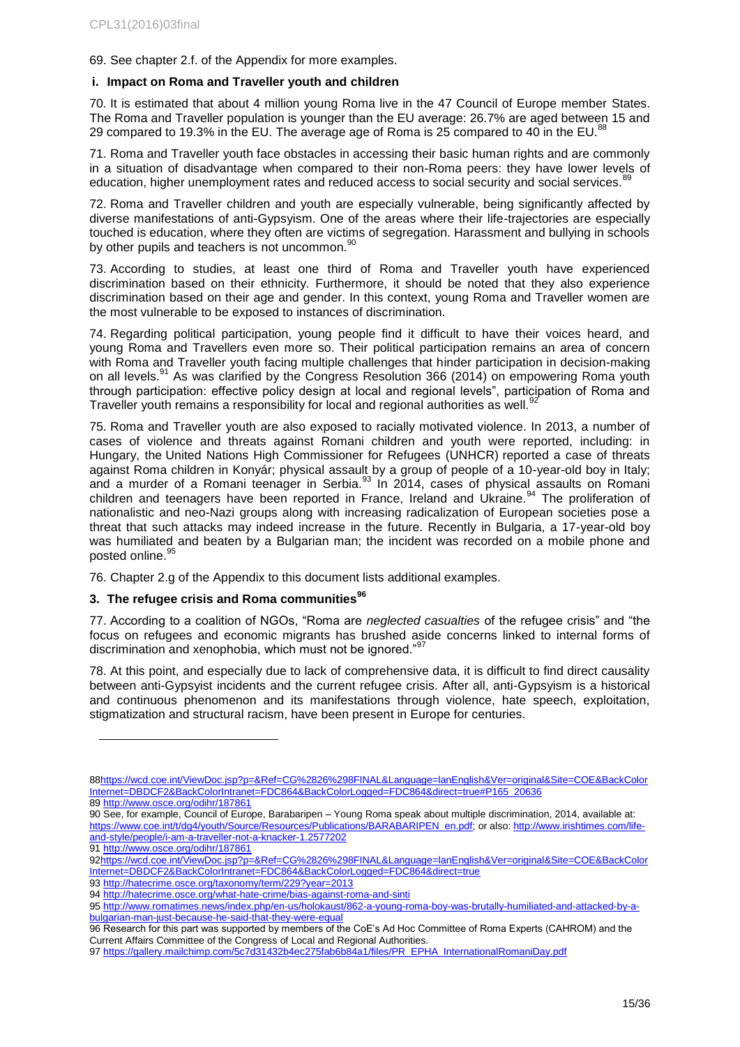69. See chapter 2.f. of the Appendix for more examples.

### i. Impact on Roma and Traveller youth and children

70. It is estimated that about 4 million young Roma live in the 47 Council of Europe member States. The Roma and Traveller population is younger than the EU average: 26.7% are aged between 15 and 29 compared to 19.3% in the EU. The average age of Roma is 25 compared to 40 in the EU.[88]

71. Roma and Traveller youth face obstacles in accessing their basic human rights and are commonly in a situation of disadvantage when compared to their non-Roma peers: they have lower levels of education, higher unemployment rates and reduced access to social security and social services.[89]

72. Roma and Traveller children and youth are especially vulnerable, being significantly affected by diverse manifestations of anti-Gypsyism. One of the areas where their life-trajectories are especially touched is education, where they often are victims of segregation. Harassment and bullying in schools by other pupils and teachers is not uncommon.[90]

73. According to studies, at least one third of Roma and Traveller youth have experienced discrimination based on their ethnicity. Furthermore, it should be noted that they also experience discrimination based on their age and gender. In this context, young Roma and Traveller women are the most vulnerable to be exposed to instances of discrimination.

74. Regarding political participation, young people find it difficult to have their voices heard, and young Roma and Travellers even more so. Their political participation remains an area of concern with Roma and Traveller youth facing multiple challenges that hinder participation in decision-making on all levels.[91] As was clarified by the Congress Resolution 366 (2014) on empowering Roma youth through participation: effective policy design at local and regional levels", participation of Roma and Traveller youth remains a responsibility for local and regional authorities as well.[92]

75. Roma and Traveller youth are also exposed to racially motivated violence. In 2013, a number of cases of violence and threats against Romani children and youth were reported, including: in Hungary, the United Nations High Commissioner for Refugees (UNHCR) reported a case of threats against Roma children in Konyár; physical assault by a group of people of a 10-year-old boy in Italy; and a murder of a Romani teenager in Serbia.[93] In 2014, cases of physical assaults on Romani children and teenagers have been reported in France, Ireland and Ukraine.[94] The proliferation of nationalistic and neo-Nazi groups along with increasing radicalization of European societies pose a threat that such attacks may indeed increase in the future. Recently in Bulgaria, a 17-year-old boy was humiliated and beaten by a Bulgarian man; the incident was recorded on a mobile phone and posted online.[95]

76. Chapter 2.g of the Appendix to this document lists additional examples.

## 3. The refugee crisis and Roma communities[96]

77. According to a coalition of NGOs, "Roma are *neglected casualties* of the refugee crisis" and "the focus on refugees and economic migrants has brushed aside concerns linked to internal forms of discrimination and xenophobia, which must not be ignored."[97]

78. At this point, and especially due to lack of comprehensive data, it is difficult to find direct causality between anti-Gypsyist incidents and the current refugee crisis. After all, anti-Gypsyism is a historical and continuous phenomenon and its manifestations through violence, hate speech, exploitation, stigmatization and structural racism, have been present in Europe for centuries.

---

88 https://wcd.coe.int/ViewDoc.jsp?p=&Ref=CG%2826%298FINAL&Language=lanEnglish&Ver=original&Site=COE&BackColorInternet=DBDCF2&BackColorIntranet=FDC864&BackColorLogged=FDC864&direct=true#P165_20636

89 http://www.osce.org/odihr/187861

90 See, for example, Council of Europe, Barabaripen – Young Roma speak about multiple discrimination, 2014, available at: https://www.coe.int/t/dg4/youth/Source/Resources/Publications/BARABARIPEN_en.pdf; or also: http://www.irishtimes.com/life-and-style/people/i-am-a-traveller-not-a-knacker-1.2577202

91 http://www.osce.org/odihr/187861

92 https://wcd.coe.int/ViewDoc.jsp?p=&Ref=CG%2826%298FINAL&Language=lanEnglish&Ver=original&Site=COE&BackColorInternet=DBDCF2&BackColorIntranet=FDC864&BackColorLogged=FDC864&direct=true

93 http://hatecrime.osce.org/taxonomy/term/229?year=2013

94 http://hatecrime.osce.org/what-hate-crime/bias-against-roma-and-sinti

95 http://www.romatimes.news/index.php/en-us/holokaust/862-a-young-roma-boy-was-brutally-humiliated-and-attacked-by-a-bulgarian-man-just-because-he-said-that-they-were-equal

96 Research for this part was supported by members of the CoE's Ad Hoc Committee of Roma Experts (CAHROM) and the Current Affairs Committee of the Congress of Local and Regional Authorities.

97 https://gallery.mailchimp.com/5c7d31432b4ec275fab6b84a1/files/PR_EPHA_InternationalRomaniDay.pdf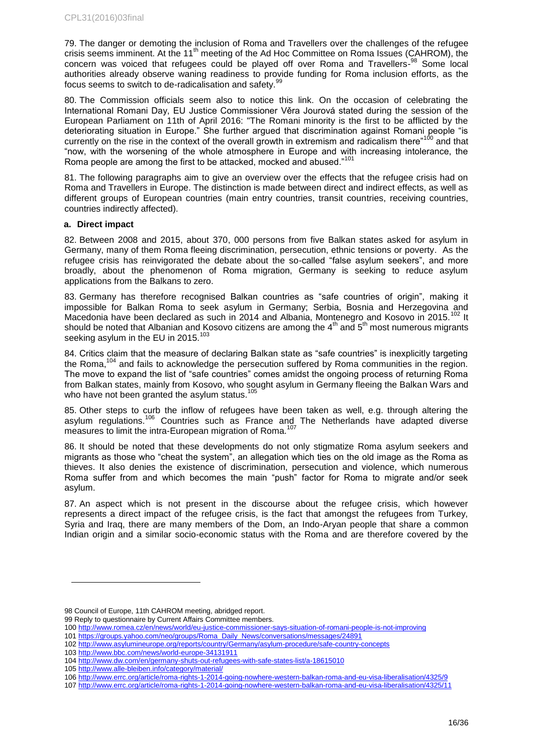79. The danger or demoting the inclusion of Roma and Travellers over the challenges of the refugee crisis seems imminent. At the 11th meeting of the Ad Hoc Committee on Roma Issues (CAHROM), the concern was voiced that refugees could be played off over Roma and Travellers-[98] Some local authorities already observe waning readiness to provide funding for Roma inclusion efforts, as the focus seems to switch to de-radicalisation and safety.[99]

80. The Commission officials seem also to notice this link. On the occasion of celebrating the International Romani Day, EU Justice Commissioner Věra Jourová stated during the session of the European Parliament on 11th of April 2016: "The Romani minority is the first to be afflicted by the deteriorating situation in Europe." She further argued that discrimination against Romani people "is currently on the rise in the context of the overall growth in extremism and radicalism there"[100] and that "now, with the worsening of the whole atmosphere in Europe and with increasing intolerance, the Roma people are among the first to be attacked, mocked and abused."[101]

81. The following paragraphs aim to give an overview over the effects that the refugee crisis had on Roma and Travellers in Europe. The distinction is made between direct and indirect effects, as well as different groups of European countries (main entry countries, transit countries, receiving countries, countries indirectly affected).

**a. Direct impact**

82. Between 2008 and 2015, about 370, 000 persons from five Balkan states asked for asylum in Germany, many of them Roma fleeing discrimination, persecution, ethnic tensions or poverty. As the refugee crisis has reinvigorated the debate about the so-called "false asylum seekers", and more broadly, about the phenomenon of Roma migration, Germany is seeking to reduce asylum applications from the Balkans to zero.

83. Germany has therefore recognised Balkan countries as "safe countries of origin", making it impossible for Balkan Roma to seek asylum in Germany; Serbia, Bosnia and Herzegovina and Macedonia have been declared as such in 2014 and Albania, Montenegro and Kosovo in 2015.[102] It should be noted that Albanian and Kosovo citizens are among the 4th and 5th most numerous migrants seeking asylum in the EU in 2015.[103]

84. Critics claim that the measure of declaring Balkan state as "safe countries" is inexplicitly targeting the Roma,[104] and fails to acknowledge the persecution suffered by Roma communities in the region. The move to expand the list of "safe countries" comes amidst the ongoing process of returning Roma from Balkan states, mainly from Kosovo, who sought asylum in Germany fleeing the Balkan Wars and who have not been granted the asylum status.[105]

85. Other steps to curb the inflow of refugees have been taken as well, e.g. through altering the asylum regulations.[106] Countries such as France and The Netherlands have adapted diverse measures to limit the intra-European migration of Roma.[107]

86. It should be noted that these developments do not only stigmatize Roma asylum seekers and migrants as those who "cheat the system", an allegation which ties on the old image as the Roma as thieves. It also denies the existence of discrimination, persecution and violence, which numerous Roma suffer from and which becomes the main "push" factor for Roma to migrate and/or seek asylum.

87. An aspect which is not present in the discourse about the refugee crisis, which however represents a direct impact of the refugee crisis, is the fact that amongst the refugees from Turkey, Syria and Iraq, there are many members of the Dom, an Indo-Aryan people that share a common Indian origin and a similar socio-economic status with the Roma and are therefore covered by the

---

98 Council of Europe, 11th CAHROM meeting, abridged report.
99 Reply to questionnaire by Current Affairs Committee members.
100 http://www.romea.cz/en/news/world/eu-justice-commissioner-says-situation-of-romani-people-is-not-improving
101 https://groups.yahoo.com/neo/groups/Roma_Daily_News/conversations/messages/24891
102 http://www.asylumineurope.org/reports/country/Germany/asylum-procedure/safe-country-concepts
103 http://www.bbc.com/news/world-europe-34131911
104 http://www.dw.com/en/germany-shuts-out-refugees-with-safe-states-list/a-18615010
105 http://www.alle-bleiben.info/category/material/
106 http://www.errc.org/article/roma-rights-1-2014-going-nowhere-western-balkan-roma-and-eu-visa-liberalisation/4325/9
107 http://www.errc.org/article/roma-rights-1-2014-going-nowhere-western-balkan-roma-and-eu-visa-liberalisation/4325/11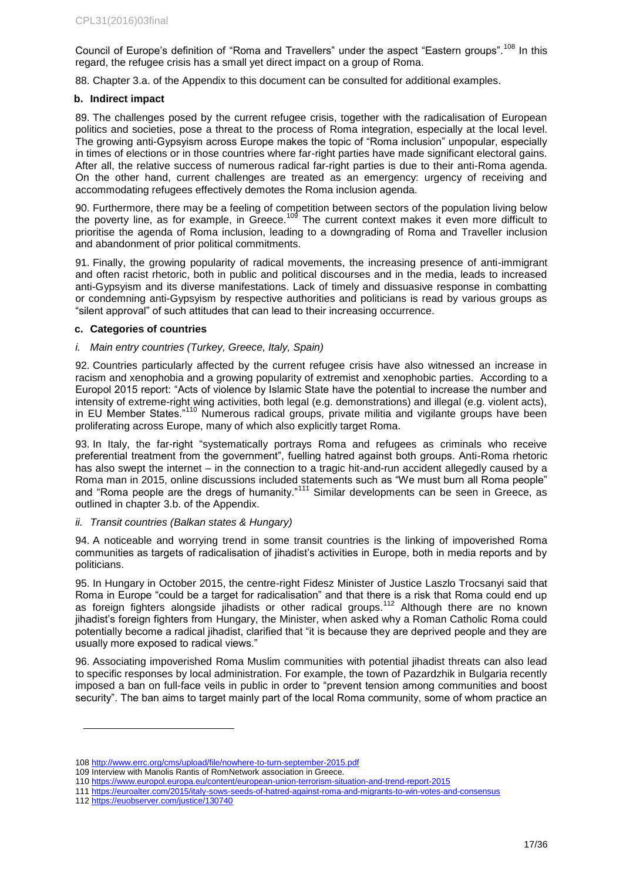Council of Europe's definition of "Roma and Travellers" under the aspect "Eastern groups".[108] In this regard, the refugee crisis has a small yet direct impact on a group of Roma.

88. Chapter 3.a. of the Appendix to this document can be consulted for additional examples.

### b. Indirect impact

89. The challenges posed by the current refugee crisis, together with the radicalisation of European politics and societies, pose a threat to the process of Roma integration, especially at the local level. The growing anti-Gypsyism across Europe makes the topic of "Roma inclusion" unpopular, especially in times of elections or in those countries where far-right parties have made significant electoral gains. After all, the relative success of numerous radical far-right parties is due to their anti-Roma agenda. On the other hand, current challenges are treated as an emergency: urgency of receiving and accommodating refugees effectively demotes the Roma inclusion agenda.

90. Furthermore, there may be a feeling of competition between sectors of the population living below the poverty line, as for example, in Greece.[109] The current context makes it even more difficult to prioritise the agenda of Roma inclusion, leading to a downgrading of Roma and Traveller inclusion and abandonment of prior political commitments.

91. Finally, the growing popularity of radical movements, the increasing presence of anti-immigrant and often racist rhetoric, both in public and political discourses and in the media, leads to increased anti-Gypsyism and its diverse manifestations. Lack of timely and dissuasive response in combatting or condemning anti-Gypsyism by respective authorities and politicians is read by various groups as "silent approval" of such attitudes that can lead to their increasing occurrence.

### c. Categories of countries

#### *i. Main entry countries (Turkey, Greece, Italy, Spain)*

92. Countries particularly affected by the current refugee crisis have also witnessed an increase in racism and xenophobia and a growing popularity of extremist and xenophobic parties. According to a Europol 2015 report: "Acts of violence by Islamic State have the potential to increase the number and intensity of extreme-right wing activities, both legal (e.g. demonstrations) and illegal (e.g. violent acts), in EU Member States."[110] Numerous radical groups, private militia and vigilante groups have been proliferating across Europe, many of which also explicitly target Roma.

93. In Italy, the far-right "systematically portrays Roma and refugees as criminals who receive preferential treatment from the government", fuelling hatred against both groups. Anti-Roma rhetoric has also swept the internet – in the connection to a tragic hit-and-run accident allegedly caused by a Roma man in 2015, online discussions included statements such as "We must burn all Roma people" and "Roma people are the dregs of humanity."[111] Similar developments can be seen in Greece, as outlined in chapter 3.b. of the Appendix.

#### *ii. Transit countries (Balkan states & Hungary)*

94. A noticeable and worrying trend in some transit countries is the linking of impoverished Roma communities as targets of radicalisation of jihadist's activities in Europe, both in media reports and by politicians.

95. In Hungary in October 2015, the centre-right Fidesz Minister of Justice Laszlo Trocsanyi said that Roma in Europe "could be a target for radicalisation" and that there is a risk that Roma could end up as foreign fighters alongside jihadists or other radical groups.[112] Although there are no known jihadist's foreign fighters from Hungary, the Minister, when asked why a Roman Catholic Roma could potentially become a radical jihadist, clarified that "it is because they are deprived people and they are usually more exposed to radical views."

96. Associating impoverished Roma Muslim communities with potential jihadist threats can also lead to specific responses by local administration. For example, the town of Pazardzhik in Bulgaria recently imposed a ban on full-face veils in public in order to "prevent tension among communities and boost security". The ban aims to target mainly part of the local Roma community, some of whom practice an

---

108 http://www.errc.org/cms/upload/file/nowhere-to-turn-september-2015.pdf
109 Interview with Manolis Rantis of RomNetwork association in Greece.
110 https://www.europol.europa.eu/content/european-union-terrorism-situation-and-trend-report-2015
111 https://euroalter.com/2015/italy-sows-seeds-of-hatred-against-roma-and-migrants-to-win-votes-and-consensus
112 https://euobserver.com/justice/130740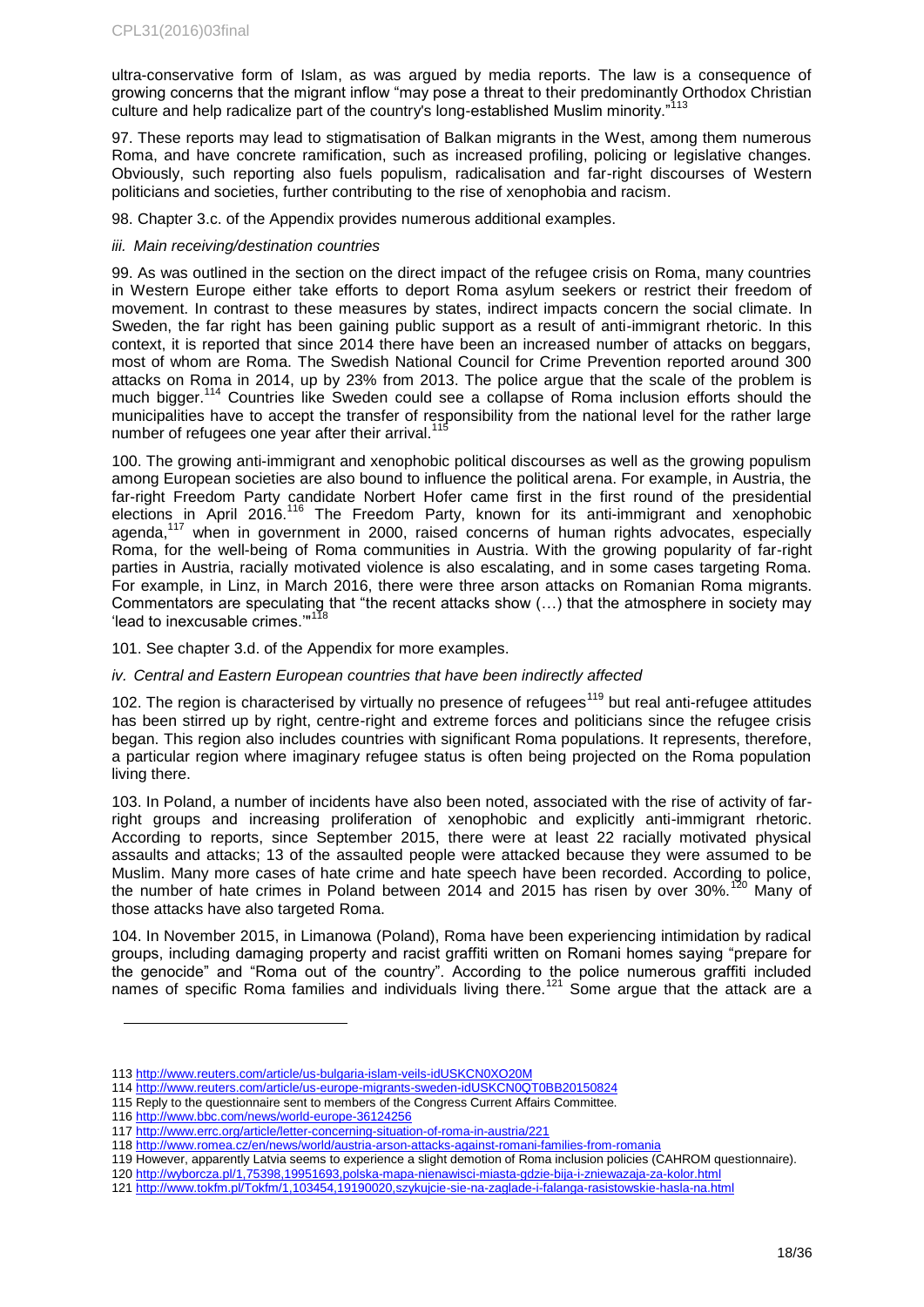ultra-conservative form of Islam, as was argued by media reports. The law is a consequence of growing concerns that the migrant inflow "may pose a threat to their predominantly Orthodox Christian culture and help radicalize part of the country's long-established Muslim minority."[113]

97. These reports may lead to stigmatisation of Balkan migrants in the West, among them numerous Roma, and have concrete ramification, such as increased profiling, policing or legislative changes. Obviously, such reporting also fuels populism, radicalisation and far-right discourses of Western politicians and societies, further contributing to the rise of xenophobia and racism.

98. Chapter 3.c. of the Appendix provides numerous additional examples.

*iii. Main receiving/destination countries*

99. As was outlined in the section on the direct impact of the refugee crisis on Roma, many countries in Western Europe either take efforts to deport Roma asylum seekers or restrict their freedom of movement. In contrast to these measures by states, indirect impacts concern the social climate. In Sweden, the far right has been gaining public support as a result of anti-immigrant rhetoric. In this context, it is reported that since 2014 there have been an increased number of attacks on beggars, most of whom are Roma. The Swedish National Council for Crime Prevention reported around 300 attacks on Roma in 2014, up by 23% from 2013. The police argue that the scale of the problem is much bigger.[114] Countries like Sweden could see a collapse of Roma inclusion efforts should the municipalities have to accept the transfer of responsibility from the national level for the rather large number of refugees one year after their arrival.[115]

100. The growing anti-immigrant and xenophobic political discourses as well as the growing populism among European societies are also bound to influence the political arena. For example, in Austria, the far-right Freedom Party candidate Norbert Hofer came first in the first round of the presidential elections in April 2016.[116] The Freedom Party, known for its anti-immigrant and xenophobic agenda,[117] when in government in 2000, raised concerns of human rights advocates, especially Roma, for the well-being of Roma communities in Austria. With the growing popularity of far-right parties in Austria, racially motivated violence is also escalating, and in some cases targeting Roma. For example, in Linz, in March 2016, there were three arson attacks on Romanian Roma migrants. Commentators are speculating that "the recent attacks show (…) that the atmosphere in society may 'lead to inexcusable crimes.'"[118]

101. See chapter 3.d. of the Appendix for more examples.

*iv. Central and Eastern European countries that have been indirectly affected*

102. The region is characterised by virtually no presence of refugees[119] but real anti-refugee attitudes has been stirred up by right, centre-right and extreme forces and politicians since the refugee crisis began. This region also includes countries with significant Roma populations. It represents, therefore, a particular region where imaginary refugee status is often being projected on the Roma population living there.

103. In Poland, a number of incidents have also been noted, associated with the rise of activity of far-right groups and increasing proliferation of xenophobic and explicitly anti-immigrant rhetoric. According to reports, since September 2015, there were at least 22 racially motivated physical assaults and attacks; 13 of the assaulted people were attacked because they were assumed to be Muslim. Many more cases of hate crime and hate speech have been recorded. According to police, the number of hate crimes in Poland between 2014 and 2015 has risen by over 30%.[120] Many of those attacks have also targeted Roma.

104. In November 2015, in Limanowa (Poland), Roma have been experiencing intimidation by radical groups, including damaging property and racist graffiti written on Romani homes saying "prepare for the genocide" and "Roma out of the country". According to the police numerous graffiti included names of specific Roma families and individuals living there.[121] Some argue that the attack are a

---

113 http://www.reuters.com/article/us-bulgaria-islam-veils-idUSKCN0XO20M
114 http://www.reuters.com/article/us-europe-migrants-sweden-idUSKCN0QT0BB20150824
115 Reply to the questionnaire sent to members of the Congress Current Affairs Committee.
116 http://www.bbc.com/news/world-europe-36124256
117 http://www.errc.org/article/letter-concerning-situation-of-roma-in-austria/221
118 http://www.romea.cz/en/news/world/austria-arson-attacks-against-romani-families-from-romania
119 However, apparently Latvia seems to experience a slight demotion of Roma inclusion policies (CAHROM questionnaire).
120 http://wyborcza.pl/1,75398,19951693,polska-mapa-nienawisci-miasta-gdzie-bija-i-zniewazaja-za-kolor.html
121 http://www.tokfm.pl/Tokfm/1,103454,19190020,szykujcie-sie-na-zaglade-i-falanga-rasistowskie-hasla-na.html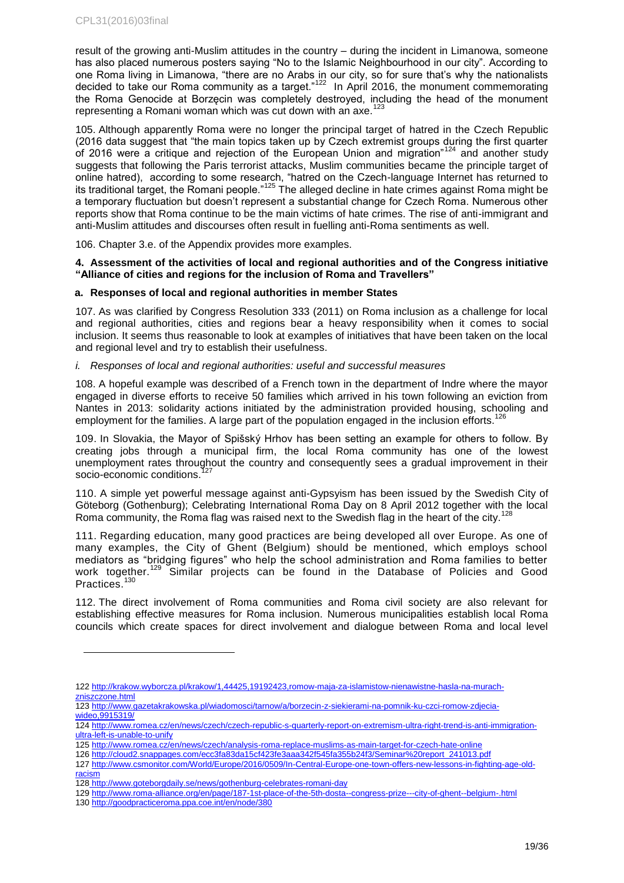result of the growing anti-Muslim attitudes in the country – during the incident in Limanowa, someone has also placed numerous posters saying "No to the Islamic Neighbourhood in our city". According to one Roma living in Limanowa, "there are no Arabs in our city, so for sure that's why the nationalists decided to take our Roma community as a target."[122] In April 2016, the monument commemorating the Roma Genocide at Borzęcin was completely destroyed, including the head of the monument representing a Romani woman which was cut down with an axe.[123]

105. Although apparently Roma were no longer the principal target of hatred in the Czech Republic (2016 data suggest that "the main topics taken up by Czech extremist groups during the first quarter of 2016 were a critique and rejection of the European Union and migration"[124] and another study suggests that following the Paris terrorist attacks, Muslim communities became the principle target of online hatred), according to some research, "hatred on the Czech-language Internet has returned to its traditional target, the Romani people."[125] The alleged decline in hate crimes against Roma might be a temporary fluctuation but doesn't represent a substantial change for Czech Roma. Numerous other reports show that Roma continue to be the main victims of hate crimes. The rise of anti-immigrant and anti-Muslim attitudes and discourses often result in fuelling anti-Roma sentiments as well.

106. Chapter 3.e. of the Appendix provides more examples.

## 4. Assessment of the activities of local and regional authorities and of the Congress initiative "Alliance of cities and regions for the inclusion of Roma and Travellers"

### a. Responses of local and regional authorities in member States

107. As was clarified by Congress Resolution 333 (2011) on Roma inclusion as a challenge for local and regional authorities, cities and regions bear a heavy responsibility when it comes to social inclusion. It seems thus reasonable to look at examples of initiatives that have been taken on the local and regional level and try to establish their usefulness.

*i. Responses of local and regional authorities: useful and successful measures*

108. A hopeful example was described of a French town in the department of Indre where the mayor engaged in diverse efforts to receive 50 families which arrived in his town following an eviction from Nantes in 2013: solidarity actions initiated by the administration provided housing, schooling and employment for the families. A large part of the population engaged in the inclusion efforts.[126]

109. In Slovakia, the Mayor of Spišský Hrhov has been setting an example for others to follow. By creating jobs through a municipal firm, the local Roma community has one of the lowest unemployment rates throughout the country and consequently sees a gradual improvement in their socio-economic conditions.[127]

110. A simple yet powerful message against anti-Gypsyism has been issued by the Swedish City of Göteborg (Gothenburg); Celebrating International Roma Day on 8 April 2012 together with the local Roma community, the Roma flag was raised next to the Swedish flag in the heart of the city.[128]

111. Regarding education, many good practices are being developed all over Europe. As one of many examples, the City of Ghent (Belgium) should be mentioned, which employs school mediators as "bridging figures" who help the school administration and Roma families to better work together.[129] Similar projects can be found in the Database of Policies and Good Practices.[130]

112. The direct involvement of Roma communities and Roma civil society are also relevant for establishing effective measures for Roma inclusion. Numerous municipalities establish local Roma councils which create spaces for direct involvement and dialogue between Roma and local level

---

122 http://krakow.wyborcza.pl/krakow/1,44425,19192423,romow-maja-za-islamistow-nienawistne-hasla-na-murach-zniszczone.html

123 http://www.gazetakrakowska.pl/wiadomosci/tarnow/a/borzecin-z-siekierami-na-pomnik-ku-czci-romow-zdjecia-wideo,9915319/

124 http://www.romea.cz/en/news/czech/czech-republic-s-quarterly-report-on-extremism-ultra-right-trend-is-anti-immigration-ultra-left-is-unable-to-unify

125 http://www.romea.cz/en/news/czech/analysis-roma-replace-muslims-as-main-target-for-czech-hate-online

126 http://cloud2.snappages.com/ecc3fa83da15cf423fe3aaa342f545fa355b24f3/Seminar%20report_241013.pdf

127 http://www.csmonitor.com/World/Europe/2016/0509/In-Central-Europe-one-town-offers-new-lessons-in-fighting-age-old-racism

128 http://www.goteborgdaily.se/news/gothenburg-celebrates-romani-day

129 http://www.roma-alliance.org/en/page/187-1st-place-of-the-5th-dosta--congress-prize---city-of-ghent--belgium-.html

130 http://goodpracticeroma.ppa.coe.int/en/node/380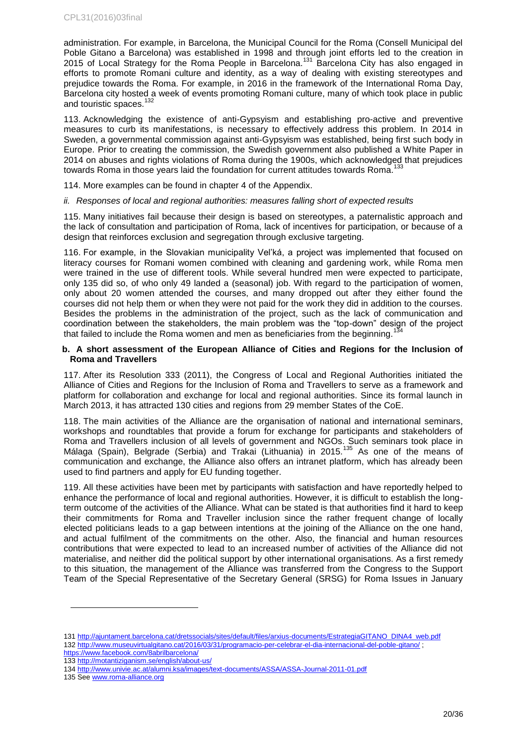administration. For example, in Barcelona, the Municipal Council for the Roma (Consell Municipal del Poble Gitano a Barcelona) was established in 1998 and through joint efforts led to the creation in 2015 of Local Strategy for the Roma People in Barcelona.[131] Barcelona City has also engaged in efforts to promote Romani culture and identity, as a way of dealing with existing stereotypes and prejudice towards the Roma. For example, in 2016 in the framework of the International Roma Day, Barcelona city hosted a week of events promoting Romani culture, many of which took place in public and touristic spaces.[132]

113. Acknowledging the existence of anti-Gypsyism and establishing pro-active and preventive measures to curb its manifestations, is necessary to effectively address this problem. In 2014 in Sweden, a governmental commission against anti-Gypsyism was established, being first such body in Europe. Prior to creating the commission, the Swedish government also published a White Paper in 2014 on abuses and rights violations of Roma during the 1900s, which acknowledged that prejudices towards Roma in those years laid the foundation for current attitudes towards Roma.[133]

114. More examples can be found in chapter 4 of the Appendix.

*ii. Responses of local and regional authorities: measures falling short of expected results*

115. Many initiatives fail because their design is based on stereotypes, a paternalistic approach and the lack of consultation and participation of Roma, lack of incentives for participation, or because of a design that reinforces exclusion and segregation through exclusive targeting.

116. For example, in the Slovakian municipality Vel'ká, a project was implemented that focused on literacy courses for Romani women combined with cleaning and gardening work, while Roma men were trained in the use of different tools. While several hundred men were expected to participate, only 135 did so, of who only 49 landed a (seasonal) job. With regard to the participation of women, only about 20 women attended the courses, and many dropped out after they either found the courses did not help them or when they were not paid for the work they did in addition to the courses. Besides the problems in the administration of the project, such as the lack of communication and coordination between the stakeholders, the main problem was the "top-down" design of the project that failed to include the Roma women and men as beneficiaries from the beginning.[134]

**b. A short assessment of the European Alliance of Cities and Regions for the Inclusion of Roma and Travellers**

117. After its Resolution 333 (2011), the Congress of Local and Regional Authorities initiated the Alliance of Cities and Regions for the Inclusion of Roma and Travellers to serve as a framework and platform for collaboration and exchange for local and regional authorities. Since its formal launch in March 2013, it has attracted 130 cities and regions from 29 member States of the CoE.

118. The main activities of the Alliance are the organisation of national and international seminars, workshops and roundtables that provide a forum for exchange for participants and stakeholders of Roma and Travellers inclusion of all levels of government and NGOs. Such seminars took place in Málaga (Spain), Belgrade (Serbia) and Trakai (Lithuania) in 2015.[135] As one of the means of communication and exchange, the Alliance also offers an intranet platform, which has already been used to find partners and apply for EU funding together.

119. All these activities have been met by participants with satisfaction and have reportedly helped to enhance the performance of local and regional authorities. However, it is difficult to establish the long-term outcome of the activities of the Alliance. What can be stated is that authorities find it hard to keep their commitments for Roma and Traveller inclusion since the rather frequent change of locally elected politicians leads to a gap between intentions at the joining of the Alliance on the one hand, and actual fulfilment of the commitments on the other. Also, the financial and human resources contributions that were expected to lead to an increased number of activities of the Alliance did not materialise, and neither did the political support by other international organisations. As a first remedy to this situation, the management of the Alliance was transferred from the Congress to the Support Team of the Special Representative of the Secretary General (SRSG) for Roma Issues in January

---

131 http://ajuntament.barcelona.cat/dretssocials/sites/default/files/arxius-documents/EstrategiaGITANO_DINA4_web.pdf

132 http://www.museuvirtualgitano.cat/2016/03/31/programacio-per-celebrar-el-dia-internacional-del-poble-gitano/ ; https://www.facebook.com/8abrilbarcelona/

133 http://motantiziganism.se/english/about-us/

134 http://www.univie.ac.at/alumni.ksa/images/text-documents/ASSA/ASSA-Journal-2011-01.pdf

135 See www.roma-alliance.org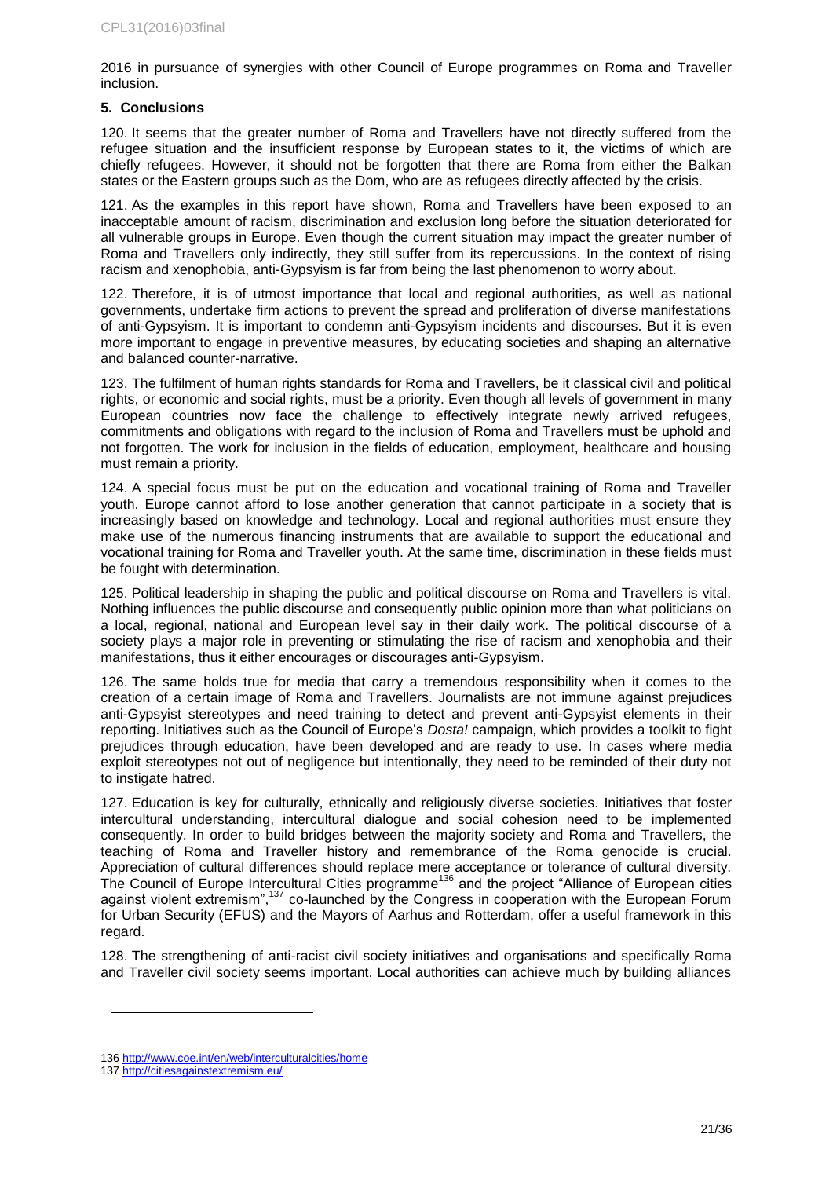2016 in pursuance of synergies with other Council of Europe programmes on Roma and Traveller inclusion.

## 5. Conclusions

120. It seems that the greater number of Roma and Travellers have not directly suffered from the refugee situation and the insufficient response by European states to it, the victims of which are chiefly refugees. However, it should not be forgotten that there are Roma from either the Balkan states or the Eastern groups such as the Dom, who are as refugees directly affected by the crisis.

121. As the examples in this report have shown, Roma and Travellers have been exposed to an inacceptable amount of racism, discrimination and exclusion long before the situation deteriorated for all vulnerable groups in Europe. Even though the current situation may impact the greater number of Roma and Travellers only indirectly, they still suffer from its repercussions. In the context of rising racism and xenophobia, anti-Gypsyism is far from being the last phenomenon to worry about.

122. Therefore, it is of utmost importance that local and regional authorities, as well as national governments, undertake firm actions to prevent the spread and proliferation of diverse manifestations of anti-Gypsyism. It is important to condemn anti-Gypsyism incidents and discourses. But it is even more important to engage in preventive measures, by educating societies and shaping an alternative and balanced counter-narrative.

123. The fulfilment of human rights standards for Roma and Travellers, be it classical civil and political rights, or economic and social rights, must be a priority. Even though all levels of government in many European countries now face the challenge to effectively integrate newly arrived refugees, commitments and obligations with regard to the inclusion of Roma and Travellers must be uphold and not forgotten. The work for inclusion in the fields of education, employment, healthcare and housing must remain a priority.

124. A special focus must be put on the education and vocational training of Roma and Traveller youth. Europe cannot afford to lose another generation that cannot participate in a society that is increasingly based on knowledge and technology. Local and regional authorities must ensure they make use of the numerous financing instruments that are available to support the educational and vocational training for Roma and Traveller youth. At the same time, discrimination in these fields must be fought with determination.

125. Political leadership in shaping the public and political discourse on Roma and Travellers is vital. Nothing influences the public discourse and consequently public opinion more than what politicians on a local, regional, national and European level say in their daily work. The political discourse of a society plays a major role in preventing or stimulating the rise of racism and xenophobia and their manifestations, thus it either encourages or discourages anti-Gypsyism.

126. The same holds true for media that carry a tremendous responsibility when it comes to the creation of a certain image of Roma and Travellers. Journalists are not immune against prejudices anti-Gypsyist stereotypes and need training to detect and prevent anti-Gypsyist elements in their reporting. Initiatives such as the Council of Europe's *Dosta!* campaign, which provides a toolkit to fight prejudices through education, have been developed and are ready to use. In cases where media exploit stereotypes not out of negligence but intentionally, they need to be reminded of their duty not to instigate hatred.

127. Education is key for culturally, ethnically and religiously diverse societies. Initiatives that foster intercultural understanding, intercultural dialogue and social cohesion need to be implemented consequently. In order to build bridges between the majority society and Roma and Travellers, the teaching of Roma and Traveller history and remembrance of the Roma genocide is crucial. Appreciation of cultural differences should replace mere acceptance or tolerance of cultural diversity. The Council of Europe Intercultural Cities programme[136] and the project "Alliance of European cities against violent extremism",[137] co-launched by the Congress in cooperation with the European Forum for Urban Security (EFUS) and the Mayors of Aarhus and Rotterdam, offer a useful framework in this regard.

128. The strengthening of anti-racist civil society initiatives and organisations and specifically Roma and Traveller civil society seems important. Local authorities can achieve much by building alliances

---

136 http://www.coe.int/en/web/interculturalcities/home

137 http://citiesagainstextremism.eu/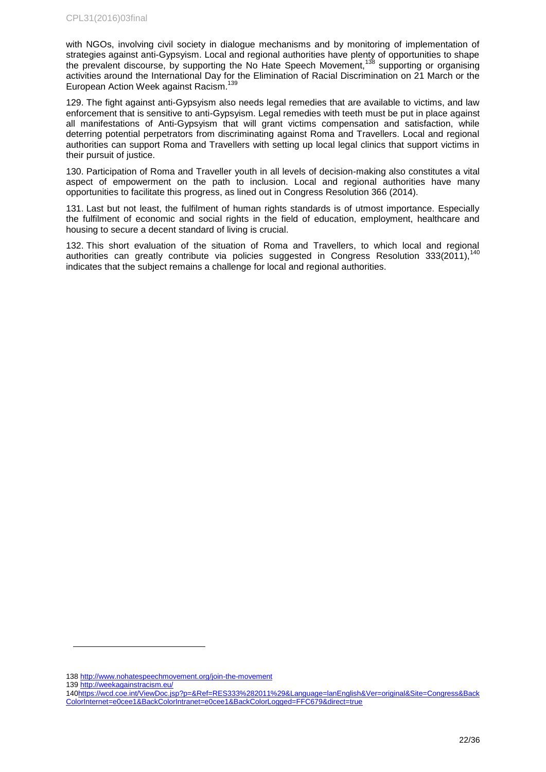with NGOs, involving civil society in dialogue mechanisms and by monitoring of implementation of strategies against anti-Gypsyism. Local and regional authorities have plenty of opportunities to shape the prevalent discourse, by supporting the No Hate Speech Movement,[138] supporting or organising activities around the International Day for the Elimination of Racial Discrimination on 21 March or the European Action Week against Racism.[139]

129. The fight against anti-Gypsyism also needs legal remedies that are available to victims, and law enforcement that is sensitive to anti-Gypsyism. Legal remedies with teeth must be put in place against all manifestations of Anti-Gypsyism that will grant victims compensation and satisfaction, while deterring potential perpetrators from discriminating against Roma and Travellers. Local and regional authorities can support Roma and Travellers with setting up local legal clinics that support victims in their pursuit of justice.

130. Participation of Roma and Traveller youth in all levels of decision-making also constitutes a vital aspect of empowerment on the path to inclusion. Local and regional authorities have many opportunities to facilitate this progress, as lined out in Congress Resolution 366 (2014).

131. Last but not least, the fulfilment of human rights standards is of utmost importance. Especially the fulfilment of economic and social rights in the field of education, employment, healthcare and housing to secure a decent standard of living is crucial.

132. This short evaluation of the situation of Roma and Travellers, to which local and regional authorities can greatly contribute via policies suggested in Congress Resolution 333(2011),[140] indicates that the subject remains a challenge for local and regional authorities.

---

138 http://www.nohatespeechmovement.org/join-the-movement

139 http://weekagainstracism.eu/

140 https://wcd.coe.int/ViewDoc.jsp?p=&Ref=RES333%282011%29&Language=lanEnglish&Ver=original&Site=Congress&BackColorInternet=e0cee1&BackColorIntranet=e0cee1&BackColorLogged=FFC679&direct=true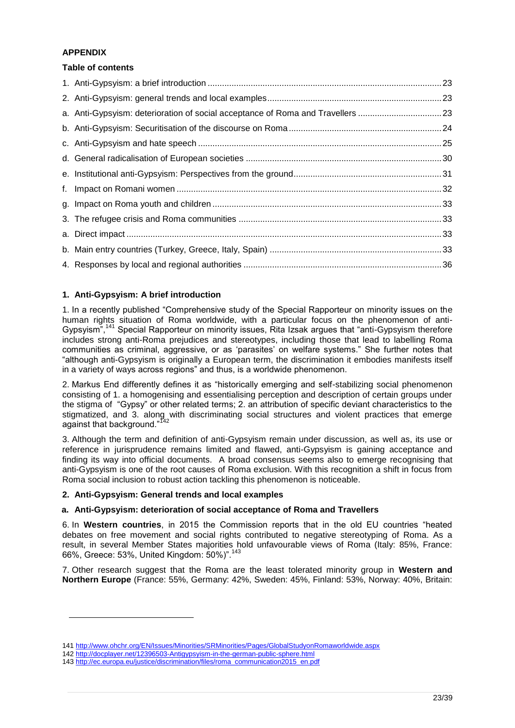**APPENDIX**

**Table of contents**

1. Anti-Gypsyism: a brief introduction ........ 23
2. Anti-Gypsyism: general trends and local examples ........ 23
   a. Anti-Gypsyism: deterioration of social acceptance of Roma and Travellers ........ 23
   b. Anti-Gypsyism: Securitisation of the discourse on Roma ........ 24
   c. Anti-Gypsyism and hate speech ........ 25
   d. General radicalisation of European societies ........ 30
   e. Institutional anti-Gypsyism: Perspectives from the ground ........ 31
   f. Impact on Romani women ........ 32
   g. Impact on Roma youth and children ........ 33
3. The refugee crisis and Roma communities ........ 33
   a. Direct impact ........ 33
   b. Main entry countries (Turkey, Greece, Italy, Spain) ........ 33
4. Responses by local and regional authorities ........ 36

## 1. Anti-Gypsyism: A brief introduction

1. In a recently published "Comprehensive study of the Special Rapporteur on minority issues on the human rights situation of Roma worldwide, with a particular focus on the phenomenon of anti-Gypsyism",[141] Special Rapporteur on minority issues, Rita Izsak argues that "anti-Gypsyism therefore includes strong anti-Roma prejudices and stereotypes, including those that lead to labelling Roma communities as criminal, aggressive, or as 'parasites' on welfare systems." She further notes that "although anti-Gypsyism is originally a European term, the discrimination it embodies manifests itself in a variety of ways across regions" and thus, is a worldwide phenomenon.

2. Markus End differently defines it as "historically emerging and self-stabilizing social phenomenon consisting of 1. a homogenising and essentialising perception and description of certain groups under the stigma of "Gypsy" or other related terms; 2. an attribution of specific deviant characteristics to the stigmatized, and 3. along with discriminating social structures and violent practices that emerge against that background."[142]

3. Although the term and definition of anti-Gypsyism remain under discussion, as well as, its use or reference in jurisprudence remains limited and flawed, anti-Gypsyism is gaining acceptance and finding its way into official documents. A broad consensus seems also to emerge recognising that anti-Gypsyism is one of the root causes of Roma exclusion. With this recognition a shift in focus from Roma social inclusion to robust action tackling this phenomenon is noticeable.

## 2. Anti-Gypsyism: General trends and local examples

### a. Anti-Gypsyism: deterioration of social acceptance of Roma and Travellers

6. In **Western countries**, in 2015 the Commission reports that in the old EU countries "heated debates on free movement and social rights contributed to negative stereotyping of Roma. As a result, in several Member States majorities hold unfavourable views of Roma (Italy: 85%, France: 66%, Greece: 53%, United Kingdom: 50%)".[143]

7. Other research suggest that the Roma are the least tolerated minority group in **Western and Northern Europe** (France: 55%, Germany: 42%, Sweden: 45%, Finland: 53%, Norway: 40%, Britain:

---

141 http://www.ohchr.org/EN/Issues/Minorities/SRMinorities/Pages/GlobalStudyonRomaworldwide.aspx

142 http://docplayer.net/12396503-Antigypsyism-in-the-german-public-sphere.html

143 http://ec.europa.eu/justice/discrimination/files/roma_communication2015_en.pdf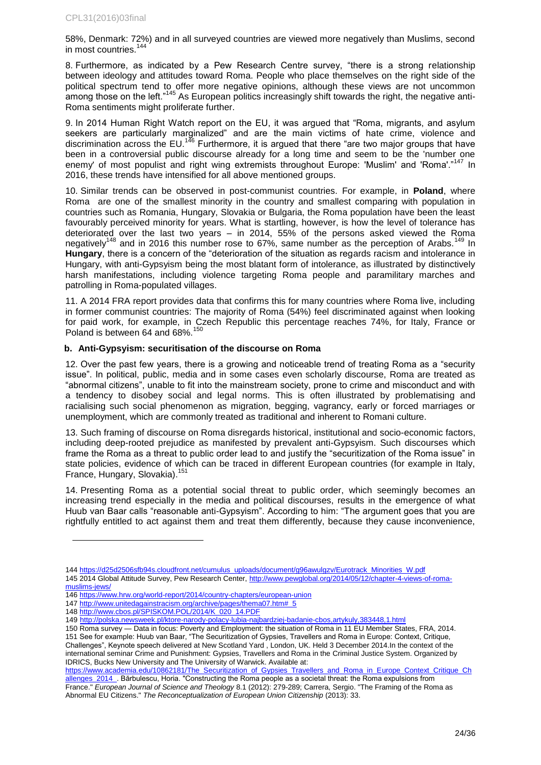58%, Denmark: 72%) and in all surveyed countries are viewed more negatively than Muslims, second in most countries.[144]

8. Furthermore, as indicated by a Pew Research Centre survey, "there is a strong relationship between ideology and attitudes toward Roma. People who place themselves on the right side of the political spectrum tend to offer more negative opinions, although these views are not uncommon among those on the left."[145] As European politics increasingly shift towards the right, the negative anti-Roma sentiments might proliferate further.

9. In 2014 Human Right Watch report on the EU, it was argued that "Roma, migrants, and asylum seekers are particularly marginalized" and are the main victims of hate crime, violence and discrimination across the EU.[146] Furthermore, it is argued that there "are two major groups that have been in a controversial public discourse already for a long time and seem to be the 'number one enemy' of most populist and right wing extremists throughout Europe: 'Muslim' and 'Roma'."[147] In 2016, these trends have intensified for all above mentioned groups.

10. Similar trends can be observed in post-communist countries. For example, in **Poland**, where Roma are one of the smallest minority in the country and smallest comparing with population in countries such as Romania, Hungary, Slovakia or Bulgaria, the Roma population have been the least favourably perceived minority for years. What is startling, however, is how the level of tolerance has deteriorated over the last two years – in 2014, 55% of the persons asked viewed the Roma negatively[148] and in 2016 this number rose to 67%, same number as the perception of Arabs.[149] In **Hungary**, there is a concern of the "deterioration of the situation as regards racism and intolerance in Hungary, with anti-Gypsyism being the most blatant form of intolerance, as illustrated by distinctively harsh manifestations, including violence targeting Roma people and paramilitary marches and patrolling in Roma-populated villages.

11. A 2014 FRA report provides data that confirms this for many countries where Roma live, including in former communist countries: The majority of Roma (54%) feel discriminated against when looking for paid work, for example, in Czech Republic this percentage reaches 74%, for Italy, France or Poland is between 64 and 68%.[150]

### b. Anti-Gypsyism: securitisation of the discourse on Roma

12. Over the past few years, there is a growing and noticeable trend of treating Roma as a "security issue". In political, public, media and in some cases even scholarly discourse, Roma are treated as "abnormal citizens", unable to fit into the mainstream society, prone to crime and misconduct and with a tendency to disobey social and legal norms. This is often illustrated by problematising and racialising such social phenomenon as migration, begging, vagrancy, early or forced marriages or unemployment, which are commonly treated as traditional and inherent to Romani culture.

13. Such framing of discourse on Roma disregards historical, institutional and socio-economic factors, including deep-rooted prejudice as manifested by prevalent anti-Gypsyism. Such discourses which frame the Roma as a threat to public order lead to and justify the "securitization of the Roma issue" in state policies, evidence of which can be traced in different European countries (for example in Italy, France, Hungary, Slovakia).[151]

14. Presenting Roma as a potential social threat to public order, which seemingly becomes an increasing trend especially in the media and political discourses, results in the emergence of what Huub van Baar calls "reasonable anti-Gypsyism". According to him: "The argument goes that you are rightfully entitled to act against them and treat them differently, because they cause inconvenience,

---

144 https://d25d2506sfb94s.cloudfront.net/cumulus_uploads/document/g96awulgzv/Eurotrack_Minorities_W.pdf

145 2014 Global Attitude Survey, Pew Research Center, http://www.pewglobal.org/2014/05/12/chapter-4-views-of-roma-muslims-jews/

146 https://www.hrw.org/world-report/2014/country-chapters/european-union

147 http://www.unitedagainstracism.org/archive/pages/thema07.htm#_5

148 http://www.cbos.pl/SPISKOM.POL/2014/K_020_14.PDF

149 http://polska.newsweek.pl/ktore-narody-polacy-lubia-najbardziej-badanie-cbos,artykuly,383448,1.html

150 Roma survey — Data in focus: Poverty and Employment: the situation of Roma in 11 EU Member States, FRA, 2014.

151 See for example: Huub van Baar, "The Securitization of Gypsies, Travellers and Roma in Europe: Context, Critique, Challenges", Keynote speech delivered at New Scotland Yard , London, UK. Held 3 December 2014.In the context of the international seminar Crime and Punishment: Gypsies, Travellers and Roma in the Criminal Justice System. Organized by IDRICS, Bucks New University and The University of Warwick. Available at: https://www.academia.edu/10862181/The_Securitization_of_Gypsies_Travellers_and_Roma_in_Europe_Context_Critique_Challenges_2014_. Bărbulescu, Horia. "Constructing the Roma people as a societal threat: the Roma expulsions from France." *European Journal of Science and Theology* 8.1 (2012): 279-289; Carrera, Sergio. "The Framing of the Roma as Abnormal EU Citizens." *The Reconceptualization of European Union Citizenship* (2013): 33.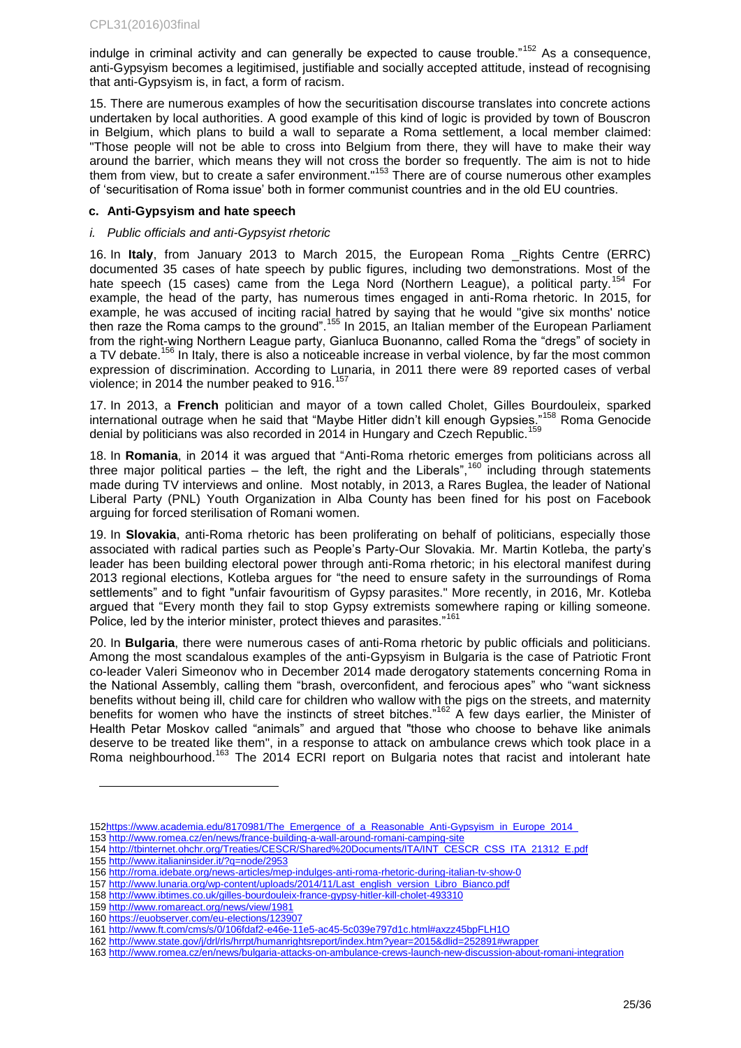indulge in criminal activity and can generally be expected to cause trouble."[152] As a consequence, anti-Gypsyism becomes a legitimised, justifiable and socially accepted attitude, instead of recognising that anti-Gypsyism is, in fact, a form of racism.

15. There are numerous examples of how the securitisation discourse translates into concrete actions undertaken by local authorities. A good example of this kind of logic is provided by town of Bouscron in Belgium, which plans to build a wall to separate a Roma settlement, a local member claimed: "Those people will not be able to cross into Belgium from there, they will have to make their way around the barrier, which means they will not cross the border so frequently. The aim is not to hide them from view, but to create a safer environment."[153] There are of course numerous other examples of 'securitisation of Roma issue' both in former communist countries and in the old EU countries.

### c. Anti-Gypsyism and hate speech

#### *i. Public officials and anti-Gypsyist rhetoric*

16. In **Italy**, from January 2013 to March 2015, the European Roma _Rights Centre (ERRC) documented 35 cases of hate speech by public figures, including two demonstrations. Most of the hate speech (15 cases) came from the Lega Nord (Northern League), a political party.[154] For example, the head of the party, has numerous times engaged in anti-Roma rhetoric. In 2015, for example, he was accused of inciting racial hatred by saying that he would "give six months' notice then raze the Roma camps to the ground".[155] In 2015, an Italian member of the European Parliament from the right-wing Northern League party, Gianluca Buonanno, called Roma the "dregs" of society in a TV debate.[156] In Italy, there is also a noticeable increase in verbal violence, by far the most common expression of discrimination. According to Lunaria, in 2011 there were 89 reported cases of verbal violence; in 2014 the number peaked to 916.[157]

17. In 2013, a **French** politician and mayor of a town called Cholet, Gilles Bourdouleix, sparked international outrage when he said that "Maybe Hitler didn't kill enough Gypsies."[158] Roma Genocide denial by politicians was also recorded in 2014 in Hungary and Czech Republic.[159]

18. In **Romania**, in 2014 it was argued that "Anti-Roma rhetoric emerges from politicians across all three major political parties – the left, the right and the Liberals",[160] including through statements made during TV interviews and online. Most notably, in 2013, a Rares Buglea, the leader of National Liberal Party (PNL) Youth Organization in Alba County has been fined for his post on Facebook arguing for forced sterilisation of Romani women.

19. In **Slovakia**, anti-Roma rhetoric has been proliferating on behalf of politicians, especially those associated with radical parties such as People's Party-Our Slovakia. Mr. Martin Kotleba, the party's leader has been building electoral power through anti-Roma rhetoric; in his electoral manifest during 2013 regional elections, Kotleba argues for "the need to ensure safety in the surroundings of Roma settlements" and to fight "unfair favouritism of Gypsy parasites." More recently, in 2016, Mr. Kotleba argued that "Every month they fail to stop Gypsy extremists somewhere raping or killing someone. Police, led by the interior minister, protect thieves and parasites."[161]

20. In **Bulgaria**, there were numerous cases of anti-Roma rhetoric by public officials and politicians. Among the most scandalous examples of the anti-Gypsyism in Bulgaria is the case of Patriotic Front co-leader Valeri Simeonov who in December 2014 made derogatory statements concerning Roma in the National Assembly, calling them "brash, overconfident, and ferocious apes" who "want sickness benefits without being ill, child care for children who wallow with the pigs on the streets, and maternity benefits for women who have the instincts of street bitches."[162] A few days earlier, the Minister of Health Petar Moskov called "animals" and argued that "those who choose to behave like animals deserve to be treated like them", in a response to attack on ambulance crews which took place in a Roma neighbourhood.[163] The 2014 ECRI report on Bulgaria notes that racist and intolerant hate

---

152 https://www.academia.edu/8170981/The_Emergence_of_a_Reasonable_Anti-Gypsyism_in_Europe_2014_
153 http://www.romea.cz/en/news/france-building-a-wall-around-romani-camping-site
154 http://tbinternet.ohchr.org/Treaties/CESCR/Shared%20Documents/ITA/INT_CESCR_CSS_ITA_21312_E.pdf
155 http://www.italianinsider.it/?q=node/2953
156 http://roma.idebate.org/news-articles/mep-indulges-anti-roma-rhetoric-during-italian-tv-show-0
157 http://www.lunaria.org/wp-content/uploads/2014/11/Last_english_version_Libro_Bianco.pdf
158 http://www.ibtimes.co.uk/gilles-bourdouleix-france-gypsy-hitler-kill-cholet-493310
159 http://www.romareact.org/news/view/1981
160 https://euobserver.com/eu-elections/123907
161 http://www.ft.com/cms/s/0/106fdaf2-e46e-11e5-ac45-5c039e797d1c.html#axzz45bpFLH1O
162 http://www.state.gov/j/drl/rls/hrrpt/humanrightsreport/index.htm?year=2015&dlid=252891#wrapper
163 http://www.romea.cz/en/news/bulgaria-attacks-on-ambulance-crews-launch-new-discussion-about-romani-integration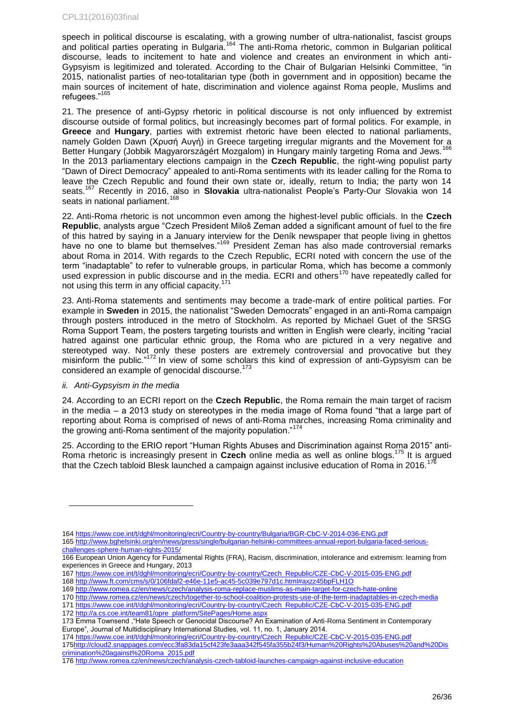speech in political discourse is escalating, with a growing number of ultra-nationalist, fascist groups and political parties operating in Bulgaria.[164] The anti-Roma rhetoric, common in Bulgarian political discourse, leads to incitement to hate and violence and creates an environment in which anti-Gypsyism is legitimized and tolerated. According to the Chair of Bulgarian Helsinki Committee, "in 2015, nationalist parties of neo-totalitarian type (both in government and in opposition) became the main sources of incitement of hate, discrimination and violence against Roma people, Muslims and refugees."[165]

21. The presence of anti-Gypsy rhetoric in political discourse is not only influenced by extremist discourse outside of formal politics, but increasingly becomes part of formal politics. For example, in **Greece** and **Hungary**, parties with extremist rhetoric have been elected to national parliaments, namely Golden Dawn (Χρυσή Αυγή) in Greece targeting irregular migrants and the Movement for a Better Hungary (Jobbik Magyarországért Mozgalom) in Hungary mainly targeting Roma and Jews.[166] In the 2013 parliamentary elections campaign in the **Czech Republic**, the right-wing populist party "Dawn of Direct Democracy" appealed to anti-Roma sentiments with its leader calling for the Roma to leave the Czech Republic and found their own state or, ideally, return to India; the party won 14 seats.[167] Recently in 2016, also in **Slovakia** ultra-nationalist People's Party-Our Slovakia won 14 seats in national parliament.[168]

22. Anti-Roma rhetoric is not uncommon even among the highest-level public officials. In the **Czech Republic**, analysts argue "Czech President Miloš Zeman added a significant amount of fuel to the fire of this hatred by saying in a January interview for the Deník newspaper that people living in ghettos have no one to blame but themselves."[169] President Zeman has also made controversial remarks about Roma in 2014. With regards to the Czech Republic, ECRI noted with concern the use of the term "inadaptable" to refer to vulnerable groups, in particular Roma, which has become a commonly used expression in public discourse and in the media. ECRI and others[170] have repeatedly called for not using this term in any official capacity.[171]

23. Anti-Roma statements and sentiments may become a trade-mark of entire political parties. For example in **Sweden** in 2015, the nationalist "Sweden Democrats" engaged in an anti-Roma campaign through posters introduced in the metro of Stockholm. As reported by Michael Guet of the SRSG Roma Support Team, the posters targeting tourists and written in English were clearly, inciting "racial hatred against one particular ethnic group, the Roma who are pictured in a very negative and stereotyped way. Not only these posters are extremely controversial and provocative but they misinform the public."[172] In view of some scholars this kind of expression of anti-Gypsyism can be considered an example of genocidal discourse.[173]

*ii. Anti-Gypsyism in the media*

24. According to an ECRI report on the **Czech Republic**, the Roma remain the main target of racism in the media – a 2013 study on stereotypes in the media image of Roma found "that a large part of reporting about Roma is comprised of news of anti-Roma marches, increasing Roma criminality and the growing anti-Roma sentiment of the majority population."[174]

25. According to the ERIO report "Human Rights Abuses and Discrimination against Roma 2015" anti-Roma rhetoric is increasingly present in **Czech** online media as well as online blogs.[175] It is argued that the Czech tabloid Blesk launched a campaign against inclusive education of Roma in 2016.[176]

---

164 https://www.coe.int/t/dghl/monitoring/ecri/Country-by-country/Bulgaria/BGR-CbC-V-2014-036-ENG.pdf

165 http://www.bghelsinki.org/en/news/press/single/bulgarian-helsinki-committees-annual-report-bulgaria-faced-serious-challenges-sphere-human-rights-2015/

166 European Union Agency for Fundamental Rights (FRA), Racism, discrimination, intolerance and extremism: learning from experiences in Greece and Hungary, 2013

167 https://www.coe.int/t/dghl/monitoring/ecri/Country-by-country/Czech_Republic/CZE-CbC-V-2015-035-ENG.pdf

168 http://www.ft.com/cms/s/0/106fdaf2-e46e-11e5-ac45-5c039e797d1c.html#axzz45bpFLH1O

169 http://www.romea.cz/en/news/czech/analysis-roma-replace-muslims-as-main-target-for-czech-hate-online

170 http://www.romea.cz/en/news/czech/together-to-school-coalition-protests-use-of-the-term-inadaptables-in-czech-media

171 https://www.coe.int/t/dghl/monitoring/ecri/Country-by-country/Czech_Republic/CZE-CbC-V-2015-035-ENG.pdf

172 http://a.cs.coe.int/team81/opre_platform/SitePages/Home.aspx

173 Emma Townsend ,"Hate Speech or Genocidal Discourse? An Examination of Anti-Roma Sentiment in Contemporary Europe", Journal of Multidisciplinary International Studies, vol. 11, no. 1, January 2014.

174 https://www.coe.int/t/dghl/monitoring/ecri/Country-by-country/Czech_Republic/CZE-CbC-V-2015-035-ENG.pdf

175 http://cloud2.snappages.com/ecc3fa83da15cf423fe3aaa342f545fa355b24f3/Human%20Rights%20Abuses%20and%20Discrimination%20against%20Roma_2015.pdf

176 http://www.romea.cz/en/news/czech/analysis-czech-tabloid-launches-campaign-against-inclusive-education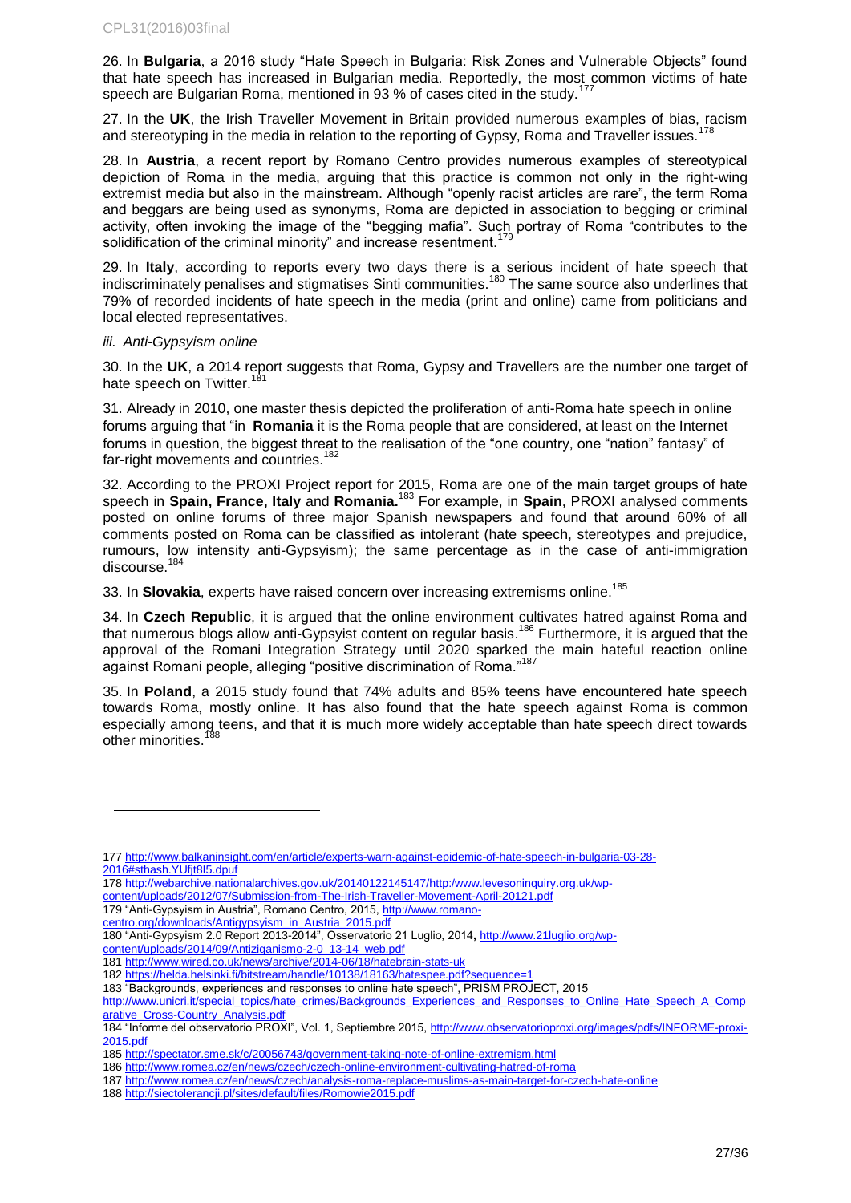26. In **Bulgaria**, a 2016 study "Hate Speech in Bulgaria: Risk Zones and Vulnerable Objects" found that hate speech has increased in Bulgarian media. Reportedly, the most common victims of hate speech are Bulgarian Roma, mentioned in 93 % of cases cited in the study.[177]

27. In the **UK**, the Irish Traveller Movement in Britain provided numerous examples of bias, racism and stereotyping in the media in relation to the reporting of Gypsy, Roma and Traveller issues.[178]

28. In **Austria**, a recent report by Romano Centro provides numerous examples of stereotypical depiction of Roma in the media, arguing that this practice is common not only in the right-wing extremist media but also in the mainstream. Although "openly racist articles are rare", the term Roma and beggars are being used as synonyms, Roma are depicted in association to begging or criminal activity, often invoking the image of the "begging mafia". Such portray of Roma "contributes to the solidification of the criminal minority" and increase resentment.[179]

29. In **Italy**, according to reports every two days there is a serious incident of hate speech that indiscriminately penalises and stigmatises Sinti communities.[180] The same source also underlines that 79% of recorded incidents of hate speech in the media (print and online) came from politicians and local elected representatives.

*iii. Anti-Gypsyism online*

30. In the **UK**, a 2014 report suggests that Roma, Gypsy and Travellers are the number one target of hate speech on Twitter.[181]

31. Already in 2010, one master thesis depicted the proliferation of anti-Roma hate speech in online forums arguing that "in **Romania** it is the Roma people that are considered, at least on the Internet forums in question, the biggest threat to the realisation of the "one country, one "nation" fantasy" of far-right movements and countries.[182]

32. According to the PROXI Project report for 2015, Roma are one of the main target groups of hate speech in **Spain, France, Italy** and **Romania.**[183] For example, in **Spain**, PROXI analysed comments posted on online forums of three major Spanish newspapers and found that around 60% of all comments posted on Roma can be classified as intolerant (hate speech, stereotypes and prejudice, rumours, low intensity anti-Gypsyism); the same percentage as in the case of anti-immigration discourse.[184]

33. In **Slovakia**, experts have raised concern over increasing extremisms online.[185]

34. In **Czech Republic**, it is argued that the online environment cultivates hatred against Roma and that numerous blogs allow anti-Gypsyist content on regular basis.[186] Furthermore, it is argued that the approval of the Romani Integration Strategy until 2020 sparked the main hateful reaction online against Romani people, alleging "positive discrimination of Roma."[187]

35. In **Poland**, a 2015 study found that 74% adults and 85% teens have encountered hate speech towards Roma, mostly online. It has also found that the hate speech against Roma is common especially among teens, and that it is much more widely acceptable than hate speech direct towards other minorities.[188]

---

177 http://www.balkaninsight.com/en/article/experts-warn-against-epidemic-of-hate-speech-in-bulgaria-03-28-2016#sthash.YUfjt8I5.dpuf

178 http://webarchive.nationalarchives.gov.uk/20140122145147/http:/www.levesoninquiry.org.uk/wp-content/uploads/2012/07/Submission-from-The-Irish-Traveller-Movement-April-20121.pdf

179 "Anti-Gypsyism in Austria", Romano Centro, 2015, http://www.romano-centro.org/downloads/Antigypsyism_in_Austria_2015.pdf

180 "Anti-Gypsyism 2.0 Report 2013-2014", Osservatorio 21 Luglio, 2014**,** http://www.21luglio.org/wp-content/uploads/2014/09/Antiziganismo-2-0_13-14_web.pdf

181 http://www.wired.co.uk/news/archive/2014-06/18/hatebrain-stats-uk

182 https://helda.helsinki.fi/bitstream/handle/10138/18163/hatespee.pdf?sequence=1

183 "Backgrounds, experiences and responses to online hate speech", PRISM PROJECT, 2015 http://www.unicri.it/special_topics/hate_crimes/Backgrounds_Experiences_and_Responses_to_Online_Hate_Speech_A_Comparative_Cross-Country_Analysis.pdf

184 "Informe del observatorio PROXI", Vol. 1, Septiembre 2015, http://www.observatorioproxi.org/images/pdfs/INFORME-proxi-2015.pdf

185 http://spectator.sme.sk/c/20056743/government-taking-note-of-online-extremism.html

186 http://www.romea.cz/en/news/czech/czech-online-environment-cultivating-hatred-of-roma

187 http://www.romea.cz/en/news/czech/analysis-roma-replace-muslims-as-main-target-for-czech-hate-online

188 http://siectolerancji.pl/sites/default/files/Romowie2015.pdf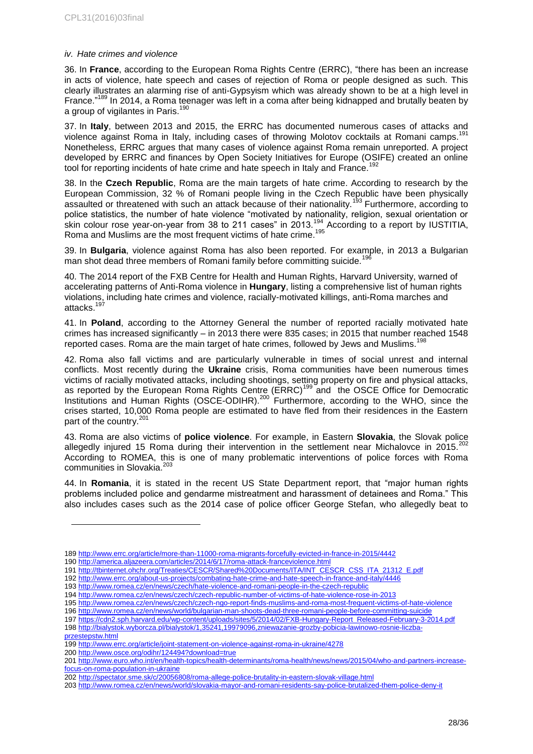*iv. Hate crimes and violence*

36. In **France**, according to the European Roma Rights Centre (ERRC), "there has been an increase in acts of violence, hate speech and cases of rejection of Roma or people designed as such. This clearly illustrates an alarming rise of anti-Gypsyism which was already shown to be at a high level in France."[189] In 2014, a Roma teenager was left in a coma after being kidnapped and brutally beaten by a group of vigilantes in Paris.[190]

37. In **Italy**, between 2013 and 2015, the ERRC has documented numerous cases of attacks and violence against Roma in Italy, including cases of throwing Molotov cocktails at Romani camps.[191] Nonetheless, ERRC argues that many cases of violence against Roma remain unreported. A project developed by ERRC and finances by Open Society Initiatives for Europe (OSIFE) created an online tool for reporting incidents of hate crime and hate speech in Italy and France.[192]

38. In the **Czech Republic**, Roma are the main targets of hate crime. According to research by the European Commission, 32 % of Romani people living in the Czech Republic have been physically assaulted or threatened with such an attack because of their nationality.[193] Furthermore, according to police statistics, the number of hate violence "motivated by nationality, religion, sexual orientation or skin colour rose year-on-year from 38 to 211 cases" in 2013.[194] According to a report by IUSTITIA, Roma and Muslims are the most frequent victims of hate crime.[195]

39. In **Bulgaria**, violence against Roma has also been reported. For example, in 2013 a Bulgarian man shot dead three members of Romani family before committing suicide.[196]

40. The 2014 report of the FXB Centre for Health and Human Rights, Harvard University, warned of accelerating patterns of Anti-Roma violence in **Hungary**, listing a comprehensive list of human rights violations, including hate crimes and violence, racially-motivated killings, anti-Roma marches and attacks.[197]

41. In **Poland**, according to the Attorney General the number of reported racially motivated hate crimes has increased significantly – in 2013 there were 835 cases; in 2015 that number reached 1548 reported cases. Roma are the main target of hate crimes, followed by Jews and Muslims.[198]

42. Roma also fall victims and are particularly vulnerable in times of social unrest and internal conflicts. Most recently during the **Ukraine** crisis, Roma communities have been numerous times victims of racially motivated attacks, including shootings, setting property on fire and physical attacks, as reported by the European Roma Rights Centre (ERRC)[199] and the OSCE Office for Democratic Institutions and Human Rights (OSCE-ODIHR).[200] Furthermore, according to the WHO, since the crises started, 10,000 Roma people are estimated to have fled from their residences in the Eastern part of the country.[201]

43. Roma are also victims of **police violence**. For example, in Eastern **Slovakia**, the Slovak police allegedly injured 15 Roma during their intervention in the settlement near Michalovce in 2015.[202] According to ROMEA, this is one of many problematic interventions of police forces with Roma communities in Slovakia.[203]

44. In **Romania**, it is stated in the recent US State Department report, that "major human rights problems included police and gendarme mistreatment and harassment of detainees and Roma." This also includes cases such as the 2014 case of police officer George Stefan, who allegedly beat to

---

189 http://www.errc.org/article/more-than-11000-roma-migrants-forcefully-evicted-in-france-in-2015/4442
190 http://america.aljazeera.com/articles/2014/6/17/roma-attack-franceviolence.html
191 http://tbinternet.ohchr.org/Treaties/CESCR/Shared%20Documents/ITA/INT_CESCR_CSS_ITA_21312_E.pdf
192 http://www.errc.org/about-us-projects/combating-hate-crime-and-hate-speech-in-france-and-italy/4446
193 http://www.romea.cz/en/news/czech/hate-violence-and-romani-people-in-the-czech-republic
194 http://www.romea.cz/en/news/czech/czech-republic-number-of-victims-of-hate-violence-rose-in-2013
195 http://www.romea.cz/en/news/czech/czech-ngo-report-finds-muslims-and-roma-most-frequent-victims-of-hate-violence
196 http://www.romea.cz/en/news/world/bulgarian-man-shoots-dead-three-romani-people-before-committing-suicide
197 https://cdn2.sph.harvard.edu/wp-content/uploads/sites/5/2014/02/FXB-Hungary-Report_Released-February-3-2014.pdf
198 http://bialystok.wyborcza.pl/bialystok/1,35241,19979096,zniewazanie-grozby-pobicia-lawinowo-rosnie-liczba-przestepstw.html
199 http://www.errc.org/article/joint-statement-on-violence-against-roma-in-ukraine/4278
200 http://www.osce.org/odihr/124494?download=true
201 http://www.euro.who.int/en/health-topics/health-determinants/roma-health/news/news/2015/04/who-and-partners-increase-focus-on-roma-population-in-ukraine
202 http://spectator.sme.sk/c/20056808/roma-allege-police-brutality-in-eastern-slovak-village.html
203 http://www.romea.cz/en/news/world/slovakia-mayor-and-romani-residents-say-police-brutalized-them-police-deny-it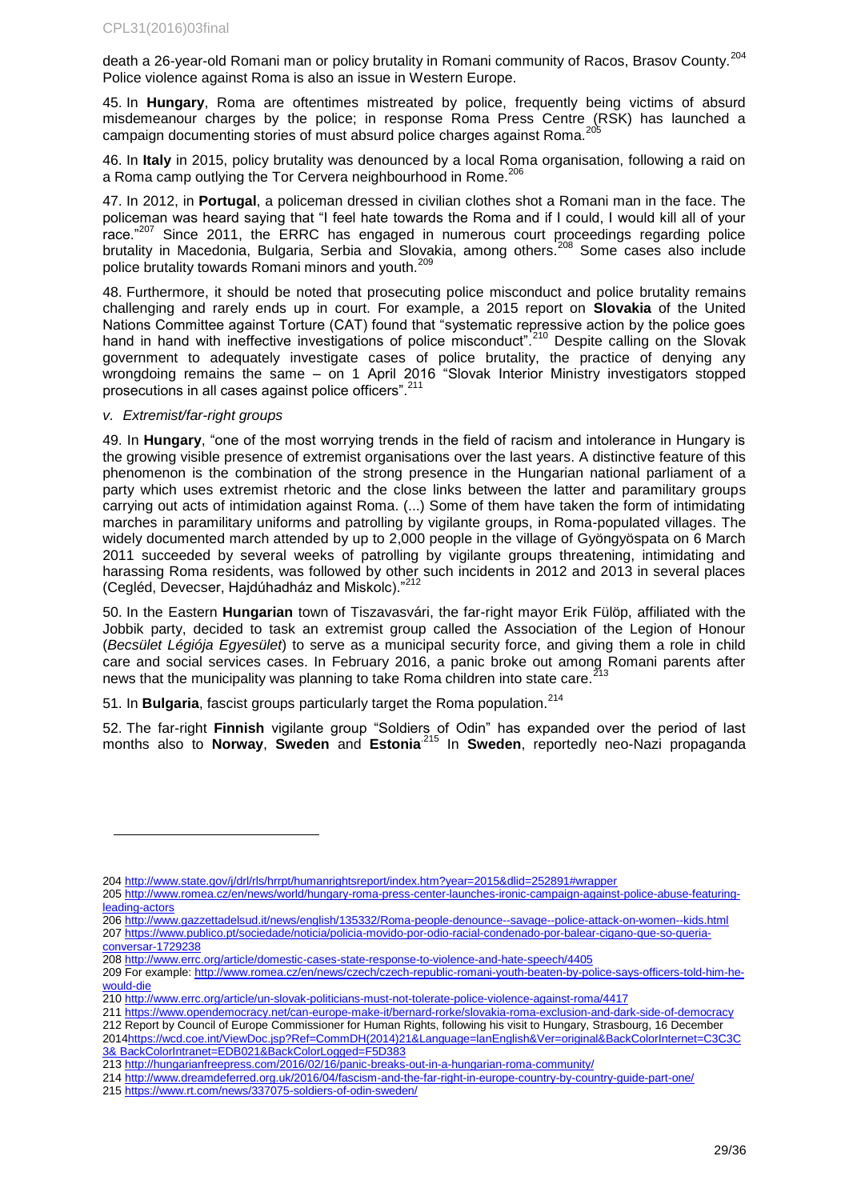death a 26-year-old Romani man or policy brutality in Romani community of Racos, Brasov County.[204] Police violence against Roma is also an issue in Western Europe.

45. In **Hungary**, Roma are oftentimes mistreated by police, frequently being victims of absurd misdemeanour charges by the police; in response Roma Press Centre (RSK) has launched a campaign documenting stories of must absurd police charges against Roma.[205]

46. In **Italy** in 2015, policy brutality was denounced by a local Roma organisation, following a raid on a Roma camp outlying the Tor Cervera neighbourhood in Rome.[206]

47. In 2012, in **Portugal**, a policeman dressed in civilian clothes shot a Romani man in the face. The policeman was heard saying that "I feel hate towards the Roma and if I could, I would kill all of your race."[207] Since 2011, the ERRC has engaged in numerous court proceedings regarding police brutality in Macedonia, Bulgaria, Serbia and Slovakia, among others.[208] Some cases also include police brutality towards Romani minors and youth.[209]

48. Furthermore, it should be noted that prosecuting police misconduct and police brutality remains challenging and rarely ends up in court. For example, a 2015 report on **Slovakia** of the United Nations Committee against Torture (CAT) found that "systematic repressive action by the police goes hand in hand with ineffective investigations of police misconduct".[210] Despite calling on the Slovak government to adequately investigate cases of police brutality, the practice of denying any wrongdoing remains the same – on 1 April 2016 "Slovak Interior Ministry investigators stopped prosecutions in all cases against police officers".[211]

*v. Extremist/far-right groups*

49. In **Hungary**, "one of the most worrying trends in the field of racism and intolerance in Hungary is the growing visible presence of extremist organisations over the last years. A distinctive feature of this phenomenon is the combination of the strong presence in the Hungarian national parliament of a party which uses extremist rhetoric and the close links between the latter and paramilitary groups carrying out acts of intimidation against Roma. (...) Some of them have taken the form of intimidating marches in paramilitary uniforms and patrolling by vigilante groups, in Roma-populated villages. The widely documented march attended by up to 2,000 people in the village of Gyöngyöspata on 6 March 2011 succeeded by several weeks of patrolling by vigilante groups threatening, intimidating and harassing Roma residents, was followed by other such incidents in 2012 and 2013 in several places (Cegléd, Devecser, Hajdúhadház and Miskolc)."[212]

50. In the Eastern **Hungarian** town of Tiszavasvári, the far-right mayor Erik Fülöp, affiliated with the Jobbik party, decided to task an extremist group called the Association of the Legion of Honour (*Becsület Légiója Egyesület*) to serve as a municipal security force, and giving them a role in child care and social services cases. In February 2016, a panic broke out among Romani parents after news that the municipality was planning to take Roma children into state care.[213]

51. In **Bulgaria**, fascist groups particularly target the Roma population.[214]

52. The far-right **Finnish** vigilante group "Soldiers of Odin" has expanded over the period of last months also to **Norway**, **Sweden** and **Estonia**.[215] In **Sweden**, reportedly neo-Nazi propaganda

---

204 http://www.state.gov/j/drl/rls/hrrpt/humanrightsreport/index.htm?year=2015&dlid=252891#wrapper

205 http://www.romea.cz/en/news/world/hungary-roma-press-center-launches-ironic-campaign-against-police-abuse-featuring-leading-actors

206 http://www.gazzettadelsud.it/news/english/135332/Roma-people-denounce--savage--police-attack-on-women--kids.html

207 https://www.publico.pt/sociedade/noticia/policia-movido-por-odio-racial-condenado-por-balear-cigano-que-so-queria-conversar-1729238

208 http://www.errc.org/article/domestic-cases-state-response-to-violence-and-hate-speech/4405

209 For example: http://www.romea.cz/en/news/czech/czech-republic-romani-youth-beaten-by-police-says-officers-told-him-he-would-die

210 http://www.errc.org/article/un-slovak-politicians-must-not-tolerate-police-violence-against-roma/4417

211 https://www.opendemocracy.net/can-europe-make-it/bernard-rorke/slovakia-roma-exclusion-and-dark-side-of-democracy

212 Report by Council of Europe Commissioner for Human Rights, following his visit to Hungary, Strasbourg, 16 December 2014https://wcd.coe.int/ViewDoc.jsp?Ref=CommDH(2014)21&Language=lanEnglish&Ver=original&BackColorInternet=C3C3C3& BackColorIntranet=EDB021&BackColorLogged=F5D383

213 http://hungarianfreepress.com/2016/02/16/panic-breaks-out-in-a-hungarian-roma-community/

214 http://www.dreamdeferred.org.uk/2016/04/fascism-and-the-far-right-in-europe-country-by-country-guide-part-one/

215 https://www.rt.com/news/337075-soldiers-of-odin-sweden/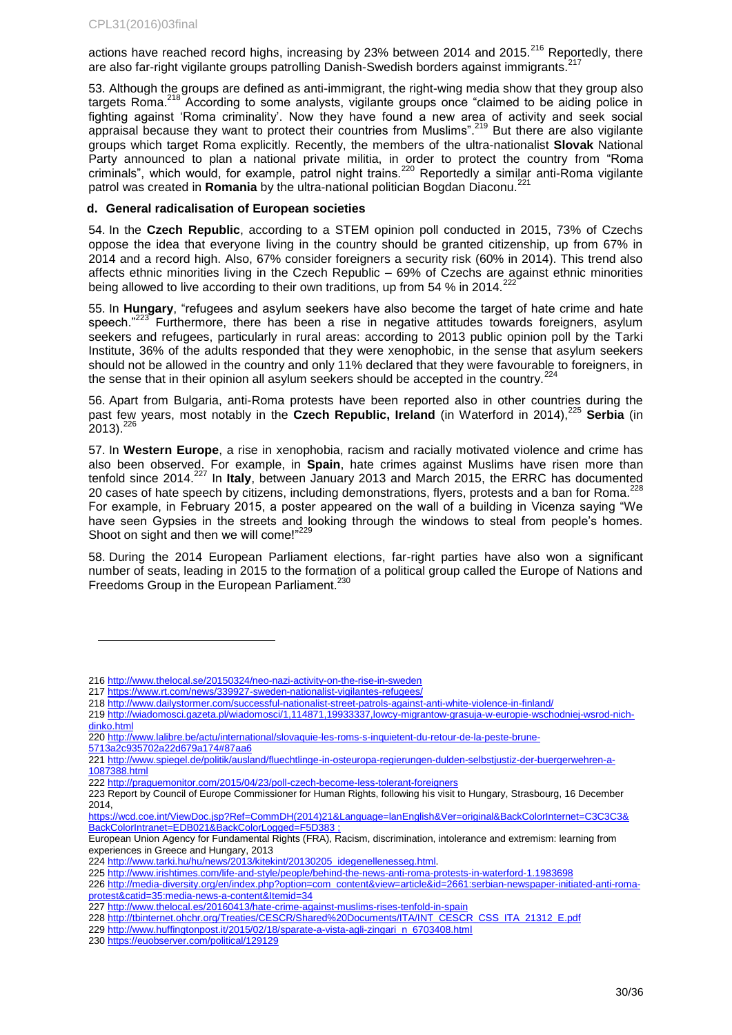actions have reached record highs, increasing by 23% between 2014 and 2015.[216] Reportedly, there are also far-right vigilante groups patrolling Danish-Swedish borders against immigrants.[217]

53. Although the groups are defined as anti-immigrant, the right-wing media show that they group also targets Roma.[218] According to some analysts, vigilante groups once "claimed to be aiding police in fighting against 'Roma criminality'. Now they have found a new area of activity and seek social appraisal because they want to protect their countries from Muslims".[219] But there are also vigilante groups which target Roma explicitly. Recently, the members of the ultra-nationalist **Slovak** National Party announced to plan a national private militia, in order to protect the country from "Roma criminals", which would, for example, patrol night trains.[220] Reportedly a similar anti-Roma vigilante patrol was created in **Romania** by the ultra-national politician Bogdan Diaconu.[221]

### d. General radicalisation of European societies

54. In the **Czech Republic**, according to a STEM opinion poll conducted in 2015, 73% of Czechs oppose the idea that everyone living in the country should be granted citizenship, up from 67% in 2014 and a record high. Also, 67% consider foreigners a security risk (60% in 2014). This trend also affects ethnic minorities living in the Czech Republic – 69% of Czechs are against ethnic minorities being allowed to live according to their own traditions, up from 54 % in 2014.[222]

55. In **Hungary**, "refugees and asylum seekers have also become the target of hate crime and hate speech."[223] Furthermore, there has been a rise in negative attitudes towards foreigners, asylum seekers and refugees, particularly in rural areas: according to 2013 public opinion poll by the Tarki Institute, 36% of the adults responded that they were xenophobic, in the sense that asylum seekers should not be allowed in the country and only 11% declared that they were favourable to foreigners, in the sense that in their opinion all asylum seekers should be accepted in the country.[224]

56. Apart from Bulgaria, anti-Roma protests have been reported also in other countries during the past few years, most notably in the **Czech Republic, Ireland** (in Waterford in 2014),[225] **Serbia** (in 2013).[226]

57. In **Western Europe**, a rise in xenophobia, racism and racially motivated violence and crime has also been observed. For example, in **Spain**, hate crimes against Muslims have risen more than tenfold since 2014.[227] In **Italy**, between January 2013 and March 2015, the ERRC has documented 20 cases of hate speech by citizens, including demonstrations, flyers, protests and a ban for Roma.[228] For example, in February 2015, a poster appeared on the wall of a building in Vicenza saying "We have seen Gypsies in the streets and looking through the windows to steal from people's homes. Shoot on sight and then we will come!"[229]

58. During the 2014 European Parliament elections, far-right parties have also won a significant number of seats, leading in 2015 to the formation of a political group called the Europe of Nations and Freedoms Group in the European Parliament.[230]

---

216 http://www.thelocal.se/20150324/neo-nazi-activity-on-the-rise-in-sweden
217 https://www.rt.com/news/339927-sweden-nationalist-vigilantes-refugees/
218 http://www.dailystormer.com/successful-nationalist-street-patrols-against-anti-white-violence-in-finland/
219 http://wiadomosci.gazeta.pl/wiadomosci/1,114871,19933337,lowcy-migrantow-grasuja-w-europie-wschodniej-wsrod-nich-dinko.html
220 http://www.lalibre.be/actu/international/slovaquie-les-roms-s-inquietent-du-retour-de-la-peste-brune-5713a2c935702a22d679a174#87aa6
221 http://www.spiegel.de/politik/ausland/fluechtlinge-in-osteuropa-regierungen-dulden-selbstjustiz-der-buergerwehren-a-1087388.html
222 http://praguemonitor.com/2015/04/23/poll-czech-become-less-tolerant-foreigners
223 Report by Council of Europe Commissioner for Human Rights, following his visit to Hungary, Strasbourg, 16 December 2014, https://wcd.coe.int/ViewDoc.jsp?Ref=CommDH(2014)21&Language=lanEnglish&Ver=original&BackColorInternet=C3C3C3&BackColorIntranet=EDB021&BackColorLogged=F5D383 ;
European Union Agency for Fundamental Rights (FRA), Racism, discrimination, intolerance and extremism: learning from experiences in Greece and Hungary, 2013
224 http://www.tarki.hu/hu/news/2013/kitekint/20130205_idegenellenesseg.html.
225 http://www.irishtimes.com/life-and-style/people/behind-the-news-anti-roma-protests-in-waterford-1.1983698
226 http://media-diversity.org/en/index.php?option=com_content&view=article&id=2661:serbian-newspaper-initiated-anti-roma-protest&catid=35:media-news-a-content&Itemid=34
227 http://www.thelocal.es/20160413/hate-crime-against-muslims-rises-tenfold-in-spain
228 http://tbinternet.ohchr.org/Treaties/CESCR/Shared%20Documents/ITA/INT_CESCR_CSS_ITA_21312_E.pdf
229 http://www.huffingtonpost.it/2015/02/18/sparate-a-vista-agli-zingari_n_6703408.html
230 https://euobserver.com/political/129129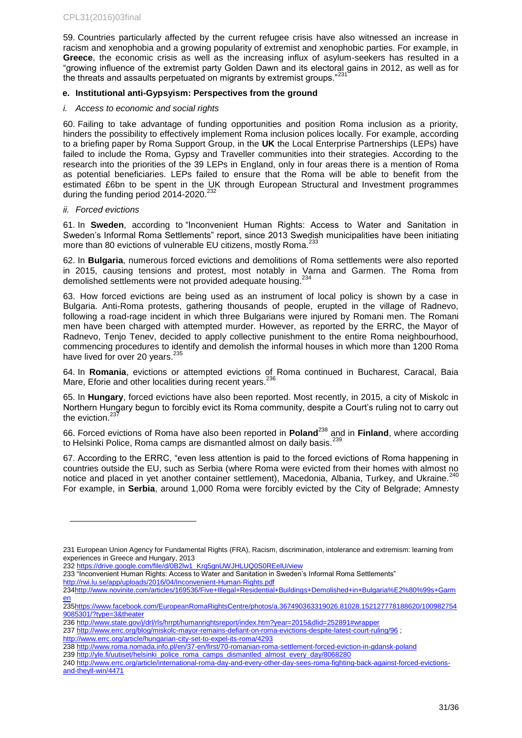59. Countries particularly affected by the current refugee crisis have also witnessed an increase in racism and xenophobia and a growing popularity of extremist and xenophobic parties. For example, in **Greece**, the economic crisis as well as the increasing influx of asylum-seekers has resulted in a "growing influence of the extremist party Golden Dawn and its electoral gains in 2012, as well as for the threats and assaults perpetuated on migrants by extremist groups."[231]

#### e. Institutional anti-Gypsyism: Perspectives from the ground

*i. Access to economic and social rights*

60. Failing to take advantage of funding opportunities and position Roma inclusion as a priority, hinders the possibility to effectively implement Roma inclusion polices locally. For example, according to a briefing paper by Roma Support Group, in the **UK** the Local Enterprise Partnerships (LEPs) have failed to include the Roma, Gypsy and Traveller communities into their strategies. According to the research into the priorities of the 39 LEPs in England, only in four areas there is a mention of Roma as potential beneficiaries. LEPs failed to ensure that the Roma will be able to benefit from the estimated £6bn to be spent in the UK through European Structural and Investment programmes during the funding period 2014-2020.[232]

*ii. Forced evictions*

61. In **Sweden**, according to "Inconvenient Human Rights: Access to Water and Sanitation in Sweden's Informal Roma Settlements" report, since 2013 Swedish municipalities have been initiating more than 80 evictions of vulnerable EU citizens, mostly Roma.[233]

62. In **Bulgaria**, numerous forced evictions and demolitions of Roma settlements were also reported in 2015, causing tensions and protest, most notably in Varna and Garmen. The Roma from demolished settlements were not provided adequate housing.[234]

63. How forced evictions are being used as an instrument of local policy is shown by a case in Bulgaria. Anti-Roma protests, gathering thousands of people, erupted in the village of Radnevo, following a road-rage incident in which three Bulgarians were injured by Romani men. The Romani men have been charged with attempted murder. However, as reported by the ERRC, the Mayor of Radnevo, Tenjo Tenev, decided to apply collective punishment to the entire Roma neighbourhood, commencing procedures to identify and demolish the informal houses in which more than 1200 Roma have lived for over 20 years.[235]

64. In **Romania**, evictions or attempted evictions of Roma continued in Bucharest, Caracal, Baia Mare, Eforie and other localities during recent years.[236]

65. In **Hungary**, forced evictions have also been reported. Most recently, in 2015, a city of Miskolc in Northern Hungary begun to forcibly evict its Roma community, despite a Court's ruling not to carry out the eviction.[237]

66. Forced evictions of Roma have also been reported in **Poland**[238] and in **Finland**, where according to Helsinki Police, Roma camps are dismantled almost on daily basis.[239]

67. According to the ERRC, "even less attention is paid to the forced evictions of Roma happening in countries outside the EU, such as Serbia (where Roma were evicted from their homes with almost no notice and placed in yet another container settlement), Macedonia, Albania, Turkey, and Ukraine.[240] For example, in **Serbia**, around 1,000 Roma were forcibly evicted by the City of Belgrade; Amnesty

---

231 European Union Agency for Fundamental Rights (FRA), Racism, discrimination, intolerance and extremism: learning from experiences in Greece and Hungary, 2013

232 https://drive.google.com/file/d/0B2lw1_Krq5gnUWJHLUQ0S0REelU/view

233 "Inconvenient Human Rights: Access to Water and Sanitation in Sweden's Informal Roma Settlements" http://rwi.lu.se/app/uploads/2016/04/Inconvenient-Human-Rights.pdf

234 http://www.novinite.com/articles/169536/Five+Illegal+Residential+Buildings+Demolished+in+Bulgaria%E2%80%99s+Garmen

235 https://www.facebook.com/EuropeanRomaRightsCentre/photos/a.367490363319026.81028.152127778188620/1009827549085301/?type=3&theater

236 http://www.state.gov/j/drl/rls/hrrpt/humanrightsreport/index.htm?year=2015&dlid=252891#wrapper

237 http://www.errc.org/blog/miskolc-mayor-remains-defiant-on-roma-evictions-despite-latest-court-ruling/96 ; http://www.errc.org/article/hungarian-city-set-to-expel-its-roma/4293

238 http://www.roma.nomada.info.pl/en/37-en/first/70-romanian-roma-settlement-forced-eviction-in-gdansk-poland

239 http://yle.fi/uutiset/helsinki_police_roma_camps_dismantled_almost_every_day/8068280

240 http://www.errc.org/article/international-roma-day-and-every-other-day-sees-roma-fighting-back-against-forced-evictions-and-theyll-win/4471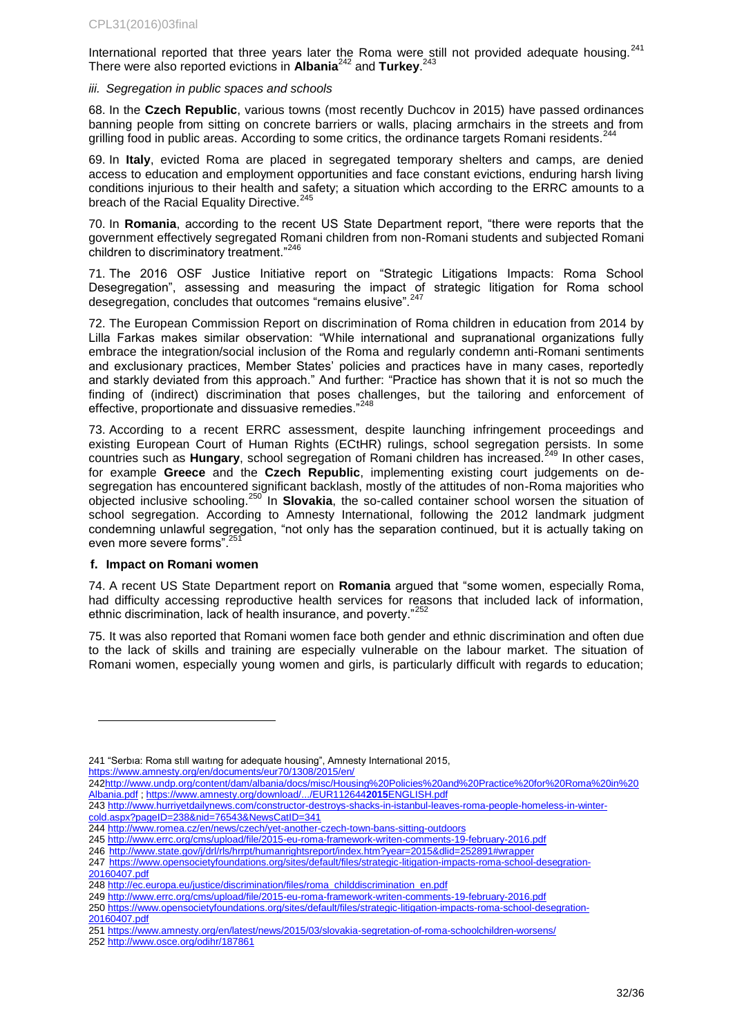International reported that three years later the Roma were still not provided adequate housing.[241] There were also reported evictions in **Albania**[242] and **Turkey**.[243]

*iii. Segregation in public spaces and schools*

68. In the **Czech Republic**, various towns (most recently Duchcov in 2015) have passed ordinances banning people from sitting on concrete barriers or walls, placing armchairs in the streets and from grilling food in public areas. According to some critics, the ordinance targets Romani residents.[244]

69. In **Italy**, evicted Roma are placed in segregated temporary shelters and camps, are denied access to education and employment opportunities and face constant evictions, enduring harsh living conditions injurious to their health and safety; a situation which according to the ERRC amounts to a breach of the Racial Equality Directive.[245]

70. In **Romania**, according to the recent US State Department report, "there were reports that the government effectively segregated Romani children from non-Romani students and subjected Romani children to discriminatory treatment."[246]

71. The 2016 OSF Justice Initiative report on "Strategic Litigations Impacts: Roma School Desegregation", assessing and measuring the impact of strategic litigation for Roma school desegregation, concludes that outcomes "remains elusive".[247]

72. The European Commission Report on discrimination of Roma children in education from 2014 by Lilla Farkas makes similar observation: "While international and supranational organizations fully embrace the integration/social inclusion of the Roma and regularly condemn anti-Romani sentiments and exclusionary practices, Member States' policies and practices have in many cases, reportedly and starkly deviated from this approach." And further: "Practice has shown that it is not so much the finding of (indirect) discrimination that poses challenges, but the tailoring and enforcement of effective, proportionate and dissuasive remedies."[248]

73. According to a recent ERRC assessment, despite launching infringement proceedings and existing European Court of Human Rights (ECtHR) rulings, school segregation persists. In some countries such as **Hungary**, school segregation of Romani children has increased.[249] In other cases, for example **Greece** and the **Czech Republic**, implementing existing court judgements on de-segregation has encountered significant backlash, mostly of the attitudes of non-Roma majorities who objected inclusive schooling.[250] In **Slovakia**, the so-called container school worsen the situation of school segregation. According to Amnesty International, following the 2012 landmark judgment condemning unlawful segregation, "not only has the separation continued, but it is actually taking on even more severe forms".[251]

**f. Impact on Romani women**

74. A recent US State Department report on **Romania** argued that "some women, especially Roma, had difficulty accessing reproductive health services for reasons that included lack of information, ethnic discrimination, lack of health insurance, and poverty."[252]

75. It was also reported that Romani women face both gender and ethnic discrimination and often due to the lack of skills and training are especially vulnerable on the labour market. The situation of Romani women, especially young women and girls, is particularly difficult with regards to education;

---

241 "Serbia: Roma still waiting for adequate housing", Amnesty International 2015, https://www.amnesty.org/en/documents/eur70/1308/2015/en/

242 http://www.undp.org/content/dam/albania/docs/misc/Housing%20Policies%20and%20Practice%20for%20Roma%20in%20Albania.pdf ; https://www.amnesty.org/download/.../EUR112644**2015**ENGLISH.pdf

243 http://www.hurriyetdailynews.com/constructor-destroys-shacks-in-istanbul-leaves-roma-people-homeless-in-winter-cold.aspx?pageID=238&nid=76543&NewsCatID=341

244 http://www.romea.cz/en/news/czech/yet-another-czech-town-bans-sitting-outdoors

245 http://www.errc.org/cms/upload/file/2015-eu-roma-framework-writen-comments-19-february-2016.pdf

246 http://www.state.gov/j/drl/rls/hrrpt/humanrightsreport/index.htm?year=2015&dlid=252891#wrapper

247 https://www.opensocietyfoundations.org/sites/default/files/strategic-litigation-impacts-roma-school-desegration-20160407.pdf

248 http://ec.europa.eu/justice/discrimination/files/roma_childdiscrimination_en.pdf

249 http://www.errc.org/cms/upload/file/2015-eu-roma-framework-writen-comments-19-february-2016.pdf

250 https://www.opensocietyfoundations.org/sites/default/files/strategic-litigation-impacts-roma-school-desegration-20160407.pdf

251 https://www.amnesty.org/en/latest/news/2015/03/slovakia-segretation-of-roma-schoolchildren-worsens/

252 http://www.osce.org/odihr/187861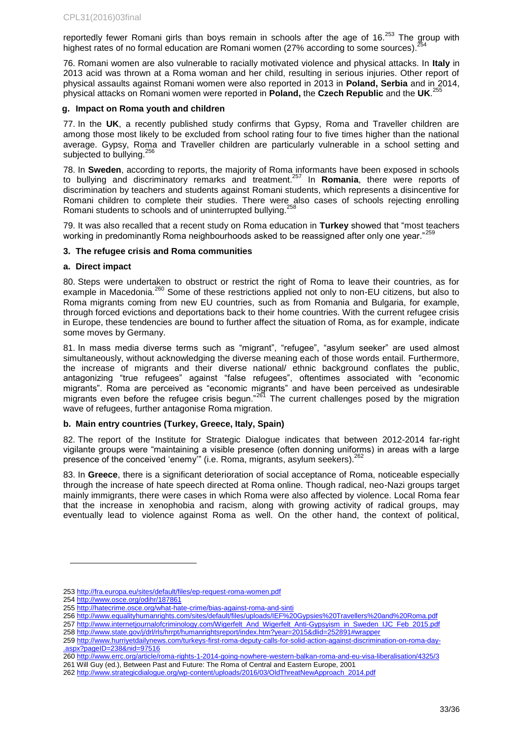reportedly fewer Romani girls than boys remain in schools after the age of 16.[253] The group with highest rates of no formal education are Romani women (27% according to some sources).[254]

76. Romani women are also vulnerable to racially motivated violence and physical attacks. In **Italy** in 2013 acid was thrown at a Roma woman and her child, resulting in serious injuries. Other report of physical assaults against Romani women were also reported in 2013 in **Poland, Serbia** and in 2014, physical attacks on Romani women were reported in **Poland,** the **Czech Republic** and the **UK**.[255]

#### g. Impact on Roma youth and children

77. In the **UK**, a recently published study confirms that Gypsy, Roma and Traveller children are among those most likely to be excluded from school rating four to five times higher than the national average. Gypsy, Roma and Traveller children are particularly vulnerable in a school setting and subjected to bullying.[256]

78. In **Sweden**, according to reports, the majority of Roma informants have been exposed in schools to bullying and discriminatory remarks and treatment.[257] In **Romania**, there were reports of discrimination by teachers and students against Romani students, which represents a disincentive for Romani children to complete their studies. There were also cases of schools rejecting enrolling Romani students to schools and of uninterrupted bullying.[258]

79. It was also recalled that a recent study on Roma education in **Turkey** showed that "most teachers working in predominantly Roma neighbourhoods asked to be reassigned after only one year."[259]

### 3. The refugee crisis and Roma communities

#### a. Direct impact

80. Steps were undertaken to obstruct or restrict the right of Roma to leave their countries, as for example in Macedonia.[260] Some of these restrictions applied not only to non-EU citizens, but also to Roma migrants coming from new EU countries, such as from Romania and Bulgaria, for example, through forced evictions and deportations back to their home countries. With the current refugee crisis in Europe, these tendencies are bound to further affect the situation of Roma, as for example, indicate some moves by Germany.

81. In mass media diverse terms such as "migrant", "refugee", "asylum seeker" are used almost simultaneously, without acknowledging the diverse meaning each of those words entail. Furthermore, the increase of migrants and their diverse national/ ethnic background conflates the public, antagonizing "true refugees" against "false refugees", oftentimes associated with "economic migrants". Roma are perceived as "economic migrants" and have been perceived as undesirable migrants even before the refugee crisis begun."[261] The current challenges posed by the migration wave of refugees, further antagonise Roma migration.

#### b. Main entry countries (Turkey, Greece, Italy, Spain)

82. The report of the Institute for Strategic Dialogue indicates that between 2012-2014 far-right vigilante groups were "maintaining a visible presence (often donning uniforms) in areas with a large presence of the conceived 'enemy'" (i.e. Roma, migrants, asylum seekers).[262]

83. In **Greece**, there is a significant deterioration of social acceptance of Roma, noticeable especially through the increase of hate speech directed at Roma online. Though radical, neo-Nazi groups target mainly immigrants, there were cases in which Roma were also affected by violence. Local Roma fear that the increase in xenophobia and racism, along with growing activity of radical groups, may eventually lead to violence against Roma as well. On the other hand, the context of political,

---

253 http://fra.europa.eu/sites/default/files/ep-request-roma-women.pdf
254 http://www.osce.org/odihr/187861
255 http://hatecrime.osce.org/what-hate-crime/bias-against-roma-and-sinti
256 http://www.equalityhumanrights.com/sites/default/files/uploads/IEF%20Gypsies%20Travellers%20and%20Roma.pdf
257 http://www.internetjournalofcriminology.com/Wigerfelt_And_Wigerfelt_Anti-Gypsyism_in_Sweden_IJC_Feb_2015.pdf
258 http://www.state.gov/j/drl/rls/hrrpt/humanrightsreport/index.htm?year=2015&dlid=252891#wrapper
259 http://www.hurriyetdailynews.com/turkeys-first-roma-deputy-calls-for-solid-action-against-discrimination-on-roma-day-.aspx?pageID=238&nid=97516
260 http://www.errc.org/article/roma-rights-1-2014-going-nowhere-western-balkan-roma-and-eu-visa-liberalisation/4325/3
261 Will Guy (ed.), Between Past and Future: The Roma of Central and Eastern Europe, 2001
262 http://www.strategicdialogue.org/wp-content/uploads/2016/03/OldThreatNewApproach_2014.pdf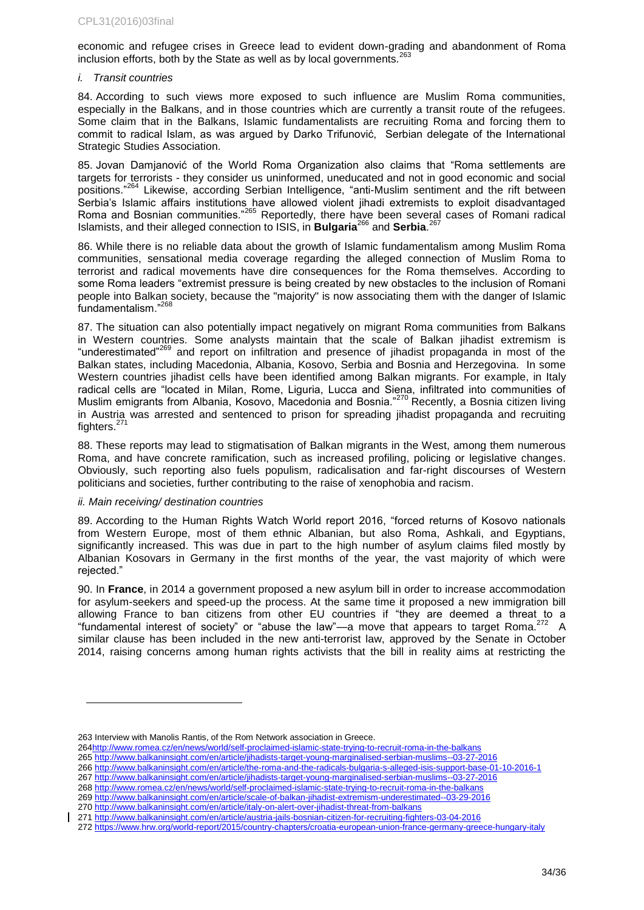economic and refugee crises in Greece lead to evident down-grading and abandonment of Roma inclusion efforts, both by the State as well as by local governments.[263]

*i. Transit countries*

84. According to such views more exposed to such influence are Muslim Roma communities, especially in the Balkans, and in those countries which are currently a transit route of the refugees. Some claim that in the Balkans, Islamic fundamentalists are recruiting Roma and forcing them to commit to radical Islam, as was argued by Darko Trifunović, Serbian delegate of the International Strategic Studies Association.

85. Jovan Damjanović of the World Roma Organization also claims that "Roma settlements are targets for terrorists - they consider us uninformed, uneducated and not in good economic and social positions."[264] Likewise, according Serbian Intelligence, "anti-Muslim sentiment and the rift between Serbia's Islamic affairs institutions have allowed violent jihadi extremists to exploit disadvantaged Roma and Bosnian communities."[265] Reportedly, there have been several cases of Romani radical Islamists, and their alleged connection to ISIS, in **Bulgaria**[266] and **Serbia**.[267]

86. While there is no reliable data about the growth of Islamic fundamentalism among Muslim Roma communities, sensational media coverage regarding the alleged connection of Muslim Roma to terrorist and radical movements have dire consequences for the Roma themselves. According to some Roma leaders "extremist pressure is being created by new obstacles to the inclusion of Romani people into Balkan society, because the "majority" is now associating them with the danger of Islamic fundamentalism."[268]

87. The situation can also potentially impact negatively on migrant Roma communities from Balkans in Western countries. Some analysts maintain that the scale of Balkan jihadist extremism is "underestimated"[269] and report on infiltration and presence of jihadist propaganda in most of the Balkan states, including Macedonia, Albania, Kosovo, Serbia and Bosnia and Herzegovina. In some Western countries jihadist cells have been identified among Balkan migrants. For example, in Italy radical cells are "located in Milan, Rome, Liguria, Lucca and Siena, infiltrated into communities of Muslim emigrants from Albania, Kosovo, Macedonia and Bosnia."[270] Recently, a Bosnia citizen living in Austria was arrested and sentenced to prison for spreading jihadist propaganda and recruiting fighters.[271]

88. These reports may lead to stigmatisation of Balkan migrants in the West, among them numerous Roma, and have concrete ramification, such as increased profiling, policing or legislative changes. Obviously, such reporting also fuels populism, radicalisation and far-right discourses of Western politicians and societies, further contributing to the raise of xenophobia and racism.

*ii. Main receiving/ destination countries*

89. According to the Human Rights Watch World report 2016, "forced returns of Kosovo nationals from Western Europe, most of them ethnic Albanian, but also Roma, Ashkali, and Egyptians, significantly increased. This was due in part to the high number of asylum claims filed mostly by Albanian Kosovars in Germany in the first months of the year, the vast majority of which were rejected."

90. In **France**, in 2014 a government proposed a new asylum bill in order to increase accommodation for asylum-seekers and speed-up the process. At the same time it proposed a new immigration bill allowing France to ban citizens from other EU countries if "they are deemed a threat to a "fundamental interest of society" or "abuse the law"—a move that appears to target Roma.[272] A similar clause has been included in the new anti-terrorist law, approved by the Senate in October 2014, raising concerns among human rights activists that the bill in reality aims at restricting the

---

263 Interview with Manolis Rantis, of the Rom Network association in Greece.

264 http://www.romea.cz/en/news/world/self-proclaimed-islamic-state-trying-to-recruit-roma-in-the-balkans

265 http://www.balkaninsight.com/en/article/jihadists-target-young-marginalised-serbian-muslims--03-27-2016

266 http://www.balkaninsight.com/en/article/the-roma-and-the-radicals-bulgaria-s-alleged-isis-support-base-01-10-2016-1

267 http://www.balkaninsight.com/en/article/jihadists-target-young-marginalised-serbian-muslims--03-27-2016

268 http://www.romea.cz/en/news/world/self-proclaimed-islamic-state-trying-to-recruit-roma-in-the-balkans

269 http://www.balkaninsight.com/en/article/scale-of-balkan-jihadist-extremism-underestimated--03-29-2016

270 http://www.balkaninsight.com/en/article/italy-on-alert-over-jihadist-threat-from-balkans

271 http://www.balkaninsight.com/en/article/austria-jails-bosnian-citizen-for-recruiting-fighters-03-04-2016

272 https://www.hrw.org/world-report/2015/country-chapters/croatia-european-union-france-germany-greece-hungary-italy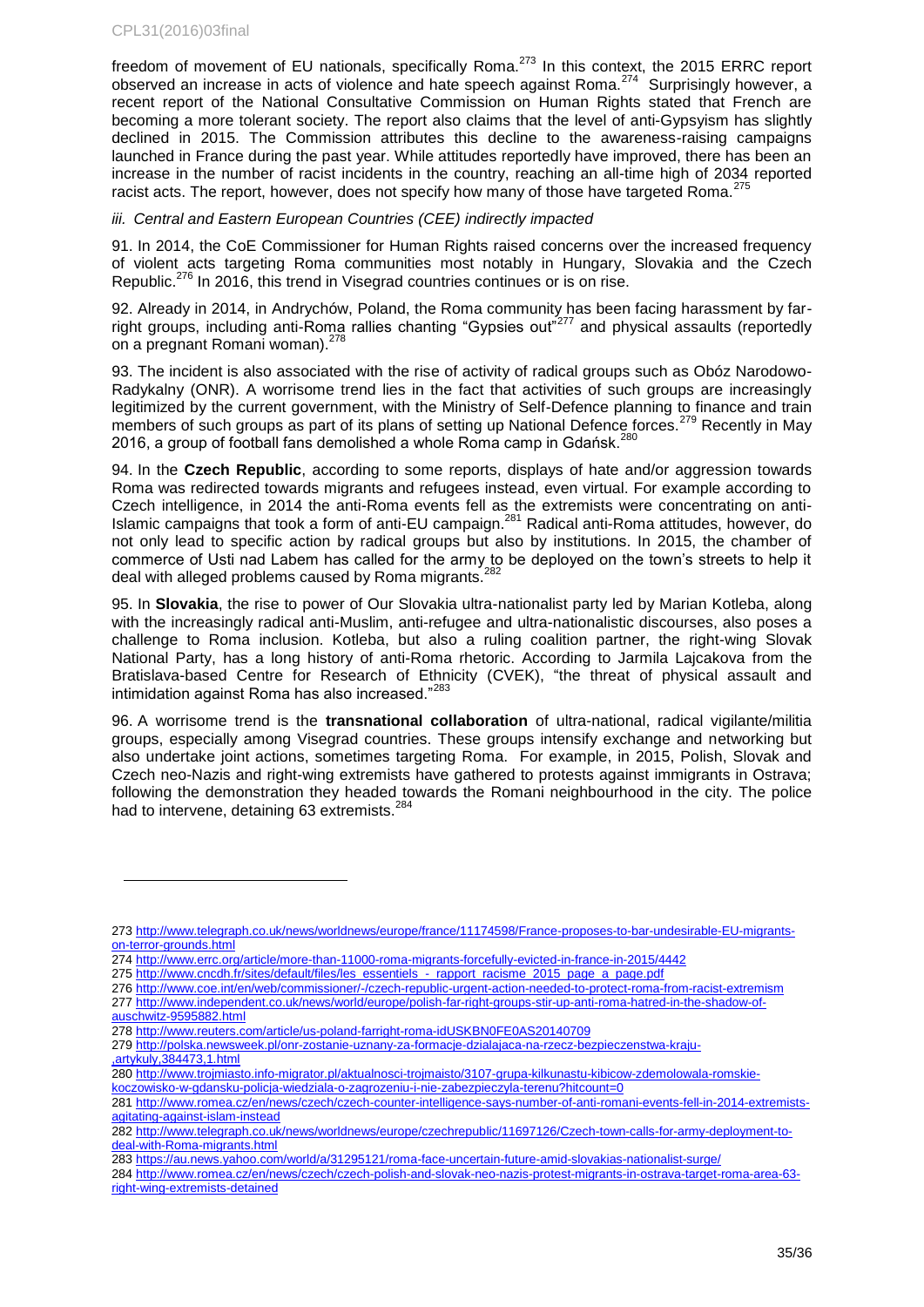freedom of movement of EU nationals, specifically Roma.[273] In this context, the 2015 ERRC report observed an increase in acts of violence and hate speech against Roma.[274] Surprisingly however, a recent report of the National Consultative Commission on Human Rights stated that French are becoming a more tolerant society. The report also claims that the level of anti-Gypsyism has slightly declined in 2015. The Commission attributes this decline to the awareness-raising campaigns launched in France during the past year. While attitudes reportedly have improved, there has been an increase in the number of racist incidents in the country, reaching an all-time high of 2034 reported racist acts. The report, however, does not specify how many of those have targeted Roma.[275]

*iii. Central and Eastern European Countries (CEE) indirectly impacted*

91. In 2014, the CoE Commissioner for Human Rights raised concerns over the increased frequency of violent acts targeting Roma communities most notably in Hungary, Slovakia and the Czech Republic.[276] In 2016, this trend in Visegrad countries continues or is on rise.

92. Already in 2014, in Andrychów, Poland, the Roma community has been facing harassment by far-right groups, including anti-Roma rallies chanting "Gypsies out"[277] and physical assaults (reportedly on a pregnant Romani woman).[278]

93. The incident is also associated with the rise of activity of radical groups such as Obóz Narodowo-Radykalny (ONR). A worrisome trend lies in the fact that activities of such groups are increasingly legitimized by the current government, with the Ministry of Self-Defence planning to finance and train members of such groups as part of its plans of setting up National Defence forces.[279] Recently in May 2016, a group of football fans demolished a whole Roma camp in Gdańsk.[280]

94. In the **Czech Republic**, according to some reports, displays of hate and/or aggression towards Roma was redirected towards migrants and refugees instead, even virtual. For example according to Czech intelligence, in 2014 the anti-Roma events fell as the extremists were concentrating on anti-Islamic campaigns that took a form of anti-EU campaign.[281] Radical anti-Roma attitudes, however, do not only lead to specific action by radical groups but also by institutions. In 2015, the chamber of commerce of Usti nad Labem has called for the army to be deployed on the town's streets to help it deal with alleged problems caused by Roma migrants.[282]

95. In **Slovakia**, the rise to power of Our Slovakia ultra-nationalist party led by Marian Kotleba, along with the increasingly radical anti-Muslim, anti-refugee and ultra-nationalistic discourses, also poses a challenge to Roma inclusion. Kotleba, but also a ruling coalition partner, the right-wing Slovak National Party, has a long history of anti-Roma rhetoric. According to Jarmila Lajcakova from the Bratislava-based Centre for Research of Ethnicity (CVEK), "the threat of physical assault and intimidation against Roma has also increased."[283]

96. A worrisome trend is the **transnational collaboration** of ultra-national, radical vigilante/militia groups, especially among Visegrad countries. These groups intensify exchange and networking but also undertake joint actions, sometimes targeting Roma. For example, in 2015, Polish, Slovak and Czech neo-Nazis and right-wing extremists have gathered to protests against immigrants in Ostrava; following the demonstration they headed towards the Romani neighbourhood in the city. The police had to intervene, detaining 63 extremists.[284]

---

273 http://www.telegraph.co.uk/news/worldnews/europe/france/11174598/France-proposes-to-bar-undesirable-EU-migrants-on-terror-grounds.html

274 http://www.errc.org/article/more-than-11000-roma-migrants-forcefully-evicted-in-france-in-2015/4442

275 http://www.cncdh.fr/sites/default/files/les_essentiels_-_rapport_racisme_2015_page_a_page.pdf

276 http://www.coe.int/en/web/commissioner/-/czech-republic-urgent-action-needed-to-protect-roma-from-racist-extremism

277 http://www.independent.co.uk/news/world/europe/polish-far-right-groups-stir-up-anti-roma-hatred-in-the-shadow-of-auschwitz-9595882.html

278 http://www.reuters.com/article/us-poland-farright-roma-idUSKBN0FE0AS20140709

279 http://polska.newsweek.pl/onr-zostanie-uznany-za-formacje-dzialajaca-na-rzecz-bezpieczenstwa-kraju-,artykuly,384473,1.html

280 http://www.trojmiasto.info-migrator.pl/aktualnosci-trojmaisto/3107-grupa-kilkunastu-kibicow-zdemolowala-romskie-koczowisko-w-gdansku-policja-wiedziala-o-zagrozeniu-i-nie-zabezpieczyla-terenu?hitcount=0

281 http://www.romea.cz/en/news/czech/czech-counter-intelligence-says-number-of-anti-romani-events-fell-in-2014-extremists-agitating-against-islam-instead

282 http://www.telegraph.co.uk/news/worldnews/europe/czechrepublic/11697126/Czech-town-calls-for-army-deployment-to-deal-with-Roma-migrants.html

283 https://au.news.yahoo.com/world/a/31295121/roma-face-uncertain-future-amid-slovakias-nationalist-surge/

284 http://www.romea.cz/en/news/czech/czech-polish-and-slovak-neo-nazis-protest-migrants-in-ostrava-target-roma-area-63-right-wing-extremists-detained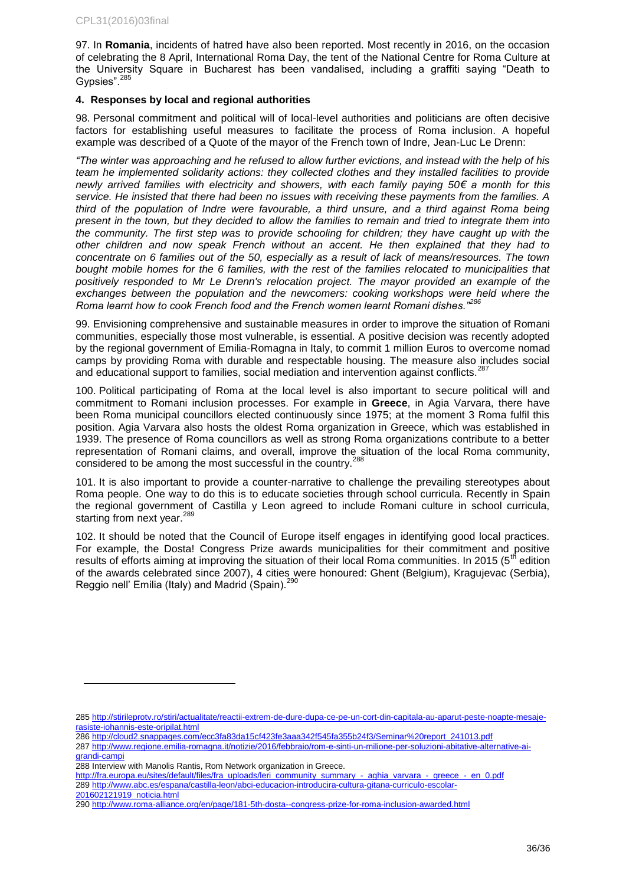97. In **Romania**, incidents of hatred have also been reported. Most recently in 2016, on the occasion of celebrating the 8 April, International Roma Day, the tent of the National Centre for Roma Culture at the University Square in Bucharest has been vandalised, including a graffiti saying "Death to Gypsies".[285]

**4. Responses by local and regional authorities**

98. Personal commitment and political will of local-level authorities and politicians are often decisive factors for establishing useful measures to facilitate the process of Roma inclusion. A hopeful example was described of a Quote of the mayor of the French town of Indre, Jean-Luc Le Drenn:

*"The winter was approaching and he refused to allow further evictions, and instead with the help of his team he implemented solidarity actions: they collected clothes and they installed facilities to provide newly arrived families with electricity and showers, with each family paying 50€ a month for this service. He insisted that there had been no issues with receiving these payments from the families. A third of the population of Indre were favourable, a third unsure, and a third against Roma being present in the town, but they decided to allow the families to remain and tried to integrate them into the community. The first step was to provide schooling for children; they have caught up with the other children and now speak French without an accent. He then explained that they had to concentrate on 6 families out of the 50, especially as a result of lack of means/resources. The town bought mobile homes for the 6 families, with the rest of the families relocated to municipalities that positively responded to Mr Le Drenn's relocation project. The mayor provided an example of the exchanges between the population and the newcomers: cooking workshops were held where the Roma learnt how to cook French food and the French women learnt Romani dishes."*[286]

99. Envisioning comprehensive and sustainable measures in order to improve the situation of Romani communities, especially those most vulnerable, is essential. A positive decision was recently adopted by the regional government of Emilia-Romagna in Italy, to commit 1 million Euros to overcome nomad camps by providing Roma with durable and respectable housing. The measure also includes social and educational support to families, social mediation and intervention against conflicts.[287]

100. Political participating of Roma at the local level is also important to secure political will and commitment to Romani inclusion processes. For example in **Greece**, in Agia Varvara, there have been Roma municipal councillors elected continuously since 1975; at the moment 3 Roma fulfil this position. Agia Varvara also hosts the oldest Roma organization in Greece, which was established in 1939. The presence of Roma councillors as well as strong Roma organizations contribute to a better representation of Romani claims, and overall, improve the situation of the local Roma community, considered to be among the most successful in the country.[288]

101. It is also important to provide a counter-narrative to challenge the prevailing stereotypes about Roma people. One way to do this is to educate societies through school curricula. Recently in Spain the regional government of Castilla y Leon agreed to include Romani culture in school curricula, starting from next year.[289]

102. It should be noted that the Council of Europe itself engages in identifying good local practices. For example, the Dosta! Congress Prize awards municipalities for their commitment and positive results of efforts aiming at improving the situation of their local Roma communities. In 2015 (5th edition of the awards celebrated since 2007), 4 cities were honoured: Ghent (Belgium), Kragujevac (Serbia), Reggio nell' Emilia (Italy) and Madrid (Spain).[290]

---

285 http://stirileprotv.ro/stiri/actualitate/reactii-extrem-de-dure-dupa-ce-pe-un-cort-din-capitala-au-aparut-peste-noapte-mesaje-rasiste-iohannis-este-oripilat.html

286 http://cloud2.snappages.com/ecc3fa83da15cf423fe3aaa342f545fa355b24f3/Seminar%20report_241013.pdf

287 http://www.regione.emilia-romagna.it/notizie/2016/febbraio/rom-e-sinti-un-milione-per-soluzioni-abitative-alternative-ai-grandi-campi

288 Interview with Manolis Rantis, Rom Network organization in Greece.
http://fra.europa.eu/sites/default/files/fra_uploads/leri_community_summary_-_aghia_varvara_-_greece_-_en_0.pdf

289 http://www.abc.es/espana/castilla-leon/abci-educacion-introducira-cultura-gitana-curriculo-escolar-201602121919_noticia.html

290 http://www.roma-alliance.org/en/page/181-5th-dosta--congress-prize-for-roma-inclusion-awarded.html